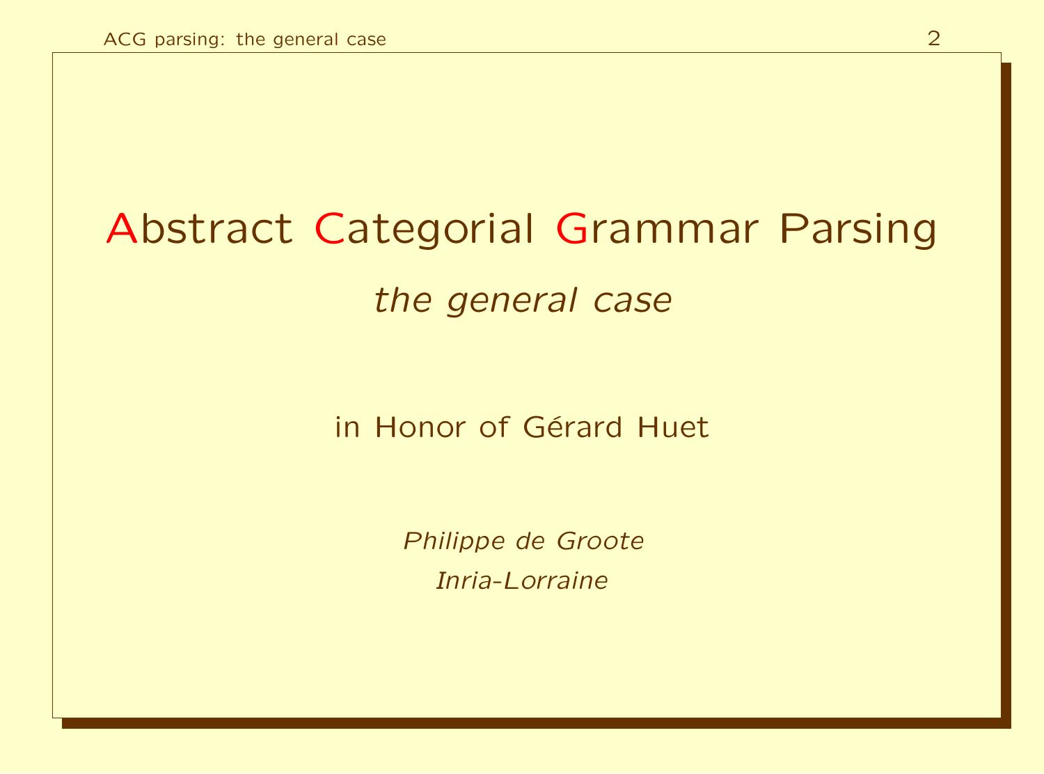# Abstract Categorial Grammar Parsing

## *the general case*

in Honor of Gérard Huet

*Philippe de Groote*

*Inria-Lorraine*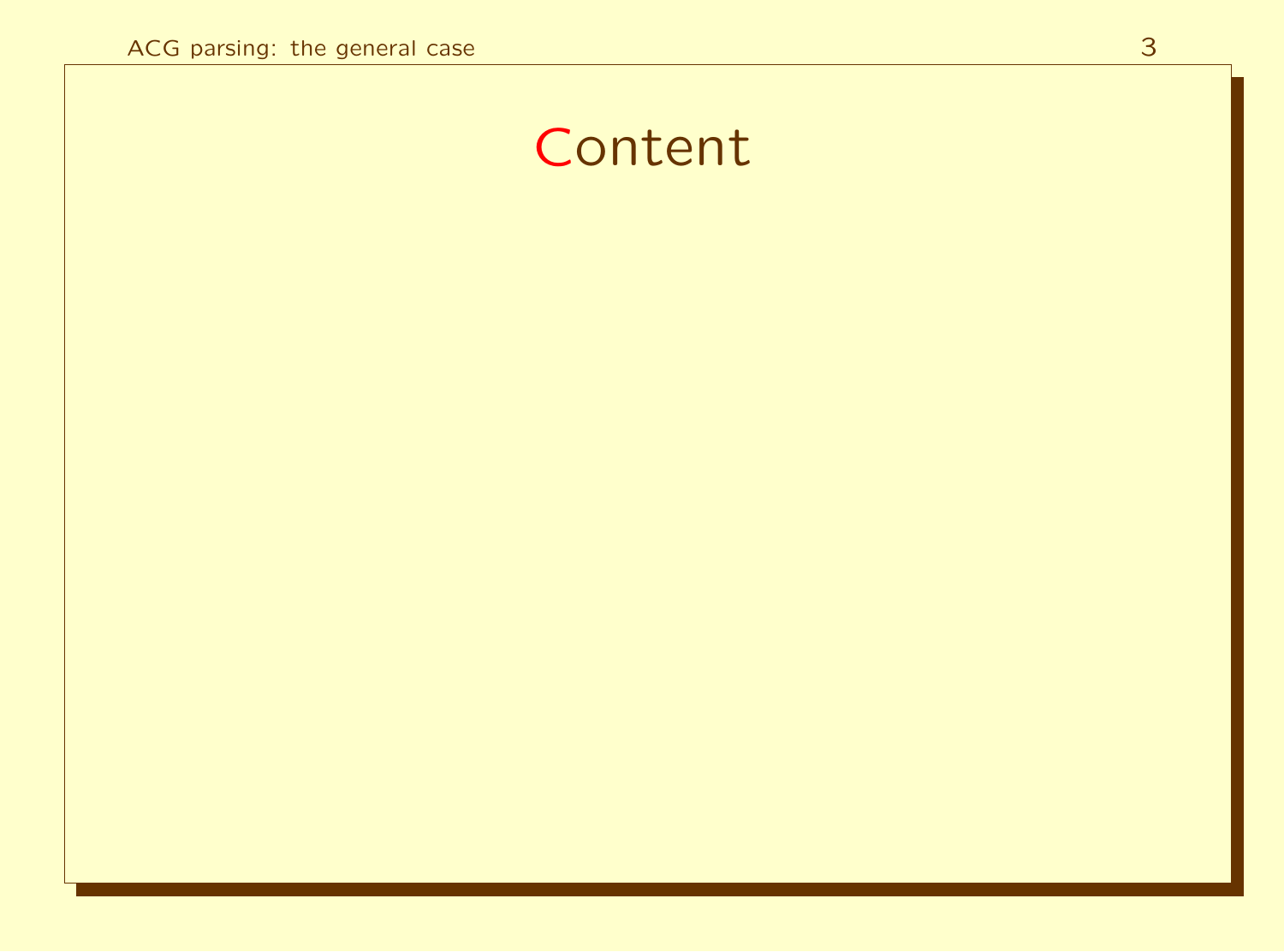# Content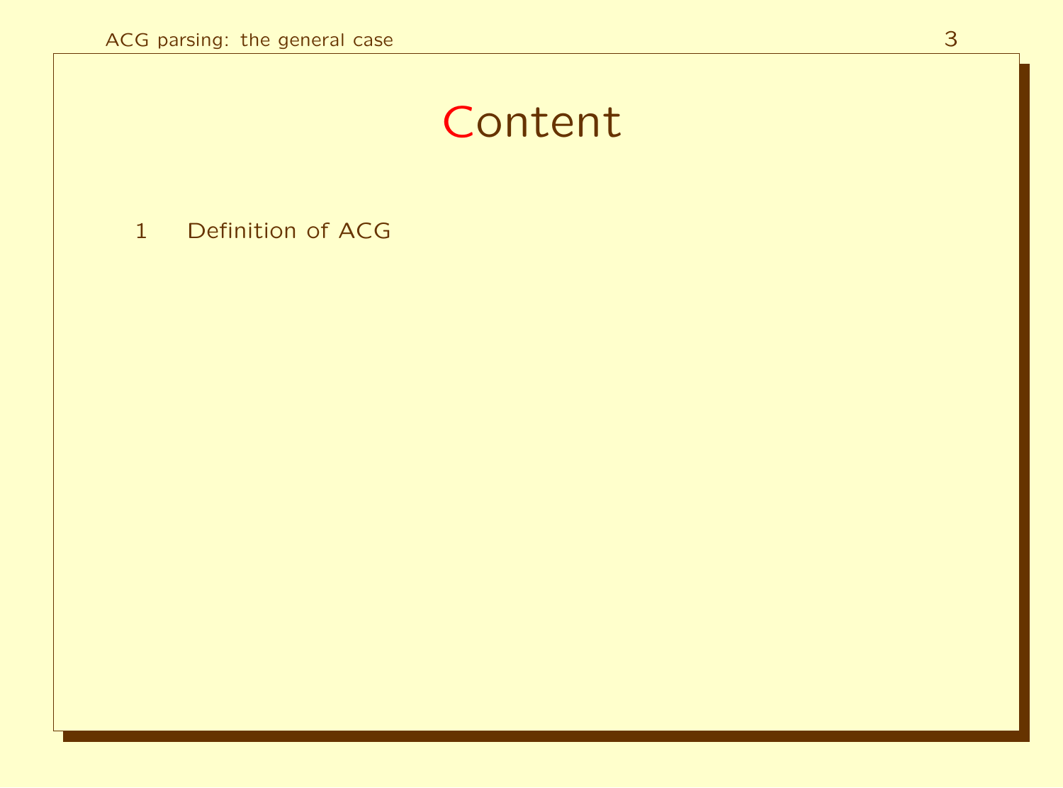# Content

1 Definition of ACG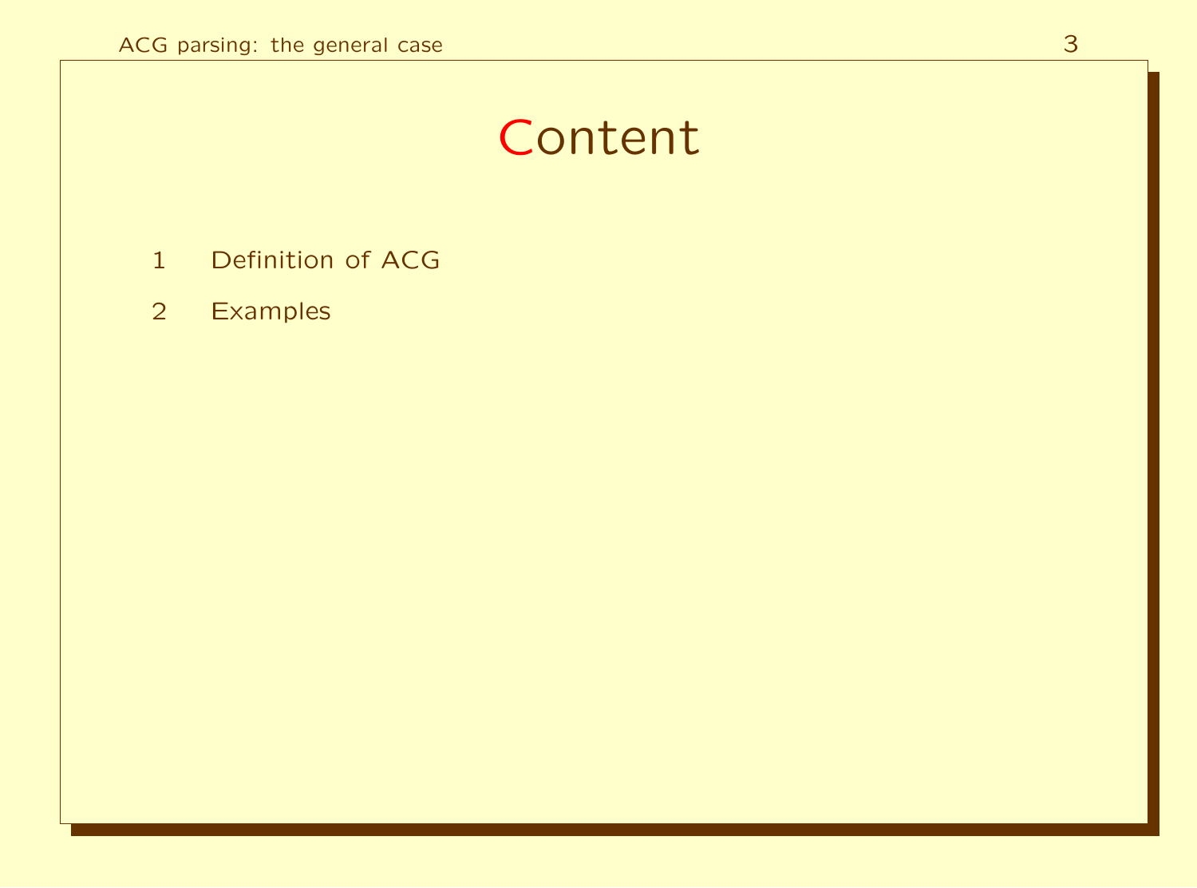# Content

1. Definition of ACG
2. Examples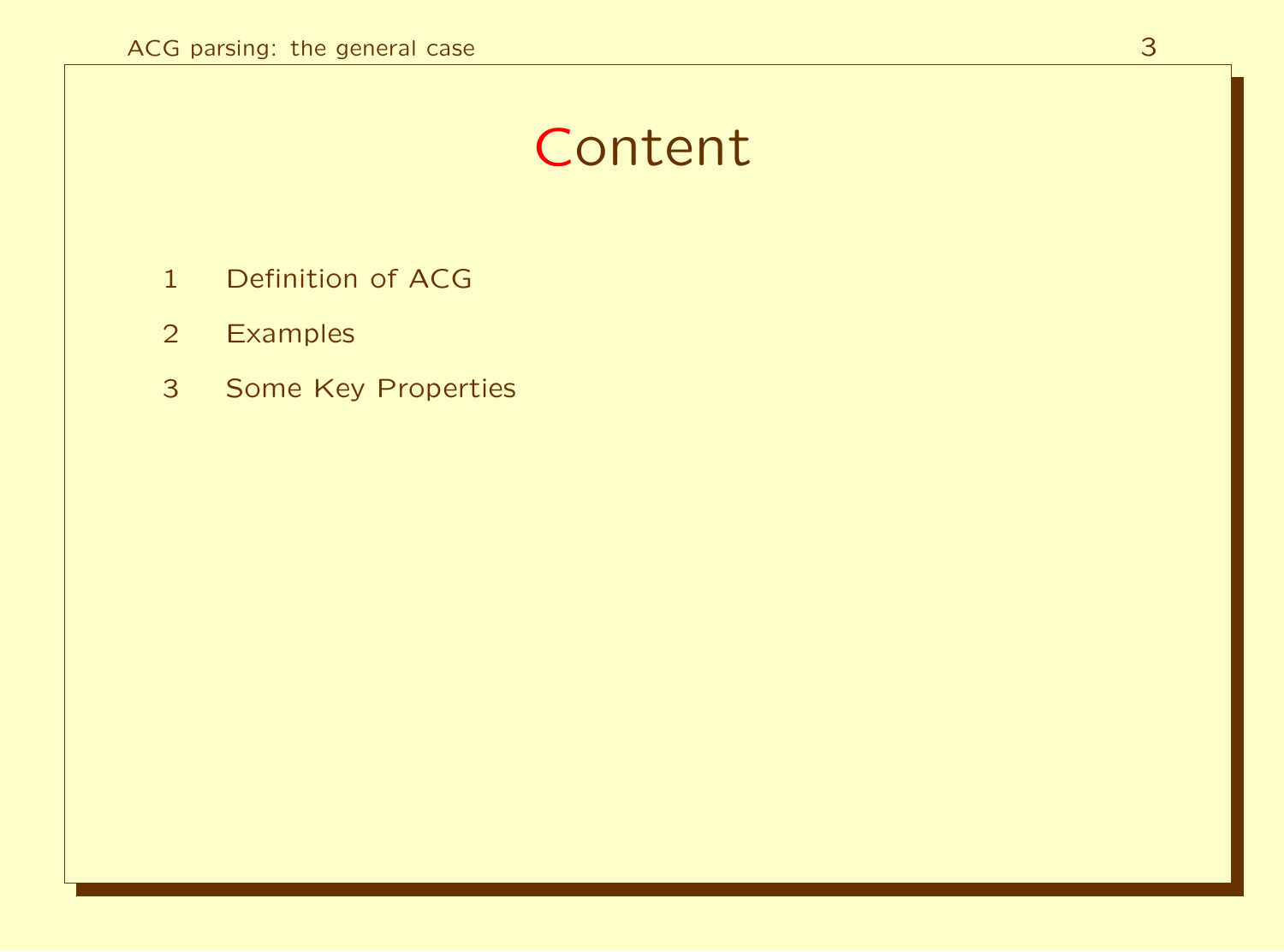# Content

1. Definition of ACG
2. Examples
3. Some Key Properties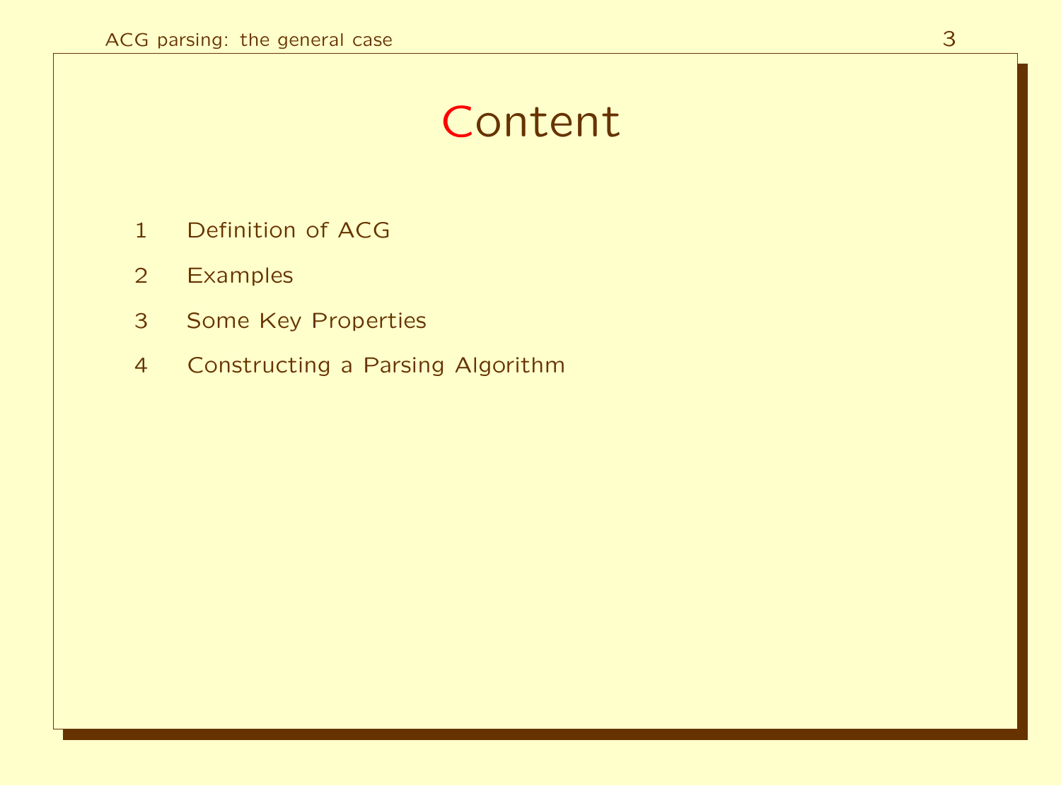# Content

1. Definition of ACG
2. Examples
3. Some Key Properties
4. Constructing a Parsing Algorithm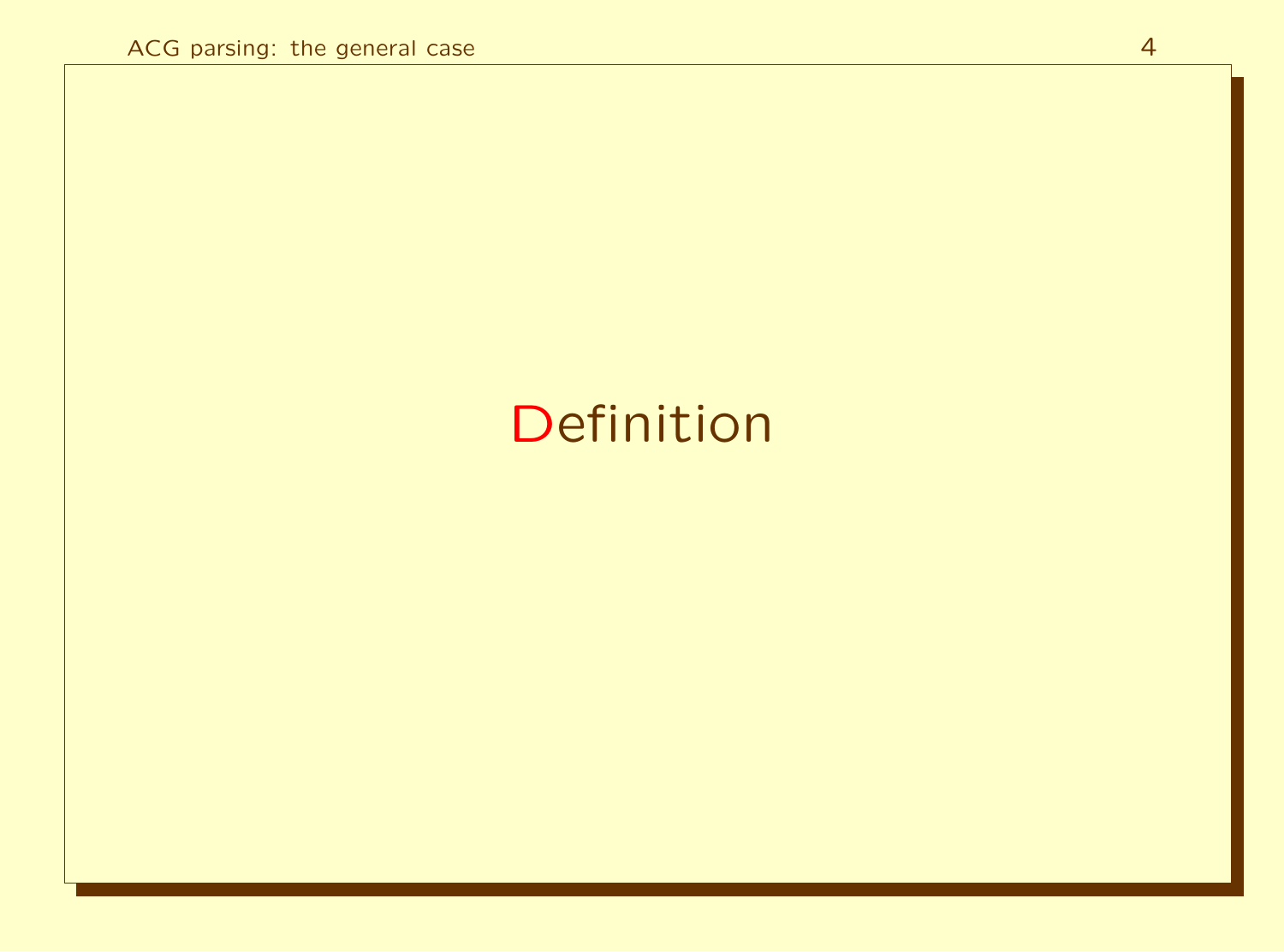# Definition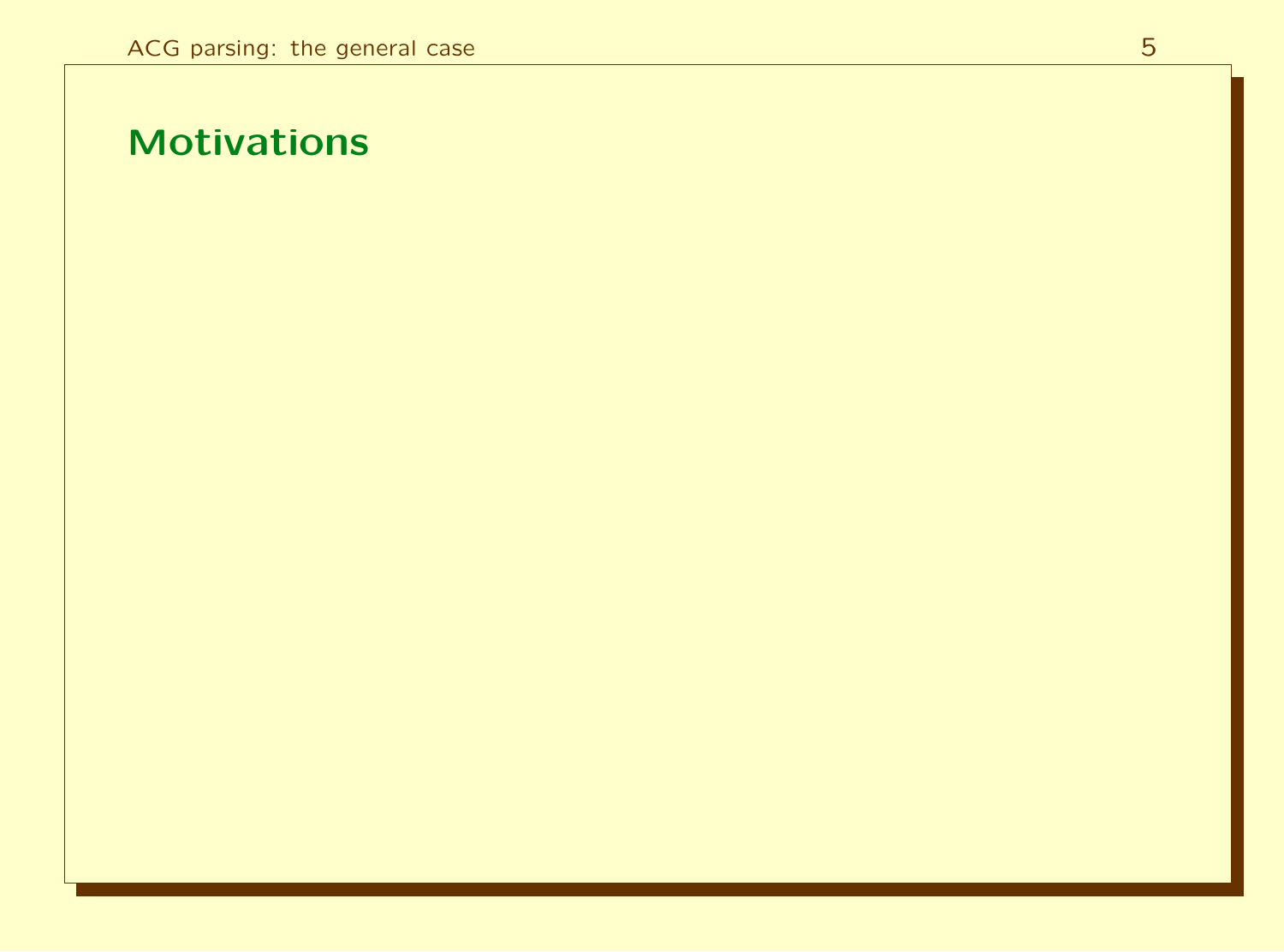# Motivations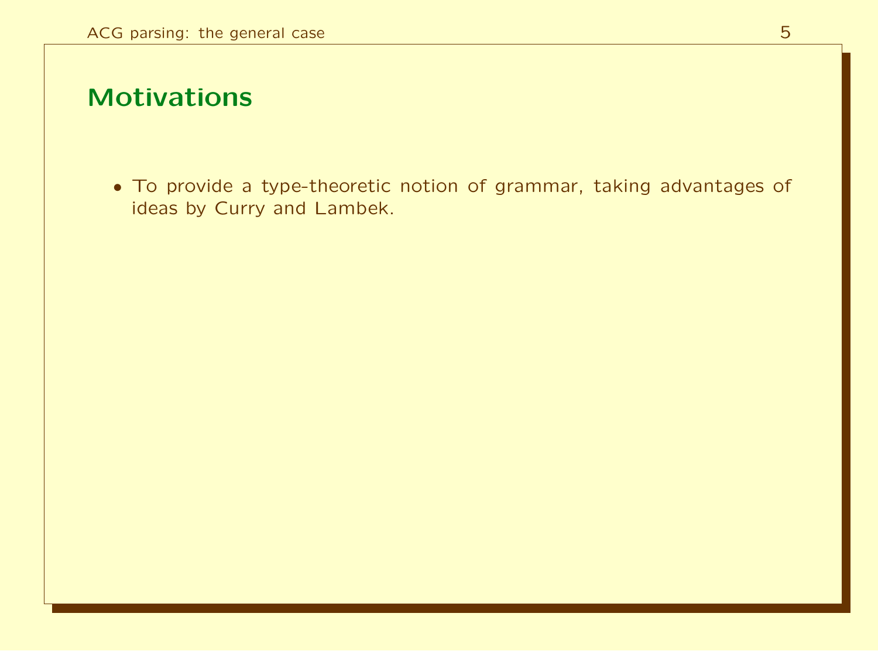## Motivations

- To provide a type-theoretic notion of grammar, taking advantages of ideas by Curry and Lambek.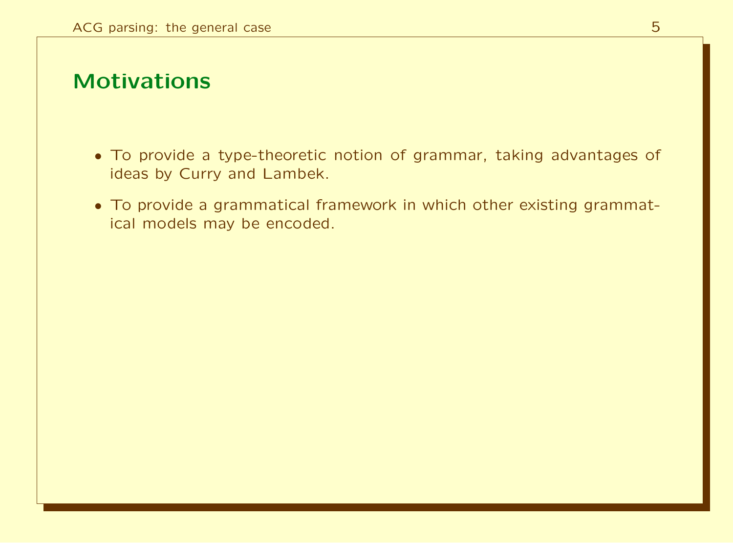## Motivations

- To provide a type-theoretic notion of grammar, taking advantages of ideas by Curry and Lambek.
- To provide a grammatical framework in which other existing grammatical models may be encoded.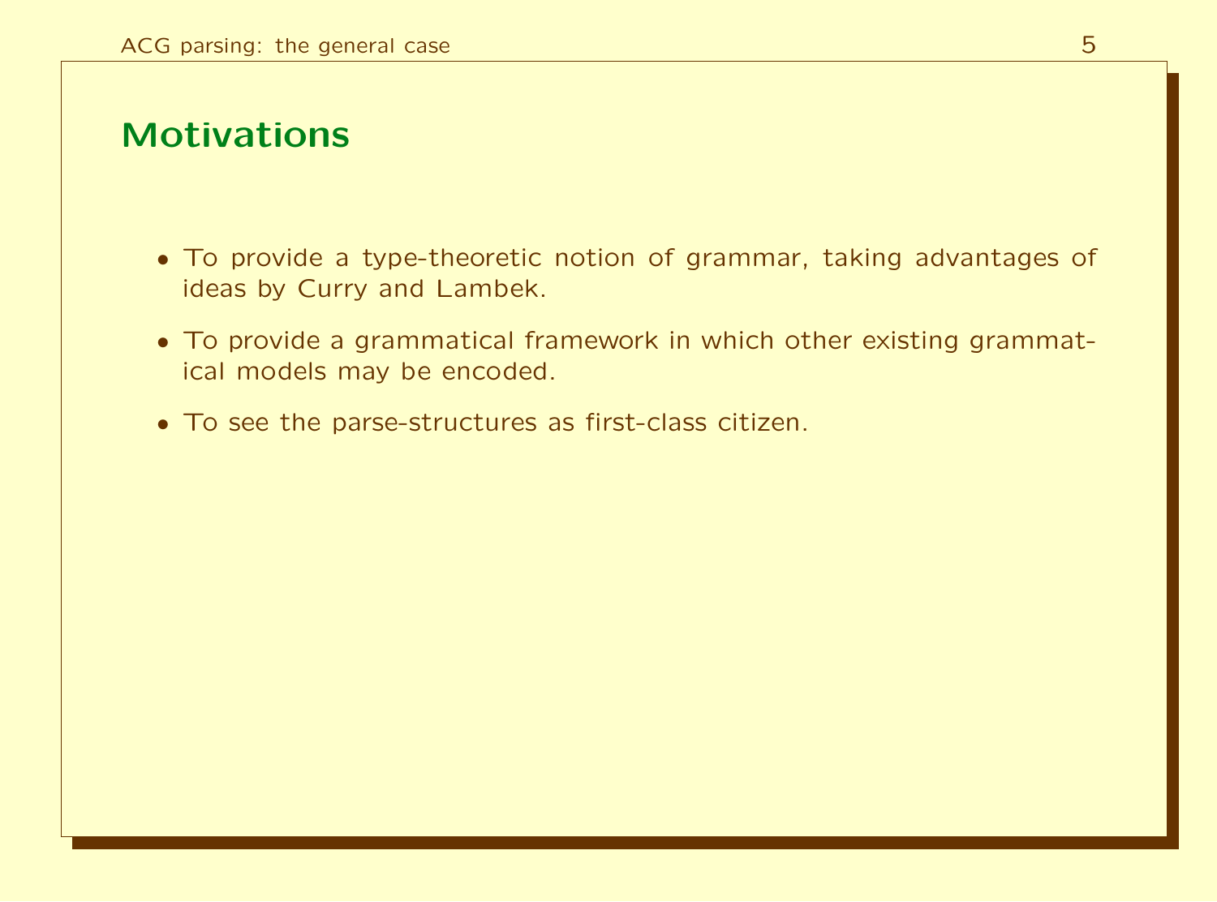## Motivations

- To provide a type-theoretic notion of grammar, taking advantages of ideas by Curry and Lambek.
- To provide a grammatical framework in which other existing grammatical models may be encoded.
- To see the parse-structures as first-class citizen.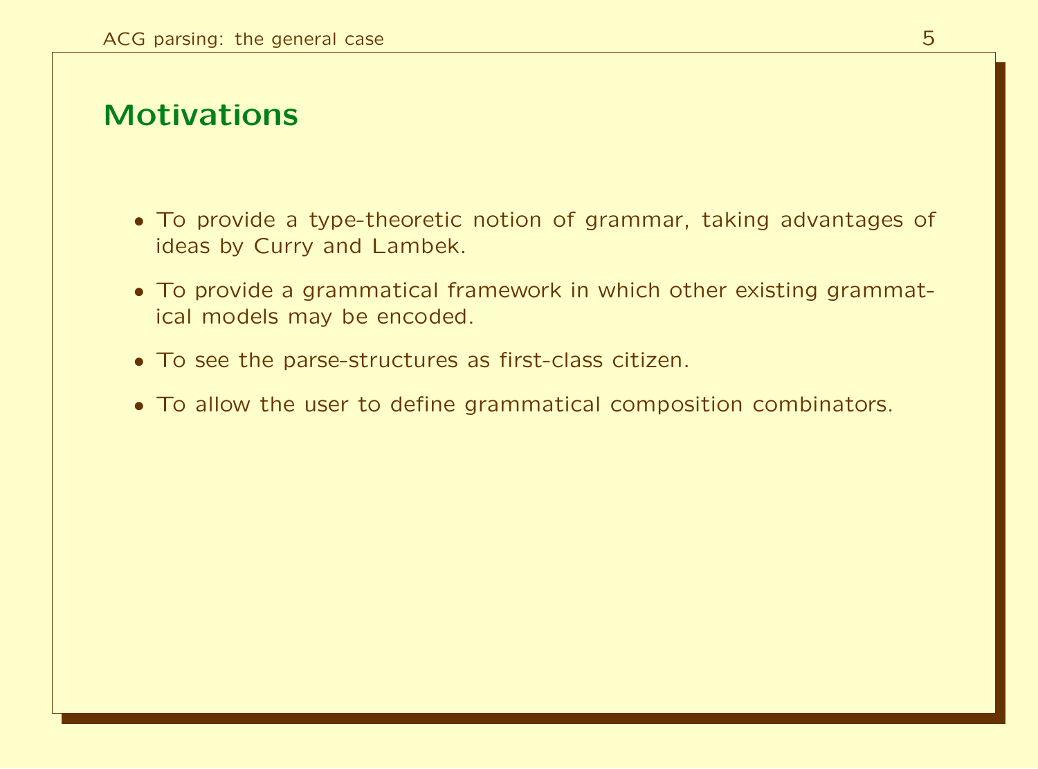## Motivations

- To provide a type-theoretic notion of grammar, taking advantages of ideas by Curry and Lambek.
- To provide a grammatical framework in which other existing grammatical models may be encoded.
- To see the parse-structures as first-class citizen.
- To allow the user to define grammatical composition combinators.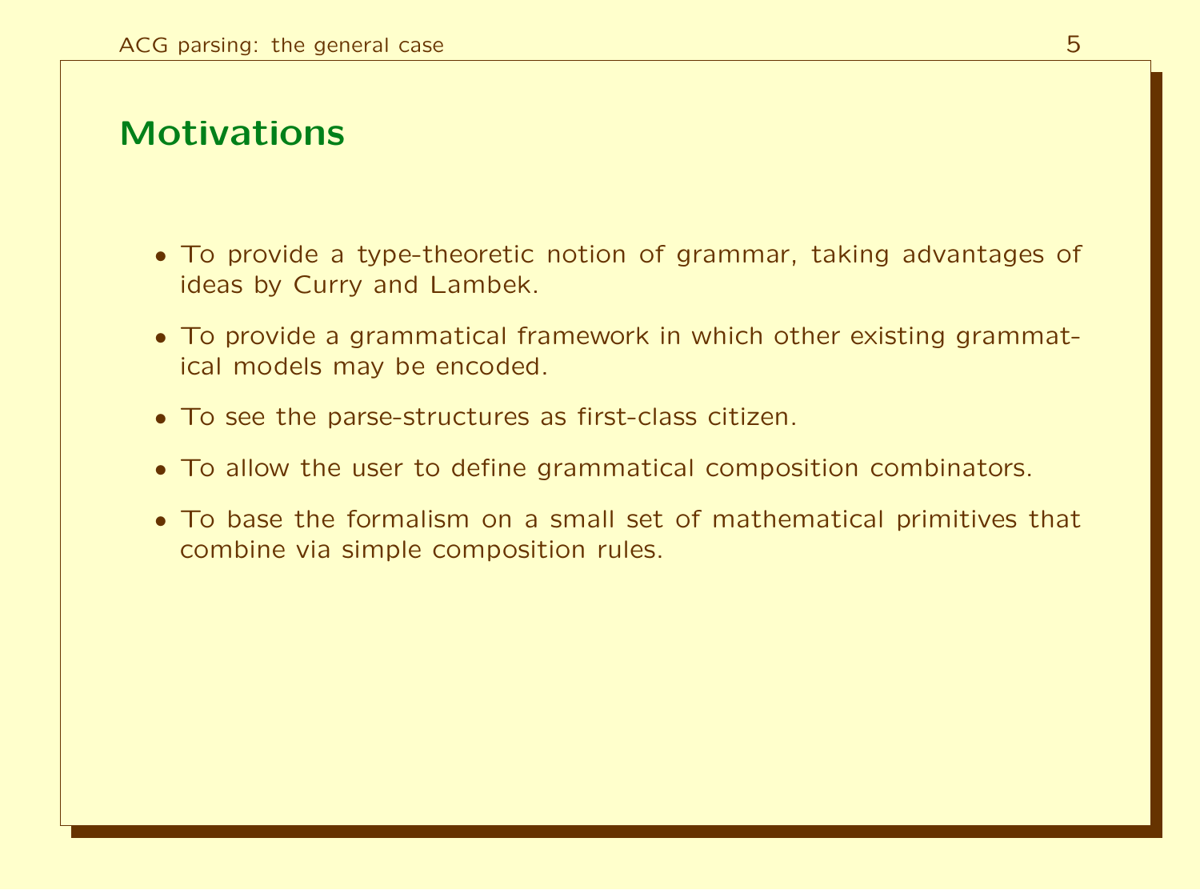# Motivations

- To provide a type-theoretic notion of grammar, taking advantages of ideas by Curry and Lambek.
- To provide a grammatical framework in which other existing grammatical models may be encoded.
- To see the parse-structures as first-class citizen.
- To allow the user to define grammatical composition combinators.
- To base the formalism on a small set of mathematical primitives that combine via simple composition rules.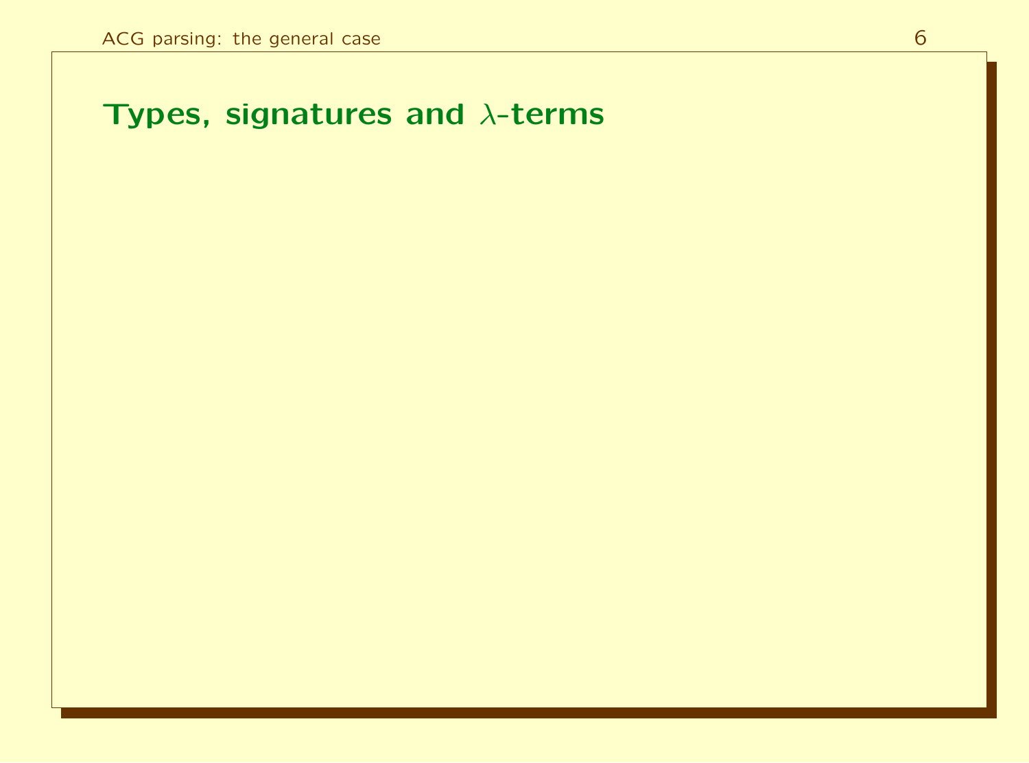# Types, signatures and $\lambda$-terms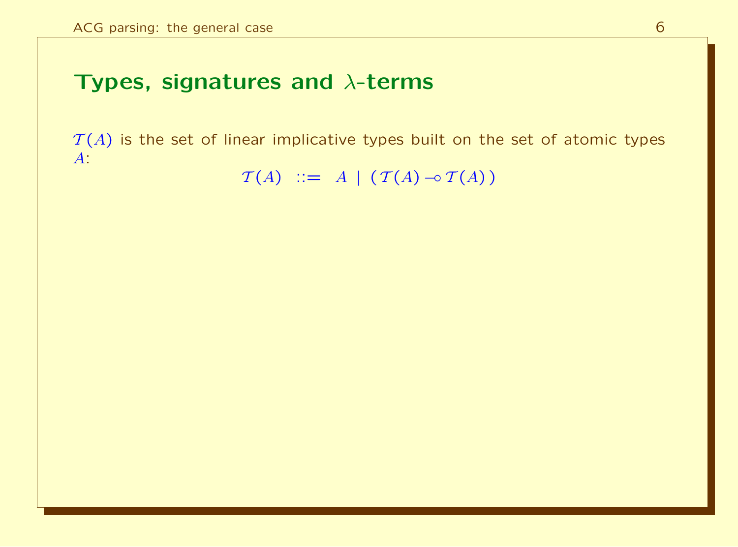## Types, signatures and $\lambda$-terms

$\mathcal{T}(A)$ is the set of linear implicative types built on the set of atomic types $A$:

$$\mathcal{T}(A) \ ::= \ A \ | \ (\mathcal{T}(A) \multimap \mathcal{T}(A))$$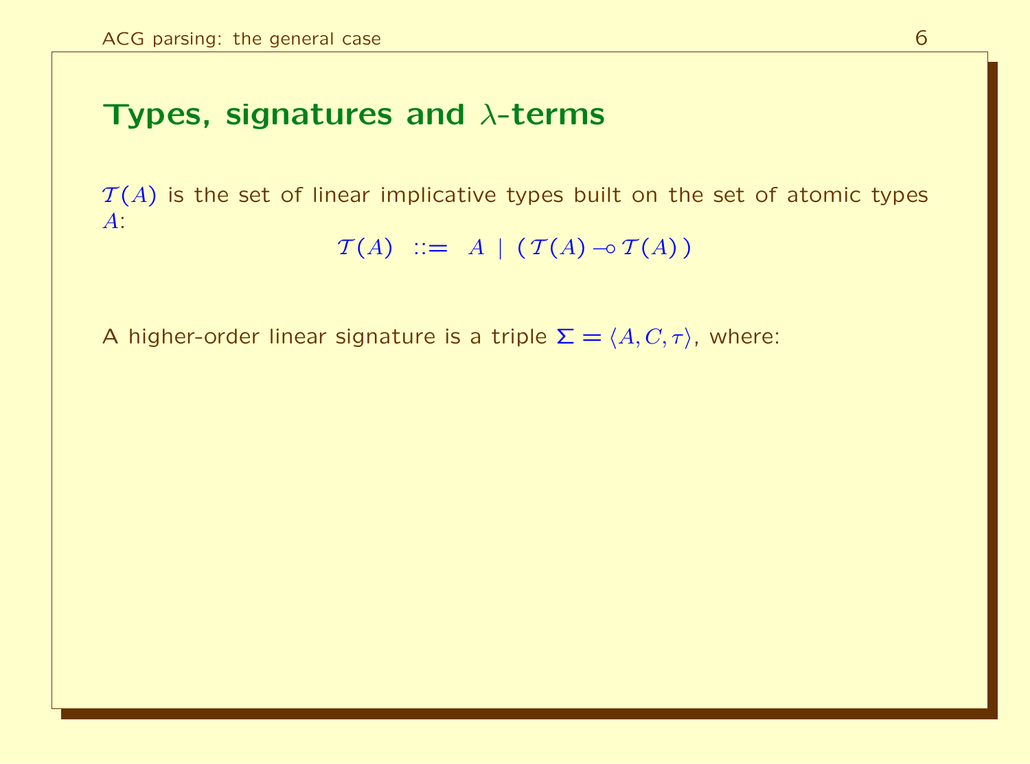# Types, signatures and $\lambda$-terms

$\mathcal{T}(A)$ is the set of linear implicative types built on the set of atomic types $A$:

$$\mathcal{T}(A) \ ::= \ A \ | \ (\mathcal{T}(A) \multimap \mathcal{T}(A))$$

A higher-order linear signature is a triple $\Sigma = \langle A, C, \tau \rangle$, where: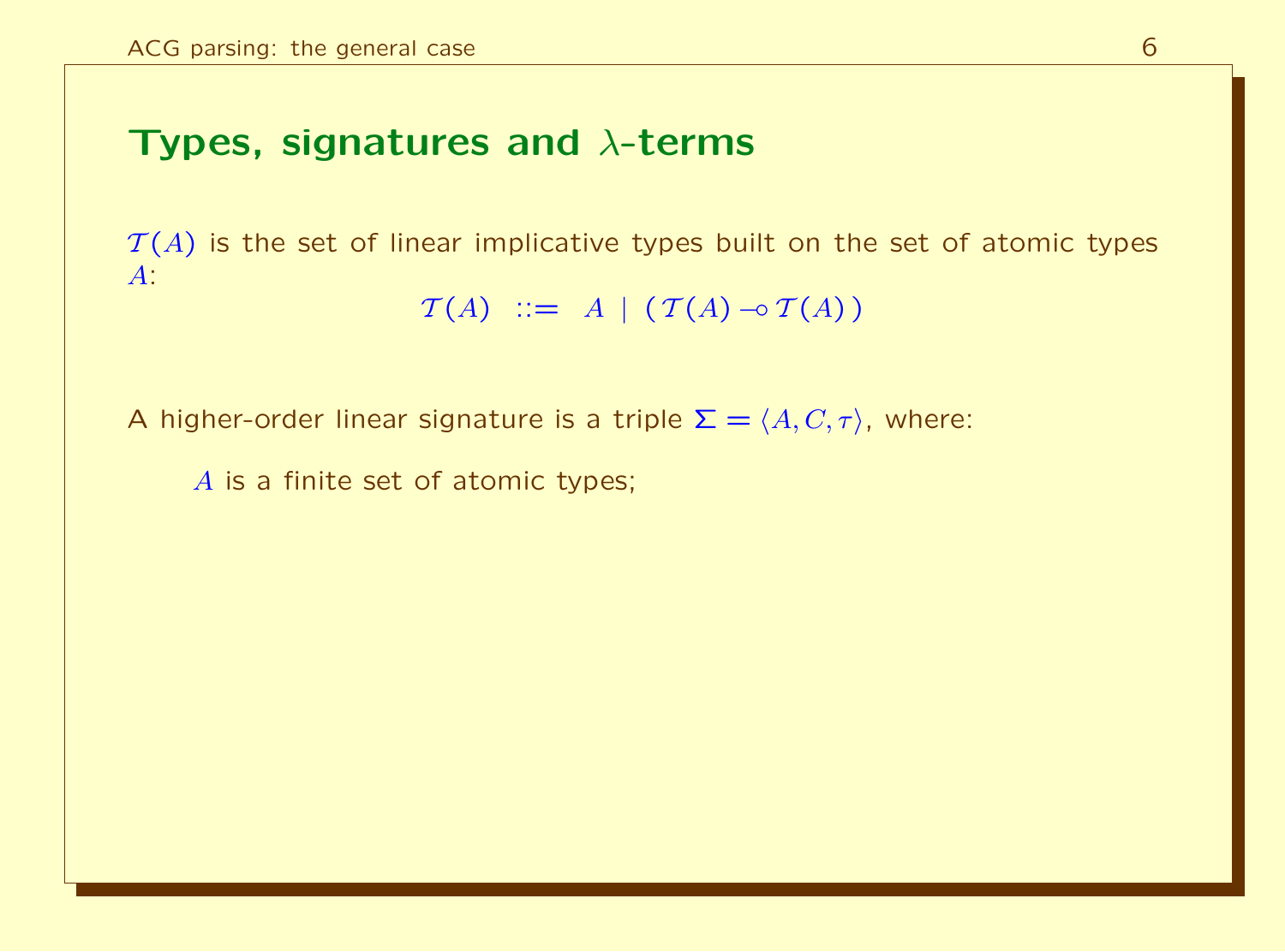## Types, signatures and $\lambda$-terms

$\mathcal{T}(A)$ is the set of linear implicative types built on the set of atomic types $A$:

$$\mathcal{T}(A) \ ::= \ A \mid (\mathcal{T}(A) \multimap \mathcal{T}(A))$$

A higher-order linear signature is a triple $\Sigma = \langle A, C, \tau \rangle$, where:

$A$ is a finite set of atomic types;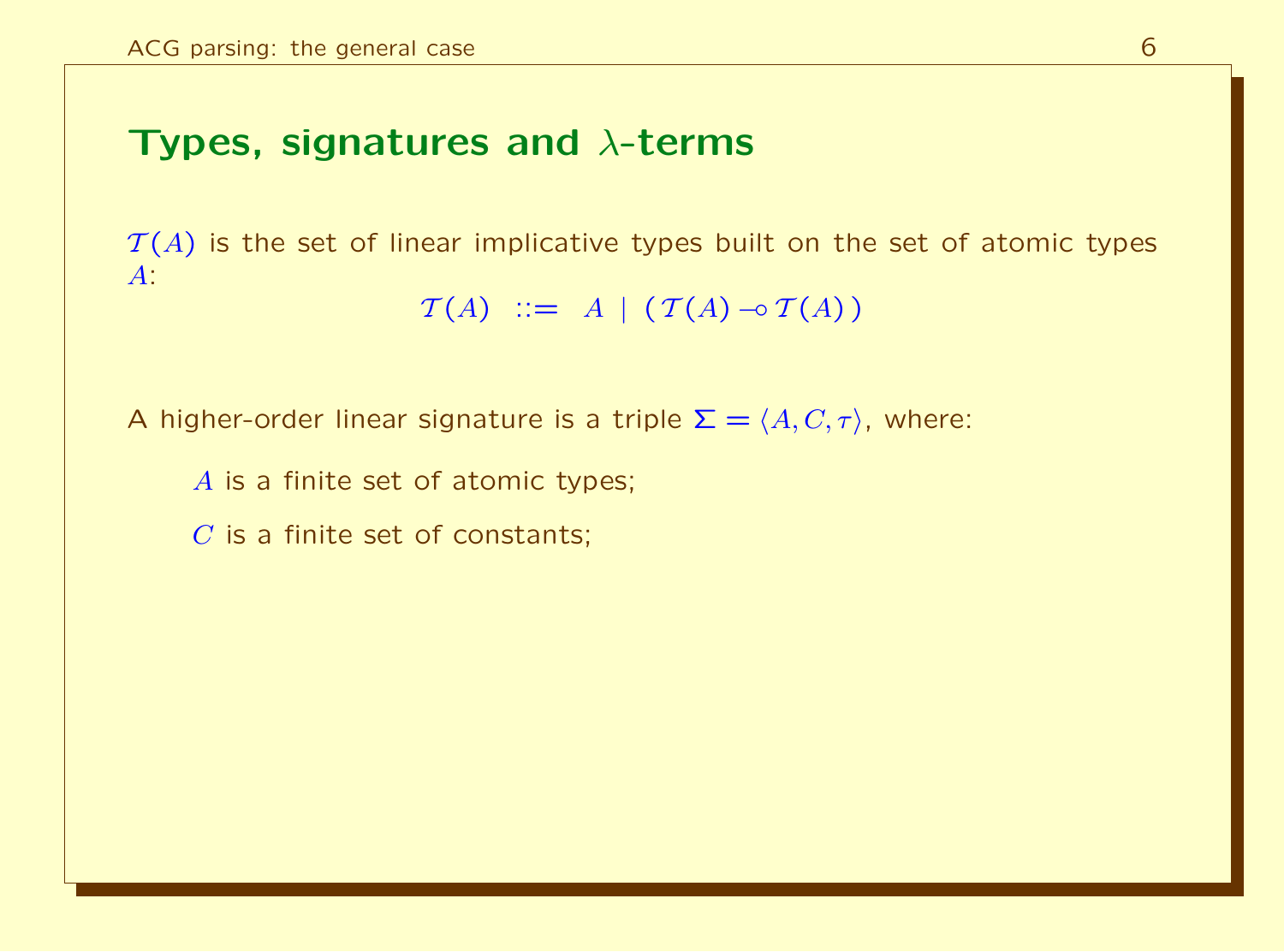## Types, signatures and $\lambda$-terms

$\mathcal{T}(A)$ is the set of linear implicative types built on the set of atomic types $A$:

$$\mathcal{T}(A) \ ::= \ A \mid (\mathcal{T}(A) \multimap \mathcal{T}(A))$$

A higher-order linear signature is a triple $\Sigma = \langle A, C, \tau \rangle$, where:

$A$ is a finite set of atomic types;

$C$ is a finite set of constants;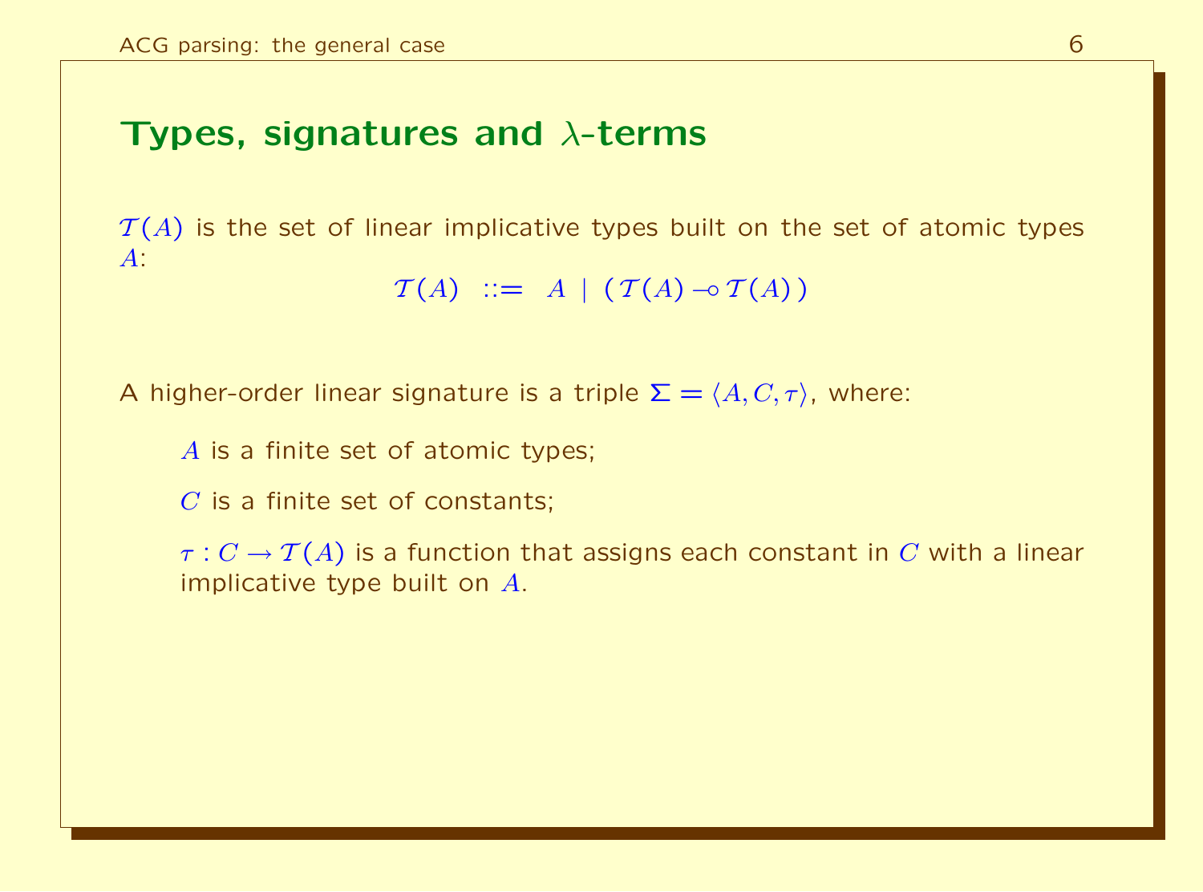## Types, signatures and $\lambda$-terms

$\mathcal{T}(A)$ is the set of linear implicative types built on the set of atomic types $A$:

$$\mathcal{T}(A) \ ::= \ A \mid (\mathcal{T}(A) \multimap \mathcal{T}(A))$$

A higher-order linear signature is a triple $\Sigma = \langle A, C, \tau \rangle$, where:

- $A$ is a finite set of atomic types;
- $C$ is a finite set of constants;
- $\tau : C \to \mathcal{T}(A)$ is a function that assigns each constant in $C$ with a linear implicative type built on $A$.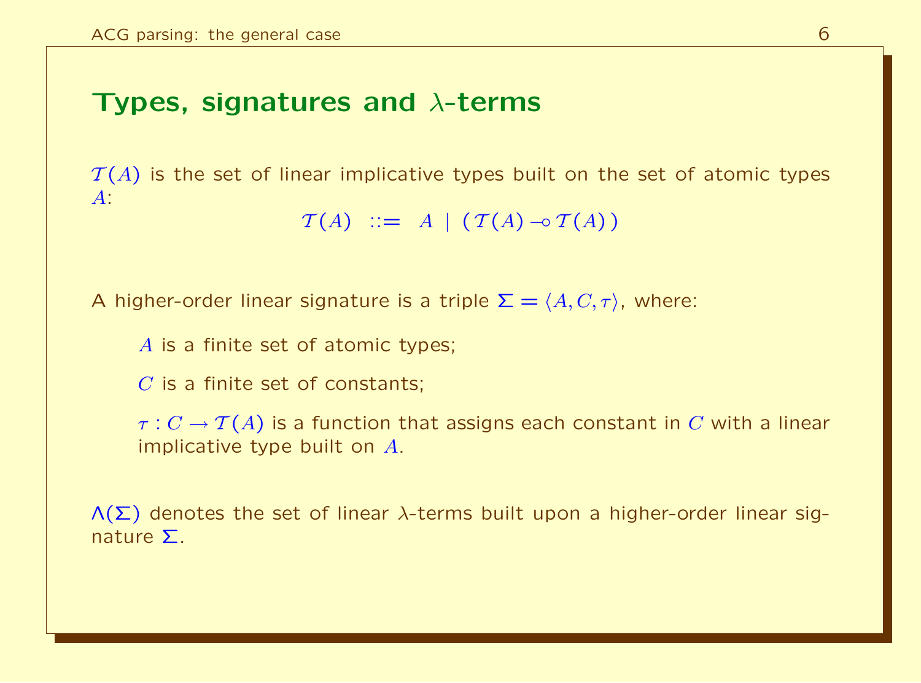## Types, signatures and $\lambda$-terms

$\mathcal{T}(A)$ is the set of linear implicative types built on the set of atomic types $A$:

$$\mathcal{T}(A) \ ::= \ A \ | \ (\mathcal{T}(A) \multimap \mathcal{T}(A))$$

A higher-order linear signature is a triple $\Sigma = \langle A, C, \tau \rangle$, where:

- $A$ is a finite set of atomic types;
- $C$ is a finite set of constants;
- $\tau : C \rightarrow \mathcal{T}(A)$ is a function that assigns each constant in $C$ with a linear implicative type built on $A$.

$\Lambda(\Sigma)$ denotes the set of linear $\lambda$-terms built upon a higher-order linear signature $\Sigma$.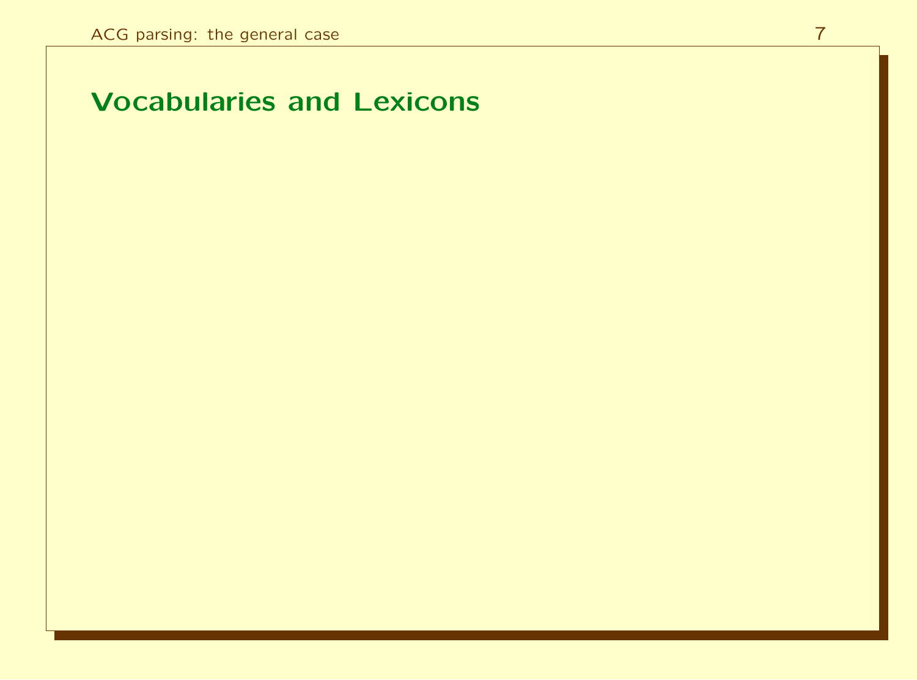# Vocabularies and Lexicons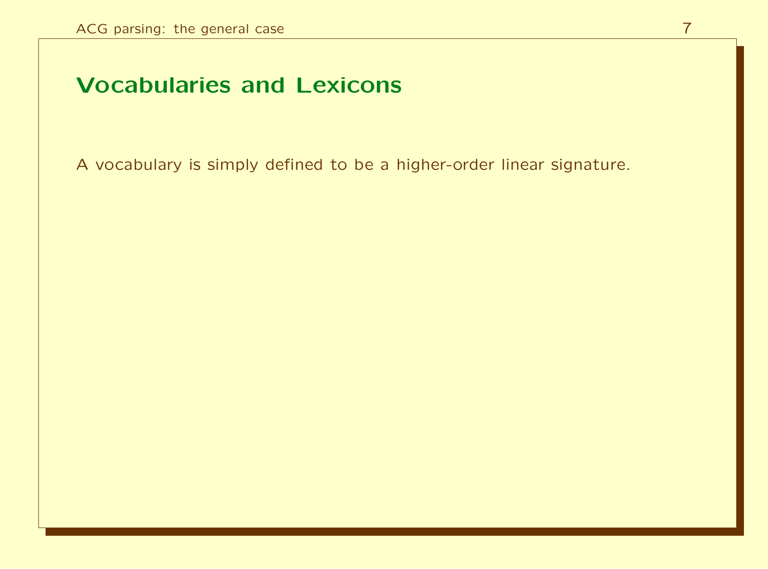# Vocabularies and Lexicons

A vocabulary is simply defined to be a higher-order linear signature.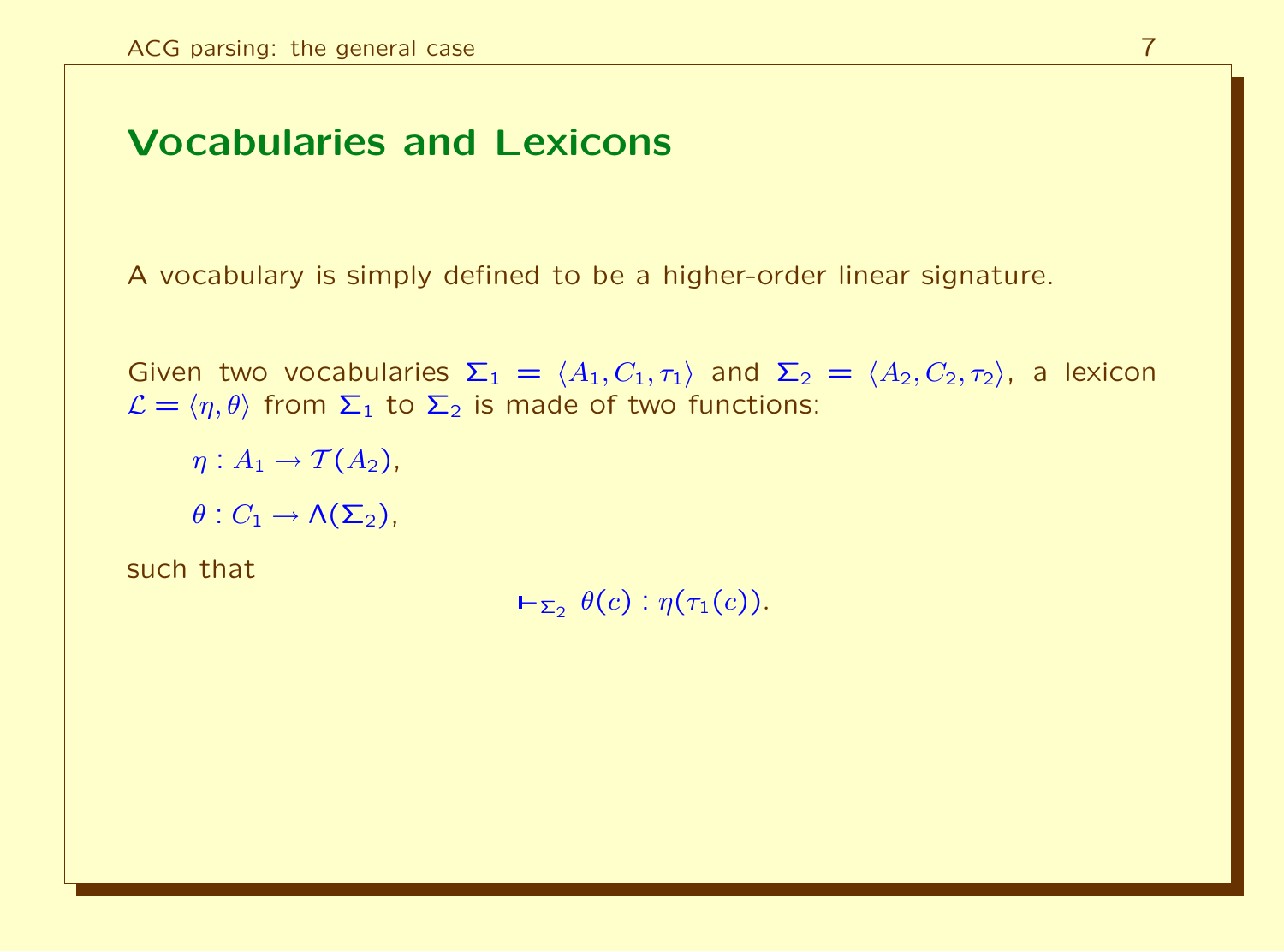# Vocabularies and Lexicons

A vocabulary is simply defined to be a higher-order linear signature.

Given two vocabularies $\Sigma_1 = \langle A_1, C_1, \tau_1 \rangle$ and $\Sigma_2 = \langle A_2, C_2, \tau_2 \rangle$, a lexicon $\mathcal{L} = \langle \eta, \theta \rangle$ from $\Sigma_1$ to $\Sigma_2$ is made of two functions:

$\eta : A_1 \to \mathcal{T}(A_2)$,

$\theta : C_1 \to \Lambda(\Sigma_2)$,

such that

$$\vdash_{\Sigma_2} \theta(c) : \eta(\tau_1(c)).$$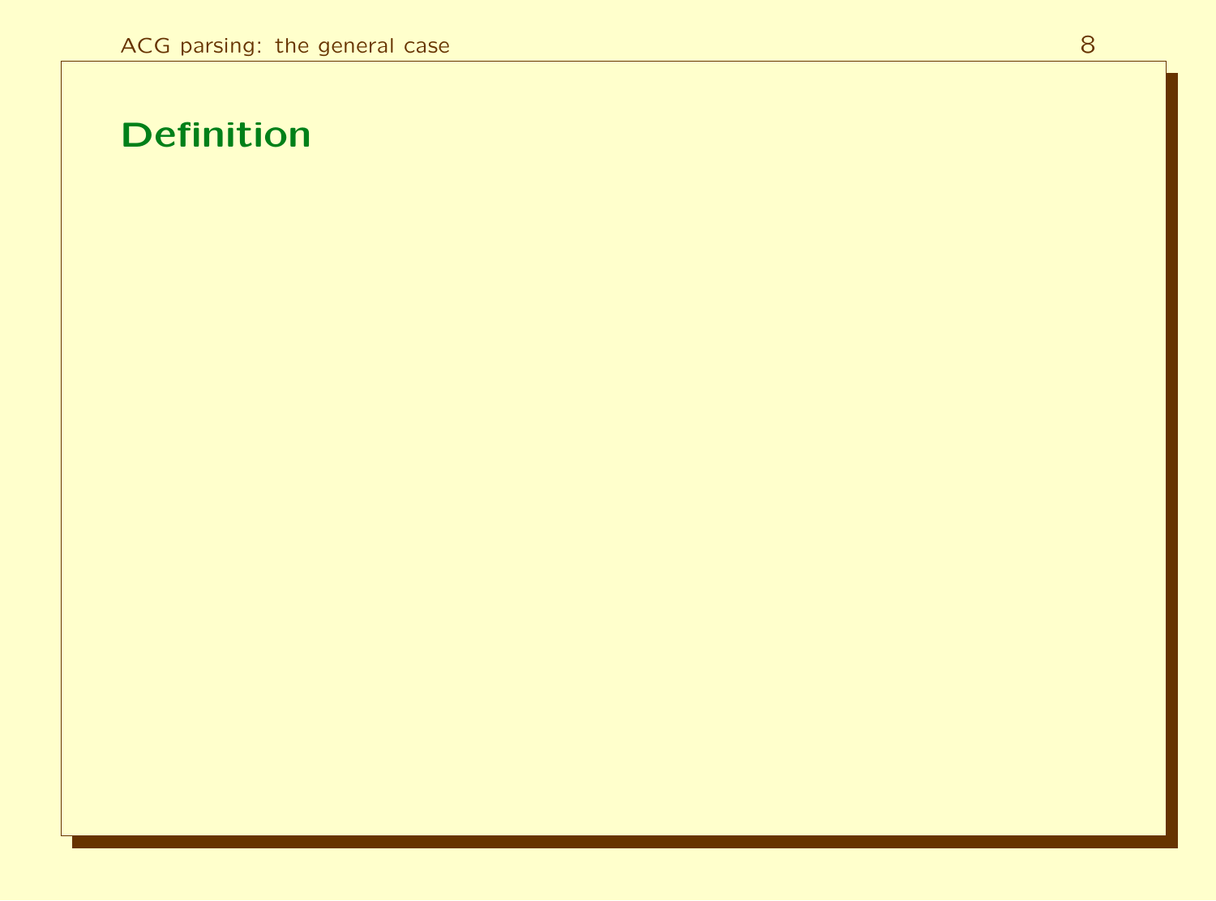## Definition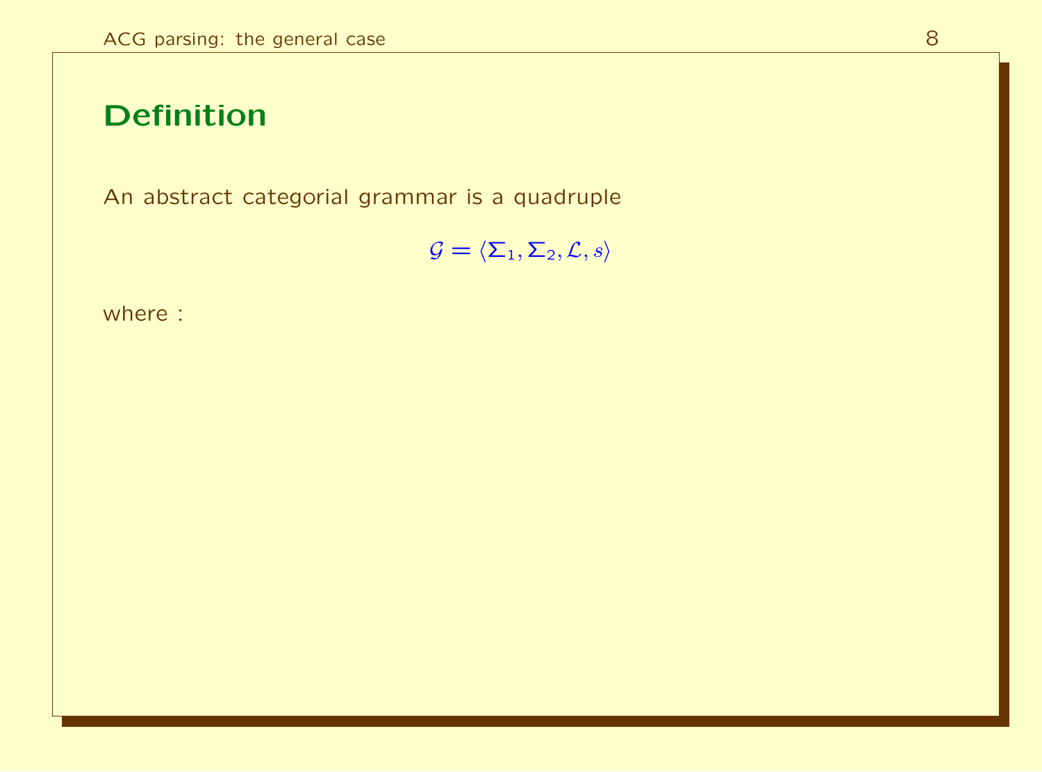## Definition

An abstract categorial grammar is a quadruple

$$\mathcal{G} = \langle \Sigma_1, \Sigma_2, \mathcal{L}, s \rangle$$

where :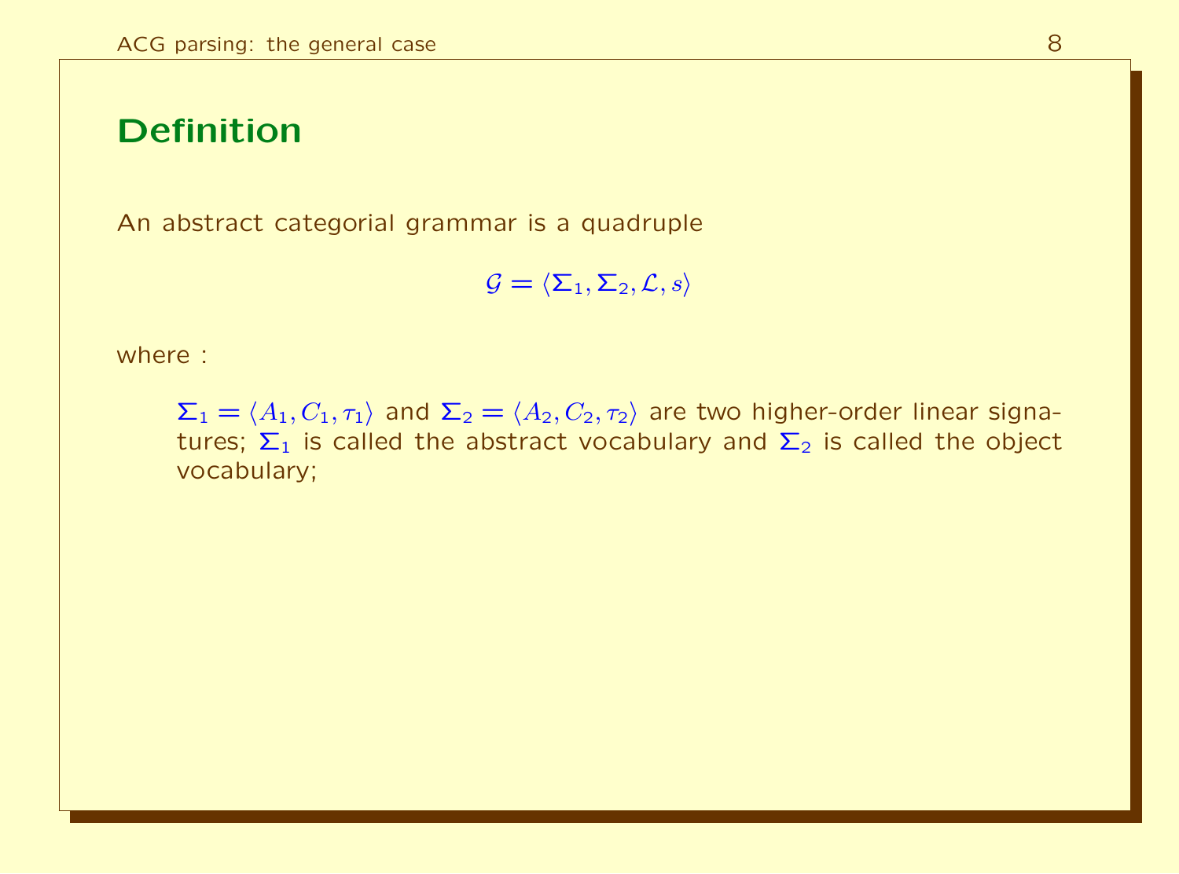# Definition

An abstract categorial grammar is a quadruple

$$\mathcal{G} = \langle \Sigma_1, \Sigma_2, \mathcal{L}, s \rangle$$

where :

> $\Sigma_1 = \langle A_1, C_1, \tau_1 \rangle$ and $\Sigma_2 = \langle A_2, C_2, \tau_2 \rangle$ are two higher-order linear signatures; $\Sigma_1$ is called the abstract vocabulary and $\Sigma_2$ is called the object vocabulary;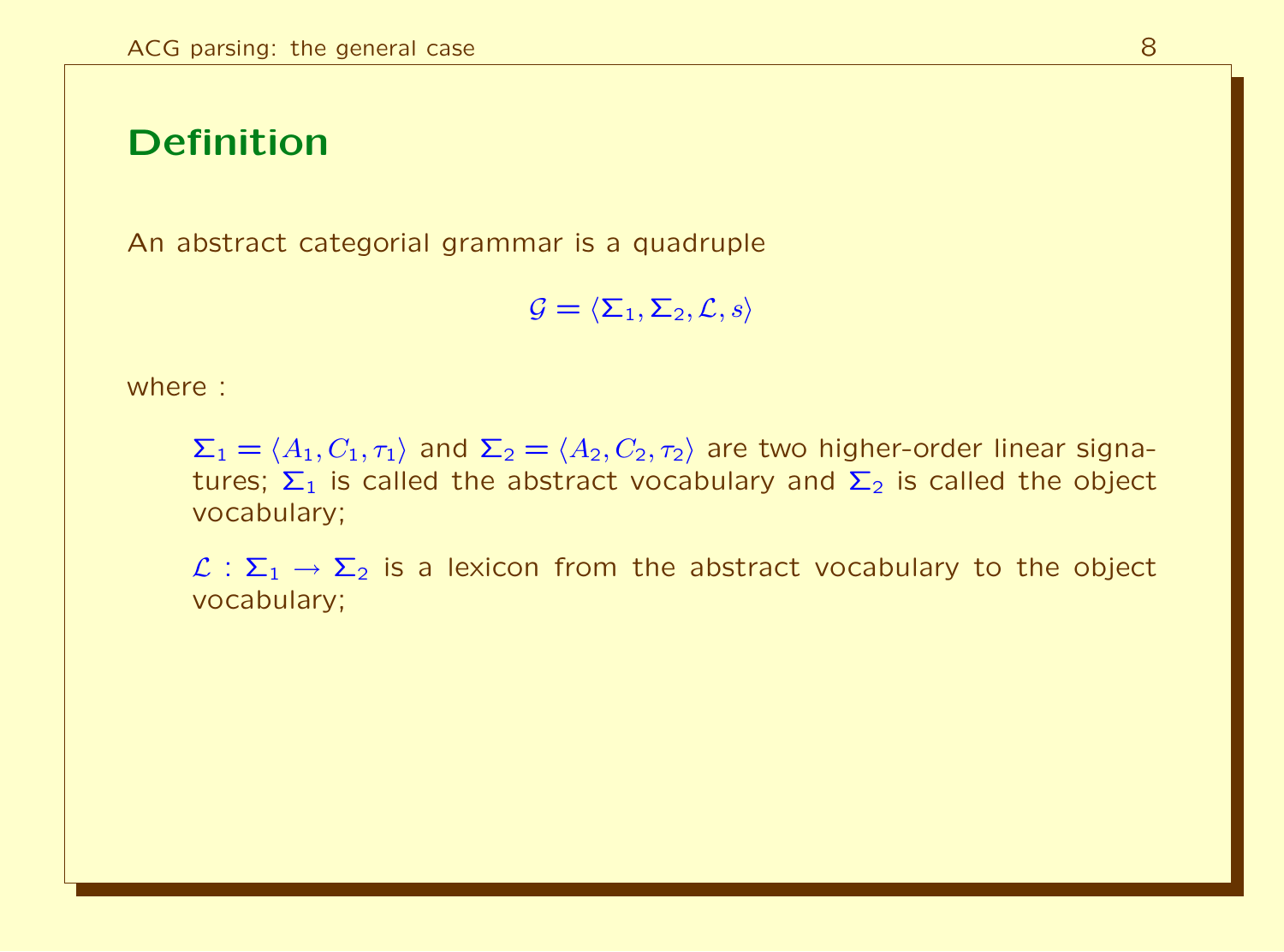## Definition

An abstract categorial grammar is a quadruple

$$\mathcal{G} = \langle \Sigma_1, \Sigma_2, \mathcal{L}, s \rangle$$

where :

$\Sigma_1 = \langle A_1, C_1, \tau_1 \rangle$ and $\Sigma_2 = \langle A_2, C_2, \tau_2 \rangle$ are two higher-order linear signatures; $\Sigma_1$ is called the abstract vocabulary and $\Sigma_2$ is called the object vocabulary;

$\mathcal{L} : \Sigma_1 \rightarrow \Sigma_2$ is a lexicon from the abstract vocabulary to the object vocabulary;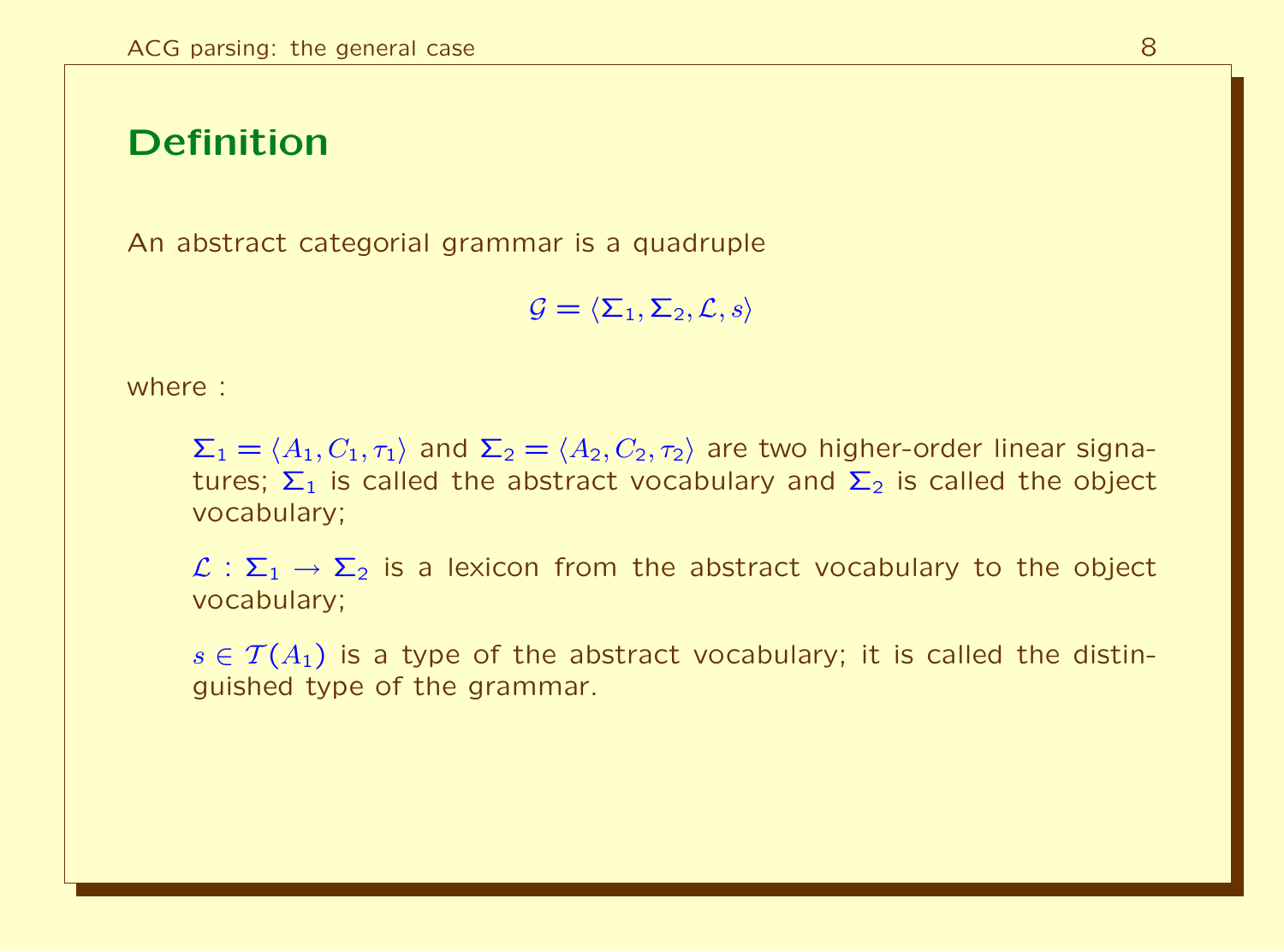## Definition

An abstract categorial grammar is a quadruple

$$\mathcal{G} = \langle \Sigma_1, \Sigma_2, \mathcal{L}, s \rangle$$

where :

$\Sigma_1 = \langle A_1, C_1, \tau_1 \rangle$ and $\Sigma_2 = \langle A_2, C_2, \tau_2 \rangle$ are two higher-order linear signatures; $\Sigma_1$ is called the abstract vocabulary and $\Sigma_2$ is called the object vocabulary;

$\mathcal{L} : \Sigma_1 \to \Sigma_2$ is a lexicon from the abstract vocabulary to the object vocabulary;

$s \in \mathcal{T}(A_1)$ is a type of the abstract vocabulary; it is called the distinguished type of the grammar.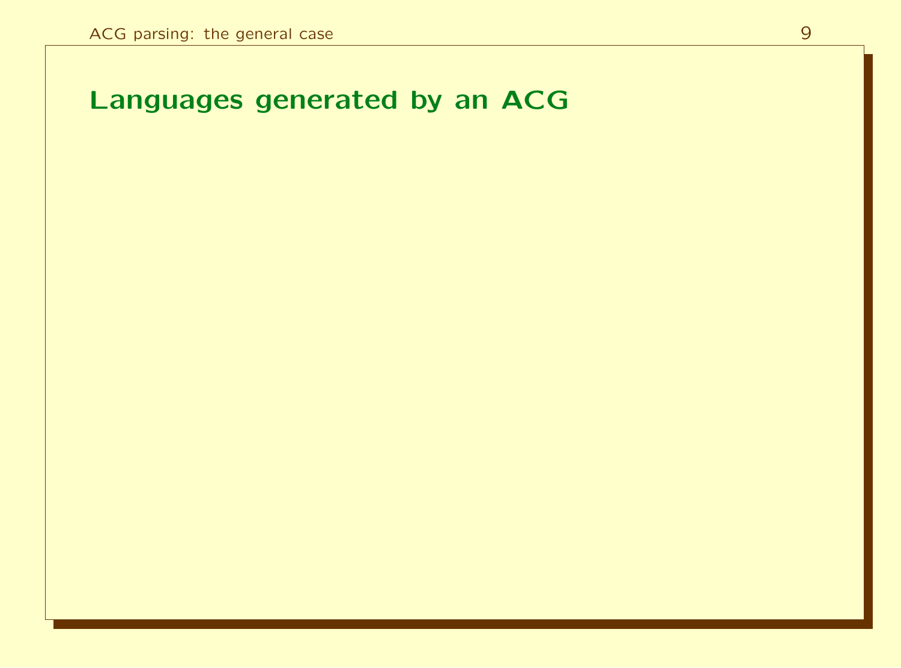# Languages generated by an ACG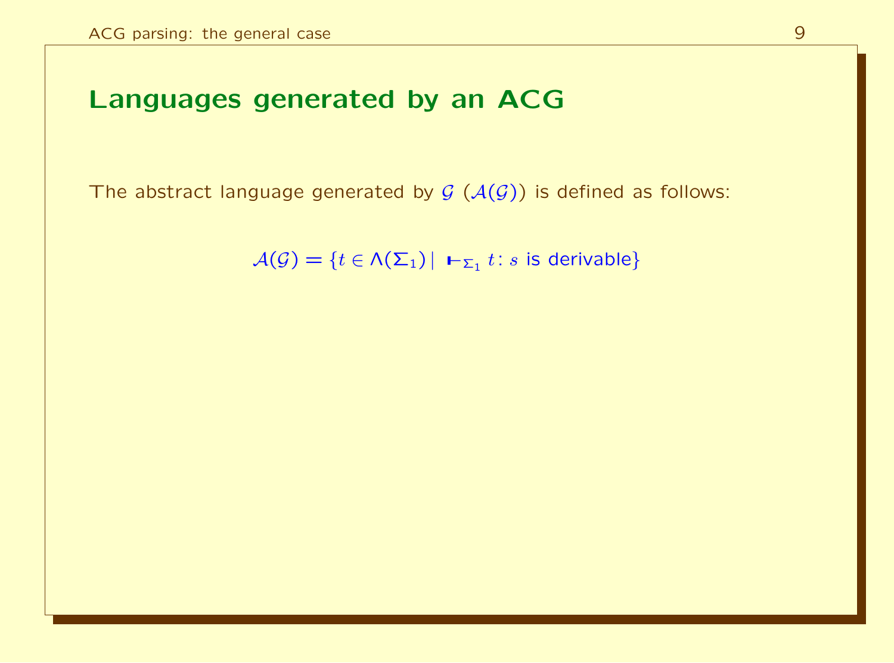# Languages generated by an ACG

The abstract language generated by $\mathcal{G}$ ($\mathcal{A}(\mathcal{G})$) is defined as follows:

$$\mathcal{A}(\mathcal{G}) = \{t \in \Lambda(\Sigma_1) \mid \vdash_{\Sigma_1} t : s \text{ is derivable}\}$$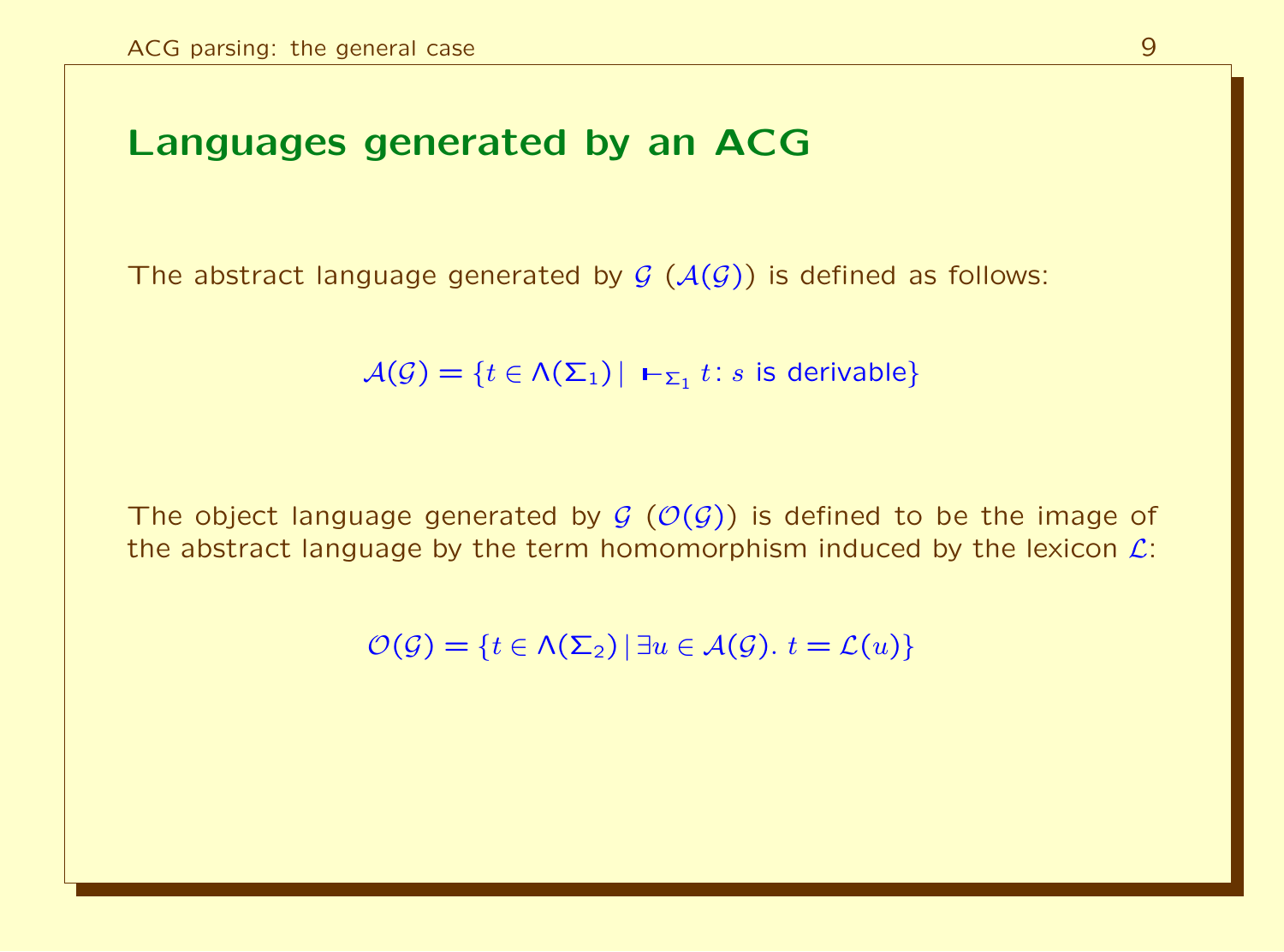## Languages generated by an ACG

The abstract language generated by $\mathcal{G}$ ($\mathcal{A}(\mathcal{G})$) is defined as follows:

$$\mathcal{A}(\mathcal{G}) = \{t \in \Lambda(\Sigma_1) \mid \vdash_{\Sigma_1} t : s \text{ is derivable}\}$$

The object language generated by $\mathcal{G}$ ($\mathcal{O}(\mathcal{G})$) is defined to be the image of the abstract language by the term homomorphism induced by the lexicon $\mathcal{L}$:

$$\mathcal{O}(\mathcal{G}) = \{t \in \Lambda(\Sigma_2) \mid \exists u \in \mathcal{A}(\mathcal{G}).\ t = \mathcal{L}(u)\}$$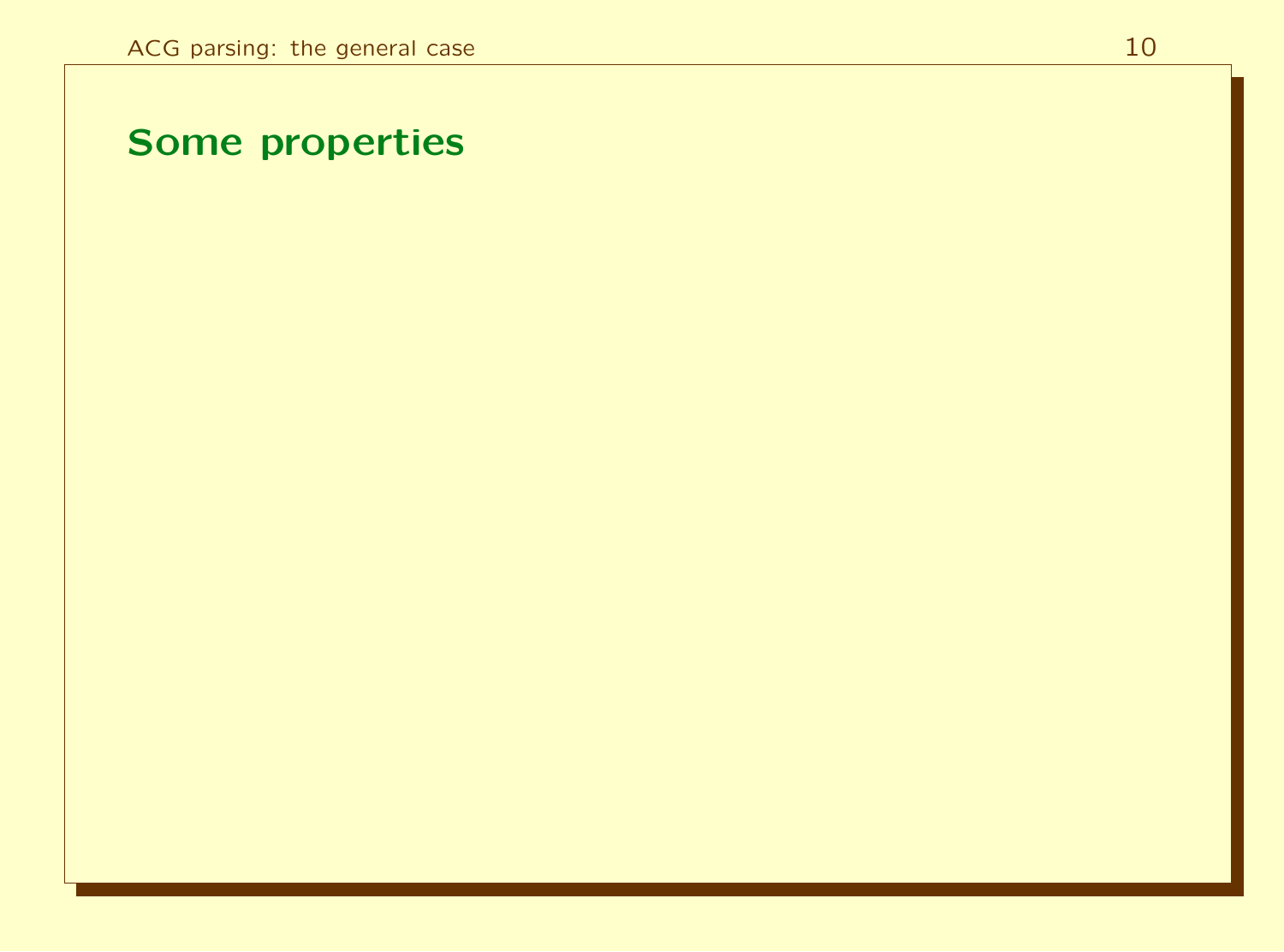## Some properties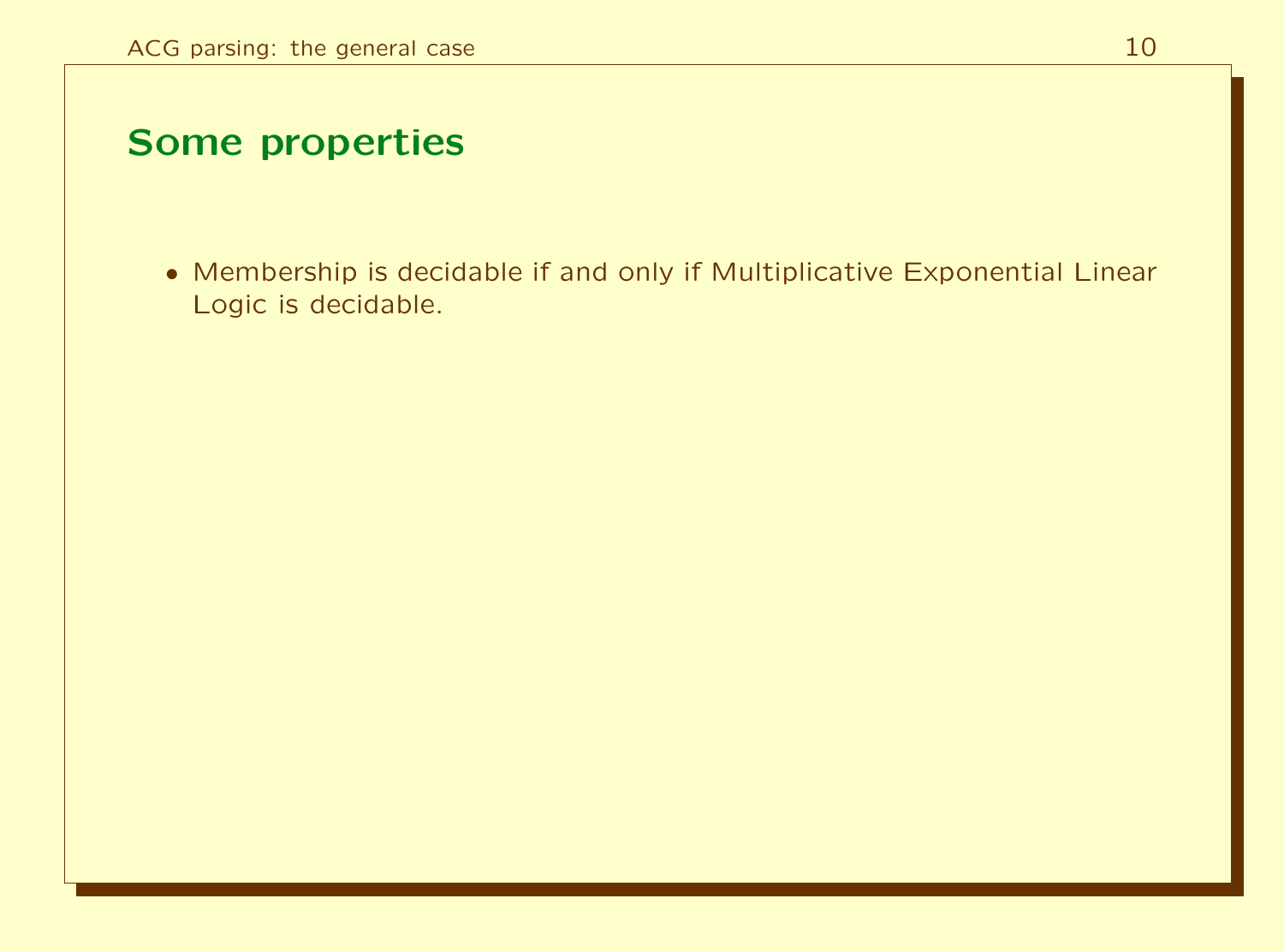## Some properties

- Membership is decidable if and only if Multiplicative Exponential Linear Logic is decidable.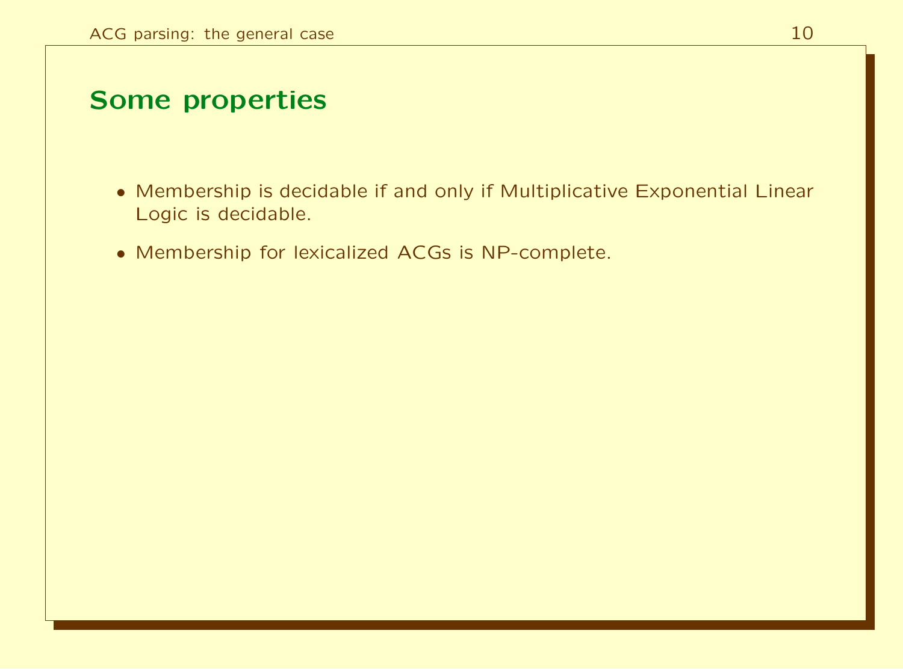## Some properties

- Membership is decidable if and only if Multiplicative Exponential Linear Logic is decidable.
- Membership for lexicalized ACGs is NP-complete.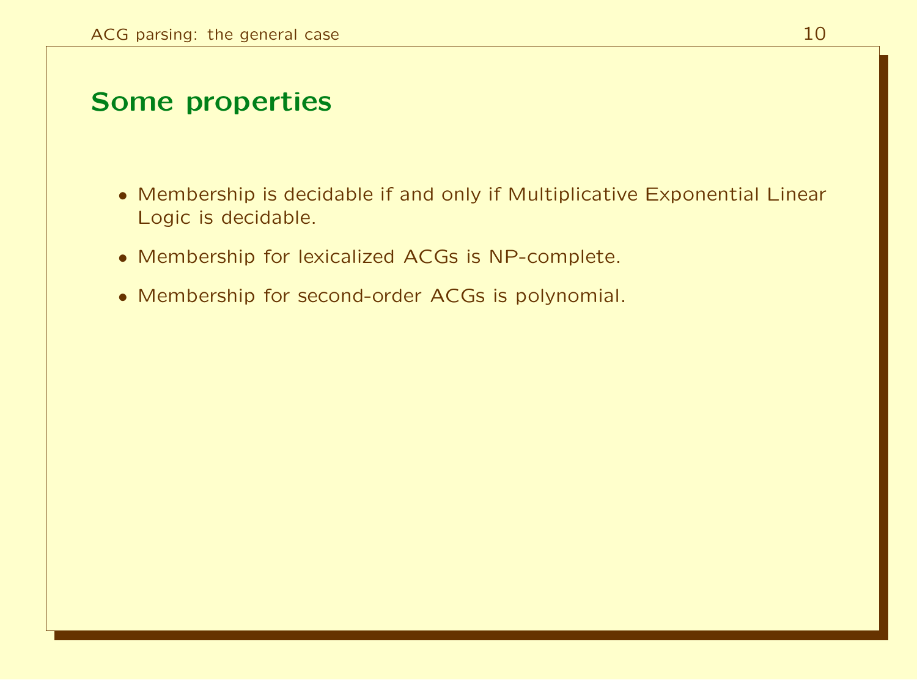## Some properties

- Membership is decidable if and only if Multiplicative Exponential Linear Logic is decidable.
- Membership for lexicalized ACGs is NP-complete.
- Membership for second-order ACGs is polynomial.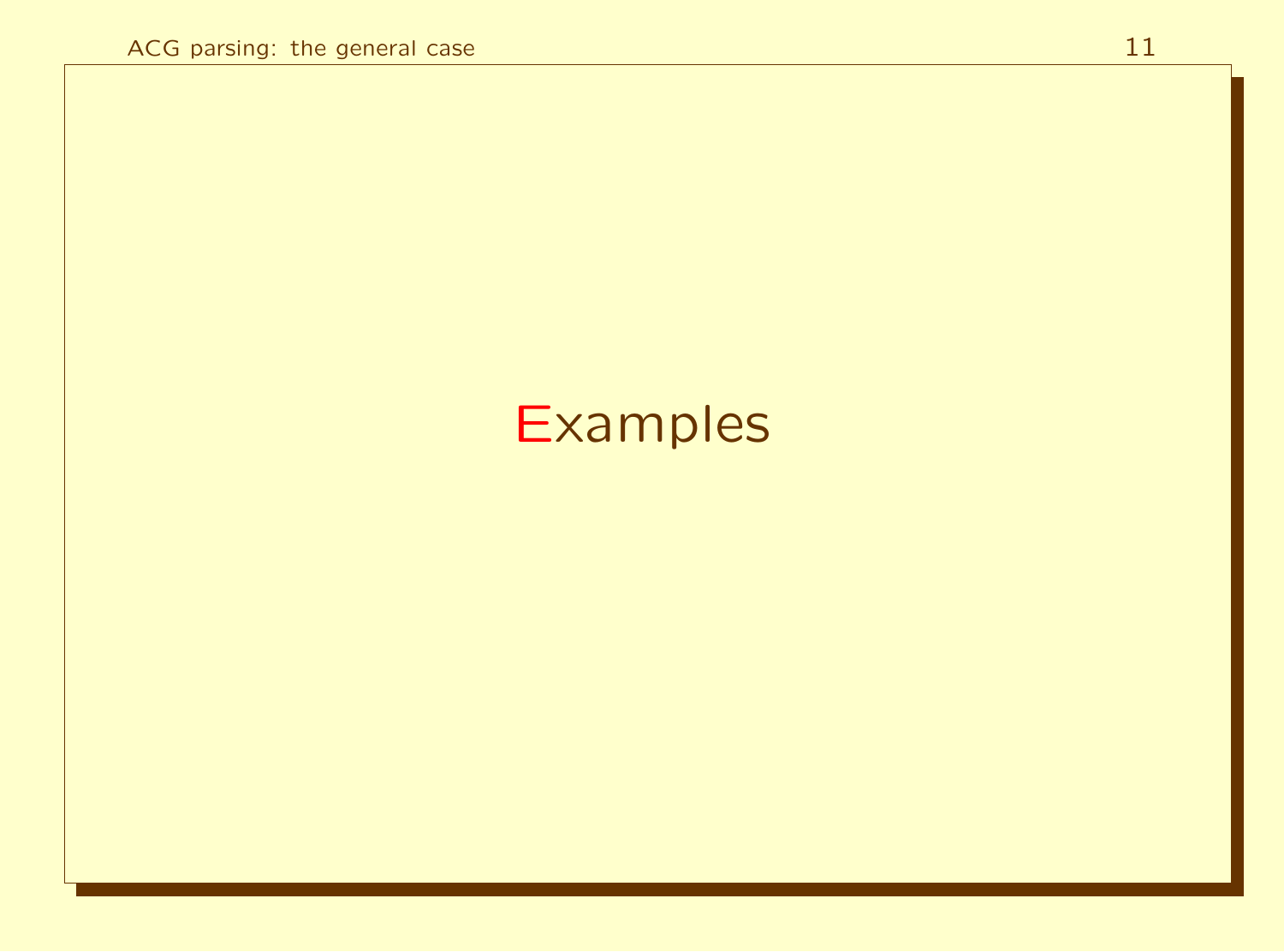# Examples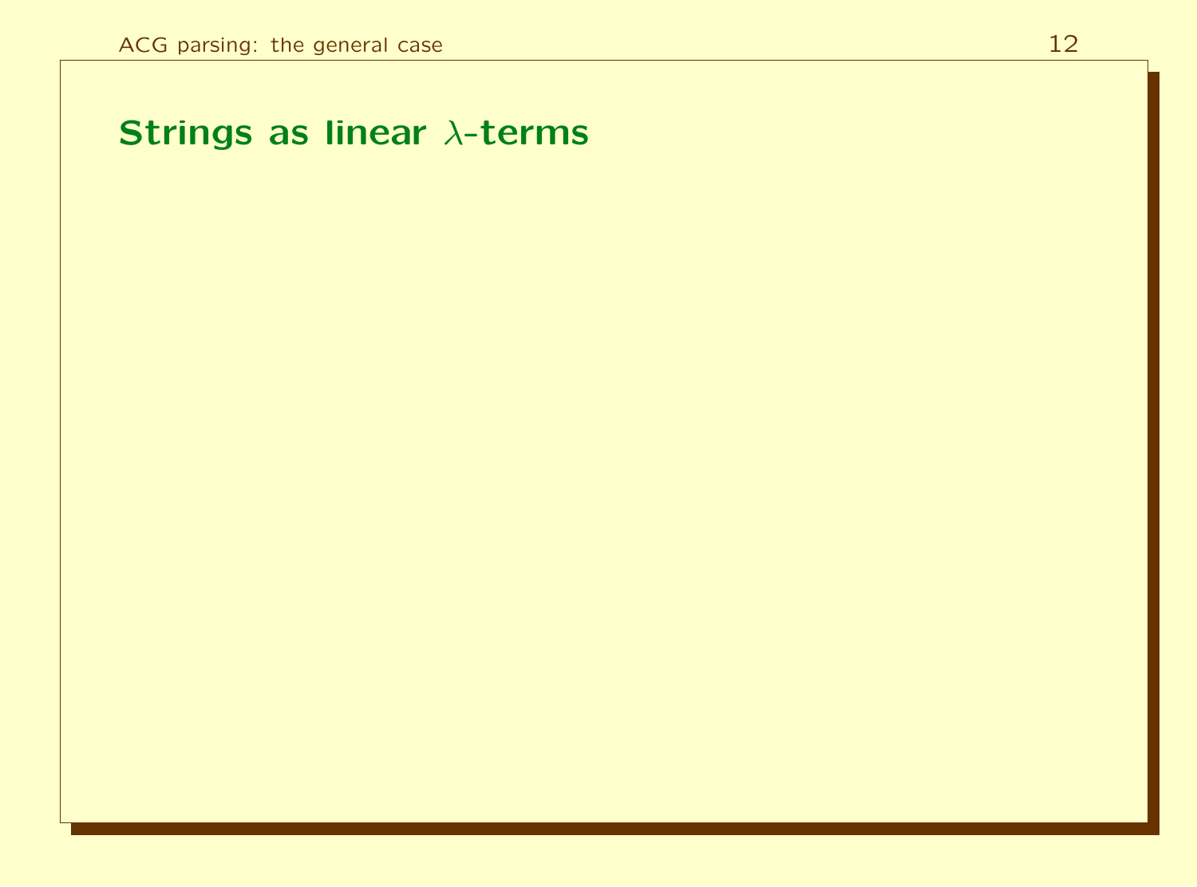# Strings as linear $\lambda$-terms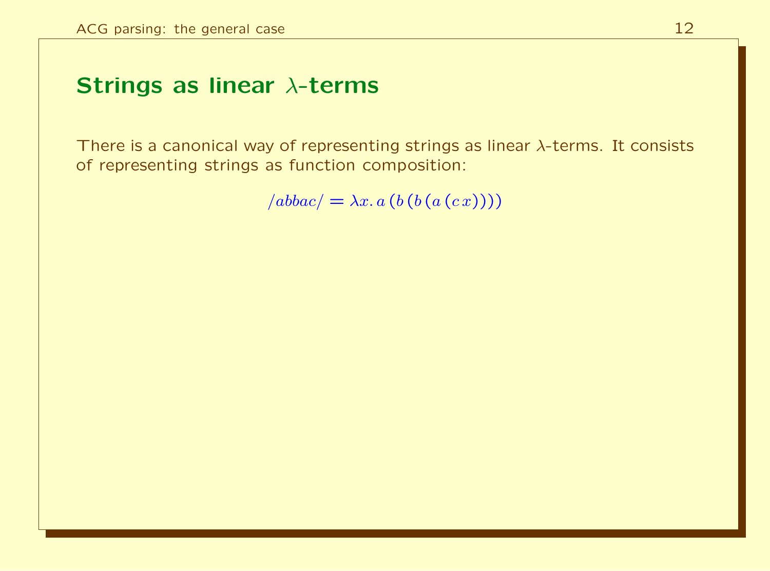## Strings as linear $\lambda$-terms

There is a canonical way of representing strings as linear $\lambda$-terms. It consists of representing strings as function composition:

$$/abbac/ = \lambda x.\, a\,(b\,(b\,(a\,(c\,x))))$$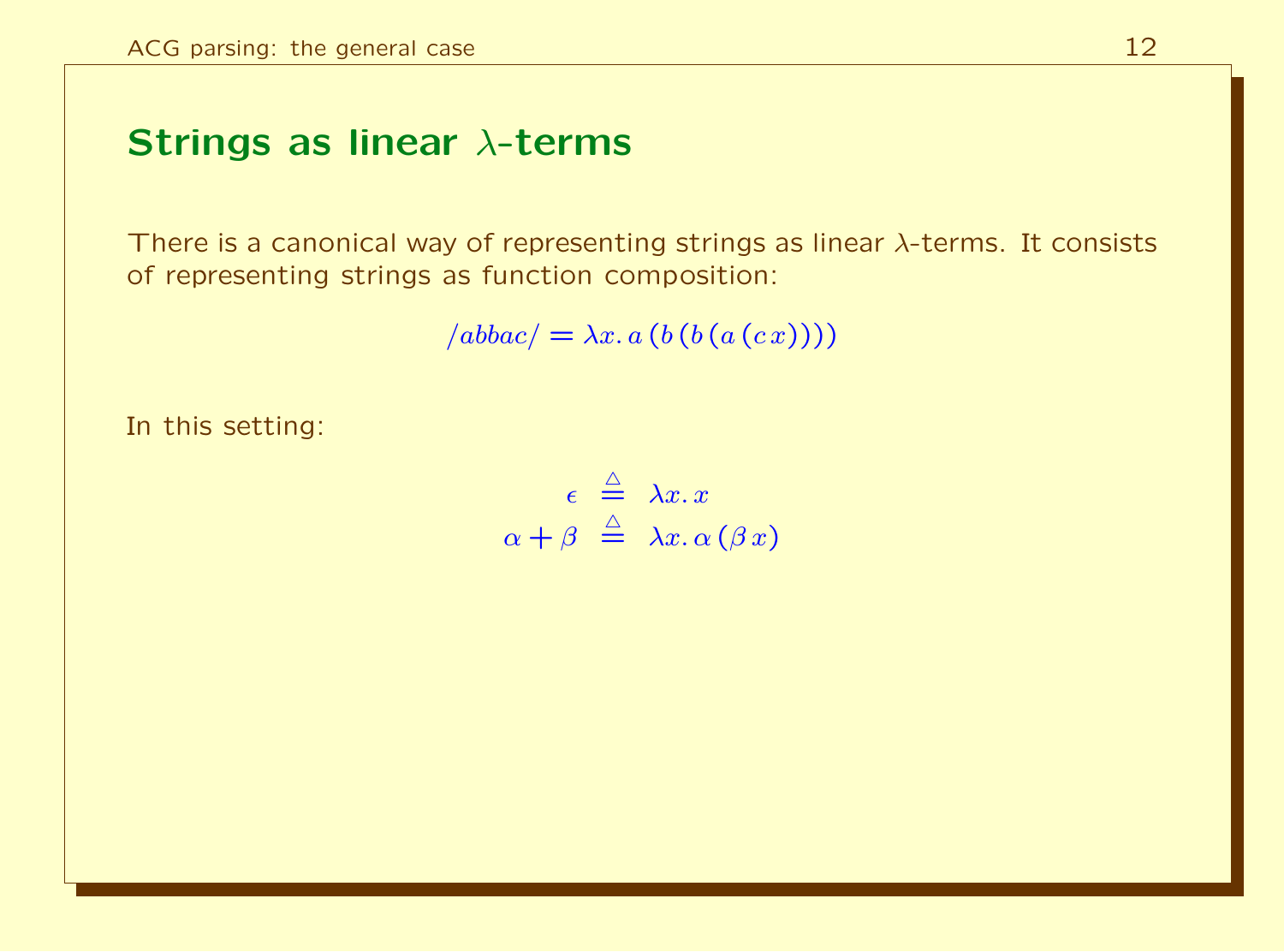## Strings as linear $\lambda$-terms

There is a canonical way of representing strings as linear $\lambda$-terms. It consists of representing strings as function composition:

$$/abbac/ = \lambda x.\, a\,(b\,(b\,(a\,(c\,x))))$$

In this setting:

$$\begin{aligned} \epsilon &\stackrel{\triangle}{=} \lambda x.\, x \\ \alpha + \beta &\stackrel{\triangle}{=} \lambda x.\, \alpha\,(\beta\, x) \end{aligned}$$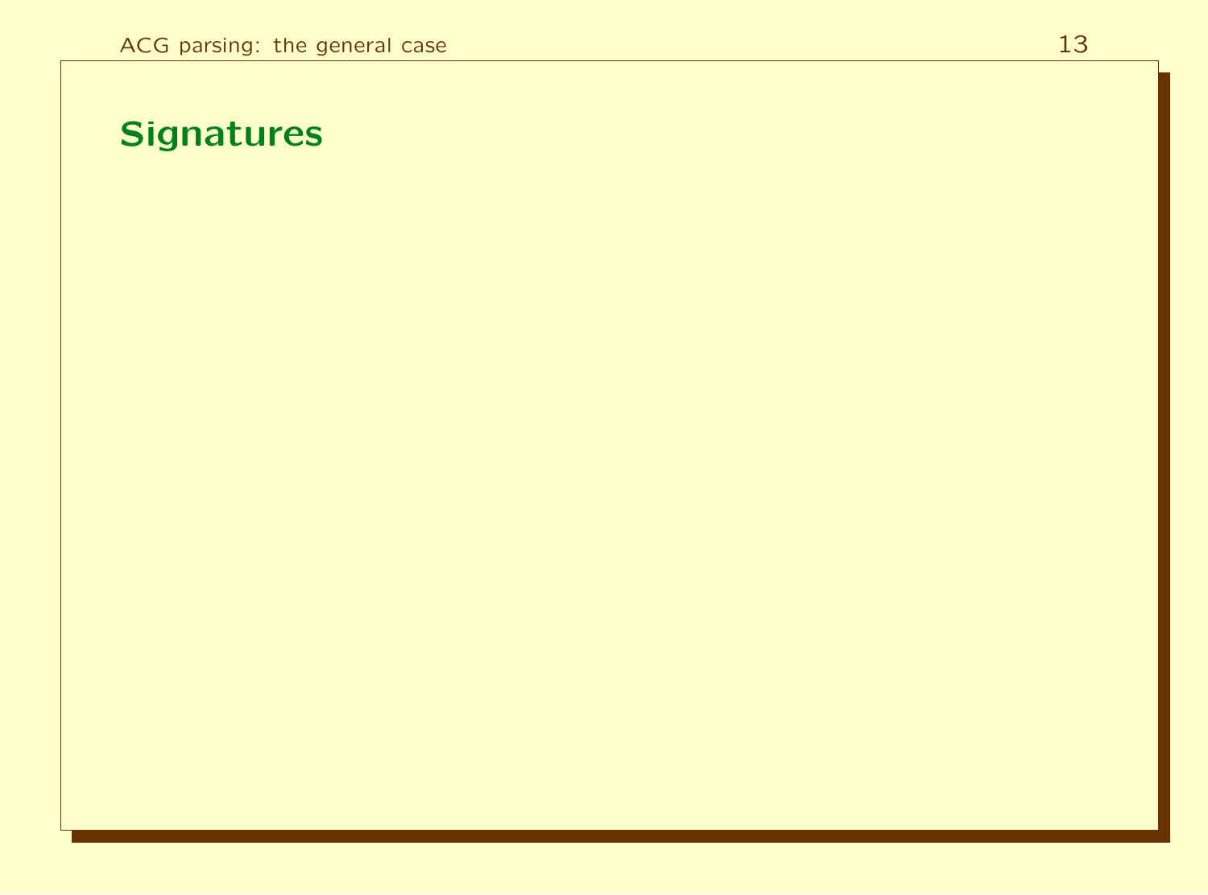## Signatures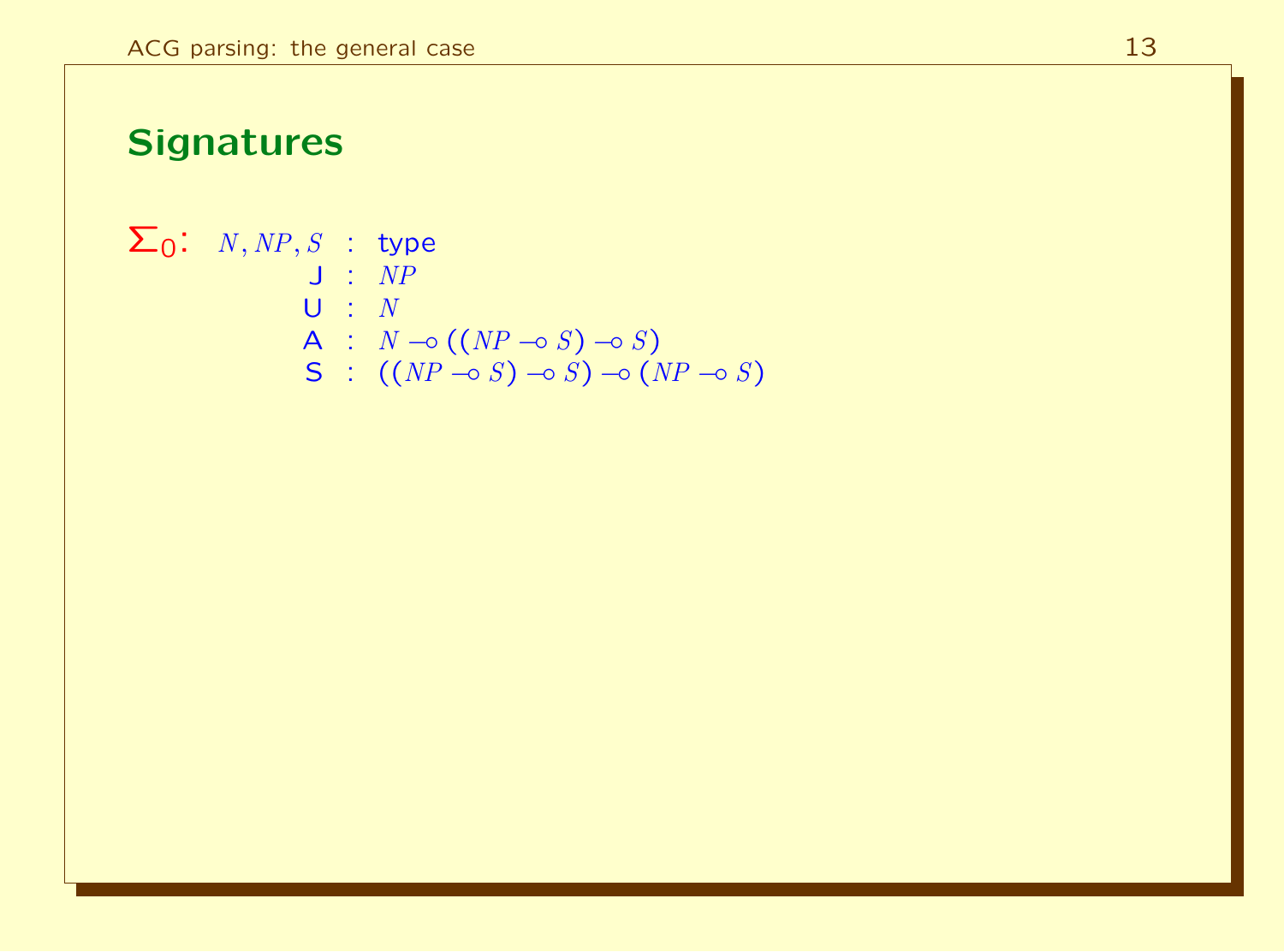## Signatures

$\Sigma_0$:

$$
\begin{array}{rcl}
N, NP, S & : & \text{type} \\
\mathsf{J} & : & NP \\
\mathsf{U} & : & N \\
\mathsf{A} & : & N \multimap ((NP \multimap S) \multimap S) \\
\mathsf{S} & : & ((NP \multimap S) \multimap S) \multimap (NP \multimap S)
\end{array}
$$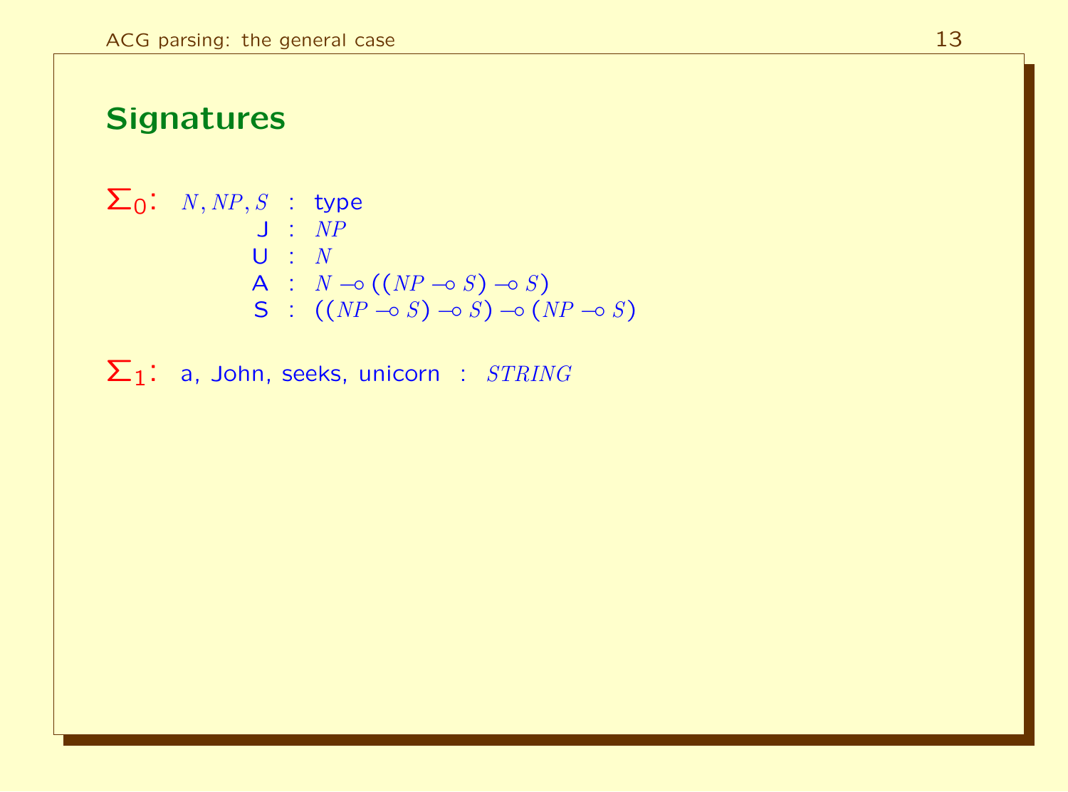## Signatures

$\Sigma_0$:

$$
\begin{aligned}
N, NP, S &: \text{type} \\
\mathsf{J} &: NP \\
\mathsf{U} &: N \\
\mathsf{A} &: N \multimap ((NP \multimap S) \multimap S) \\
\mathsf{S} &: ((NP \multimap S) \multimap S) \multimap (NP \multimap S)
\end{aligned}
$$

$\Sigma_1$: a, John, seeks, unicorn : $STRING$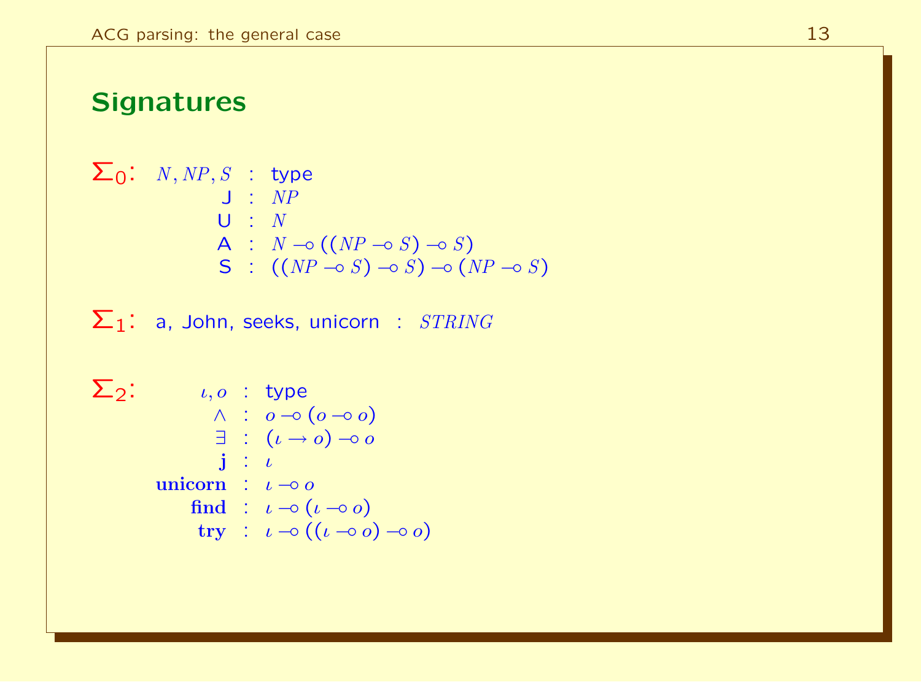## Signatures

$\Sigma_0$:

$$
\begin{array}{rcl}
N, NP, S & : & \text{type} \\
\mathsf{J} & : & NP \\
\mathsf{U} & : & N \\
\mathsf{A} & : & N \multimap ((NP \multimap S) \multimap S) \\
\mathsf{S} & : & ((NP \multimap S) \multimap S) \multimap (NP \multimap S)
\end{array}
$$

$\Sigma_1$: a, John, seeks, unicorn : $STRING$

$\Sigma_2$:

$$
\begin{array}{rcl}
\iota, o & : & \text{type} \\
\wedge & : & o \multimap (o \multimap o) \\
\exists & : & (\iota \rightarrow o) \multimap o \\
\mathbf{j} & : & \iota \\
\mathbf{unicorn} & : & \iota \multimap o \\
\mathbf{find} & : & \iota \multimap (\iota \multimap o) \\
\mathbf{try} & : & \iota \multimap ((\iota \multimap o) \multimap o)
\end{array}
$$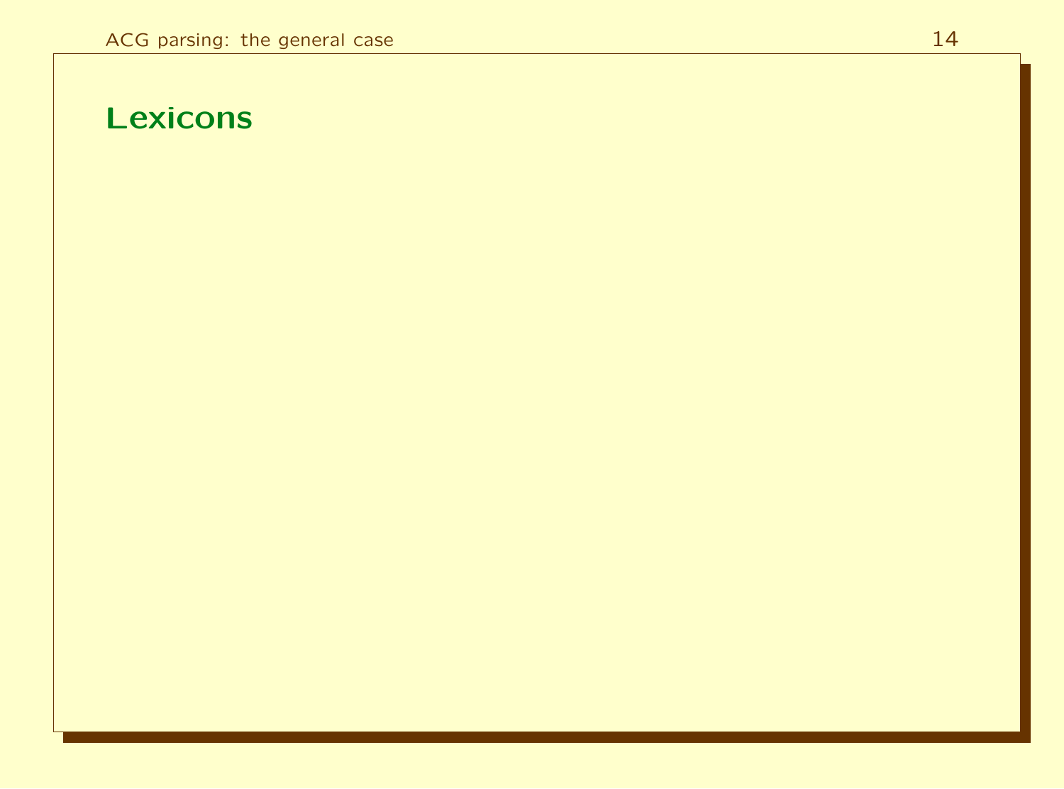# Lexicons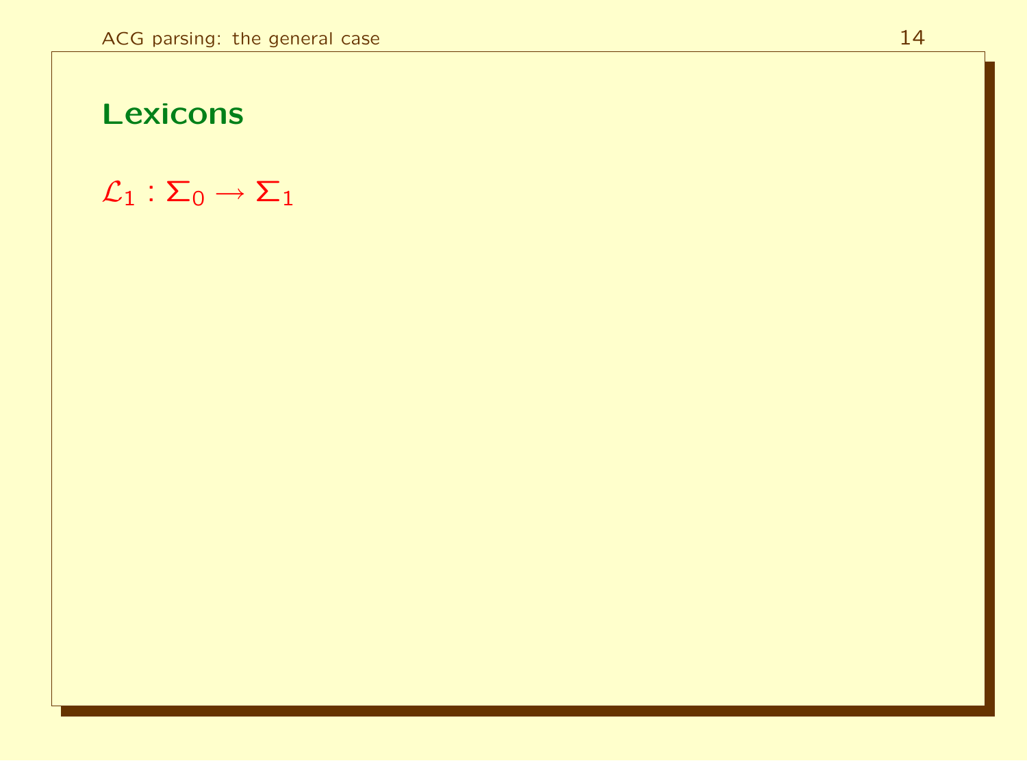## Lexicons

$\mathcal{L}_1 : \Sigma_0 \rightarrow \Sigma_1$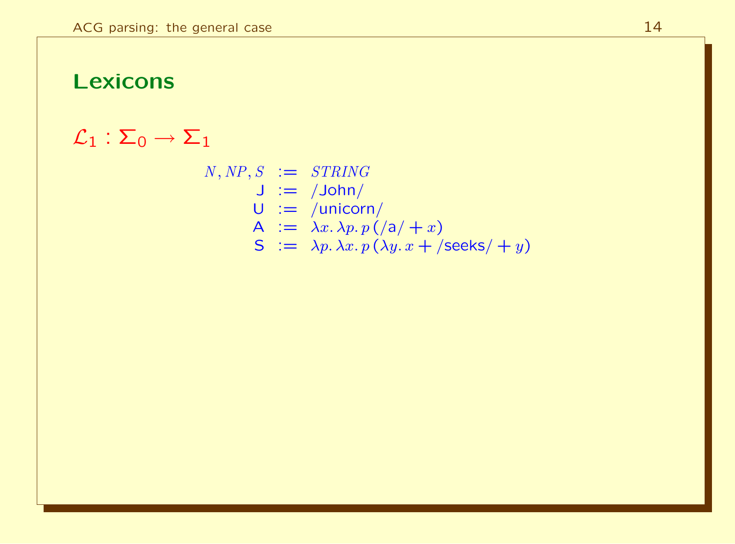## Lexicons

$\mathcal{L}_1 : \Sigma_0 \to \Sigma_1$

$$
\begin{array}{rcl}
N, NP, S & := & STRING \\
\mathsf{J} & := & /\mathsf{John}/ \\
\mathsf{U} & := & /\mathsf{unicorn}/ \\
\mathsf{A} & := & \lambda x.\, \lambda p.\, p\,(/\mathsf{a}/ + x) \\
\mathsf{S} & := & \lambda p.\, \lambda x.\, p\,(\lambda y.\, x + /\mathsf{seeks}/ + y)
\end{array}
$$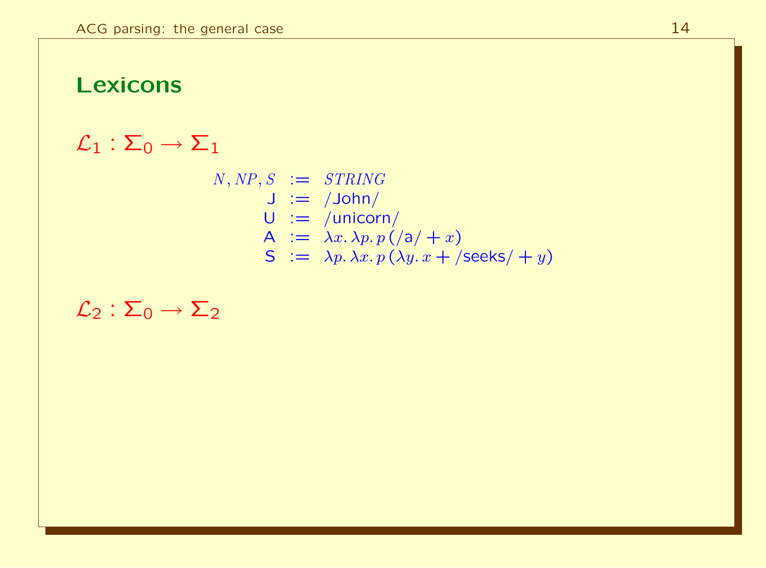# Lexicons

$\mathcal{L}_1 : \Sigma_0 \rightarrow \Sigma_1$

$$
\begin{array}{rcl}
N, NP, S & := & STRING \\
\mathsf{J} & := & /\mathsf{John}/ \\
\mathsf{U} & := & /\mathsf{unicorn}/ \\
\mathsf{A} & := & \lambda x.\, \lambda p.\, p\,(/\mathsf{a}/ + x) \\
\mathsf{S} & := & \lambda p.\, \lambda x.\, p\,(\lambda y.\, x + /\mathsf{seeks}/ + y)
\end{array}
$$

$\mathcal{L}_2 : \Sigma_0 \rightarrow \Sigma_2$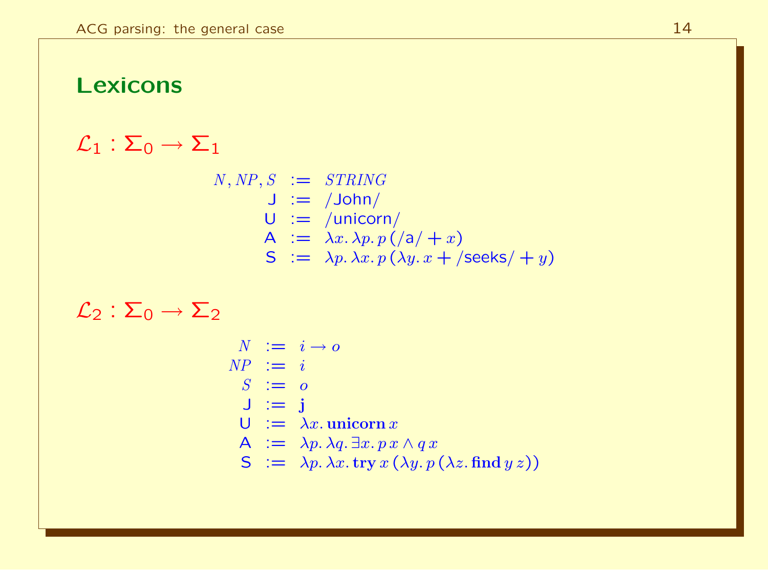## Lexicons

$\mathcal{L}_1 : \Sigma_0 \rightarrow \Sigma_1$

$$
\begin{aligned}
N, NP, S &:= STRING \\
\mathsf{J} &:= /\mathsf{John}/ \\
\mathsf{U} &:= /\mathsf{unicorn}/ \\
\mathsf{A} &:= \lambda x.\, \lambda p.\, p\,(/\mathsf{a}/ + x) \\
\mathsf{S} &:= \lambda p.\, \lambda x.\, p\,(\lambda y.\, x + /\mathsf{seeks}/ + y)
\end{aligned}
$$

$\mathcal{L}_2 : \Sigma_0 \rightarrow \Sigma_2$

$$
\begin{aligned}
N &:= i \rightarrow o \\
NP &:= i \\
S &:= o \\
\mathsf{J} &:= \mathbf{j} \\
\mathsf{U} &:= \lambda x.\, \mathbf{unicorn}\, x \\
\mathsf{A} &:= \lambda p.\, \lambda q.\, \exists x.\, p\, x \wedge q\, x \\
\mathsf{S} &:= \lambda p.\, \lambda x.\, \mathbf{try}\, x\, (\lambda y.\, p\, (\lambda z.\, \mathbf{find}\, y\, z))
\end{aligned}
$$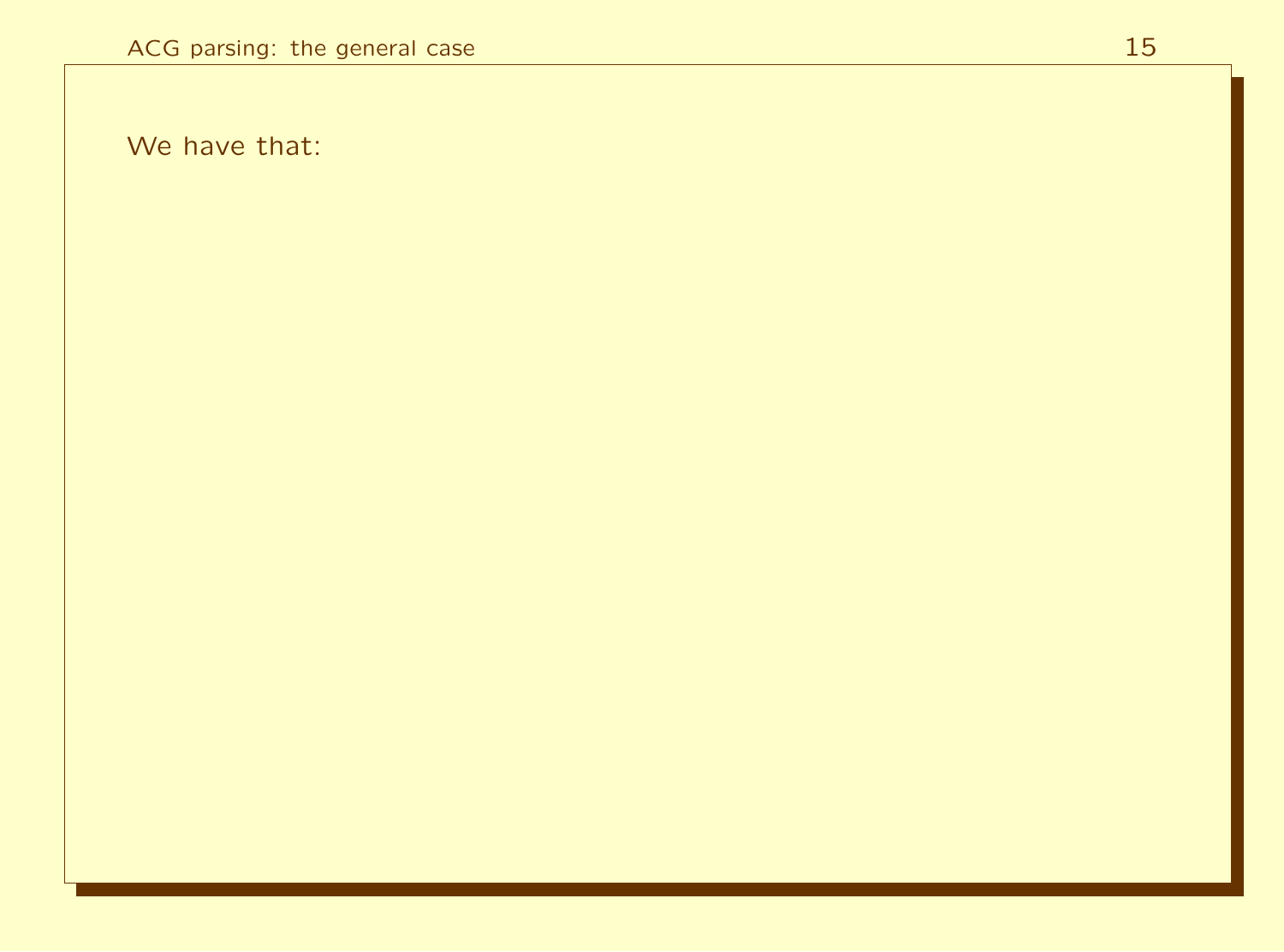We have that: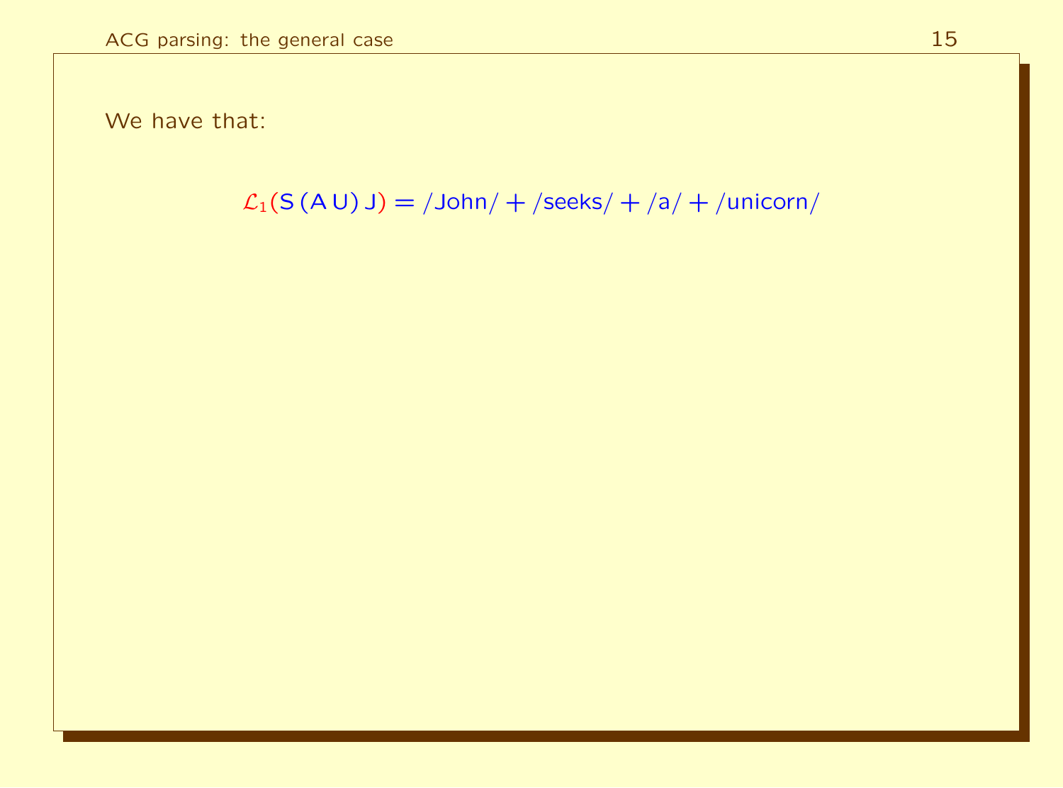We have that:

$$\mathcal{L}_1(\mathsf{S}\,(\mathsf{A}\,\mathsf{U})\,\mathsf{J}) = /\mathsf{John}/ + /\mathsf{seeks}/ + /\mathsf{a}/ + /\mathsf{unicorn}/$$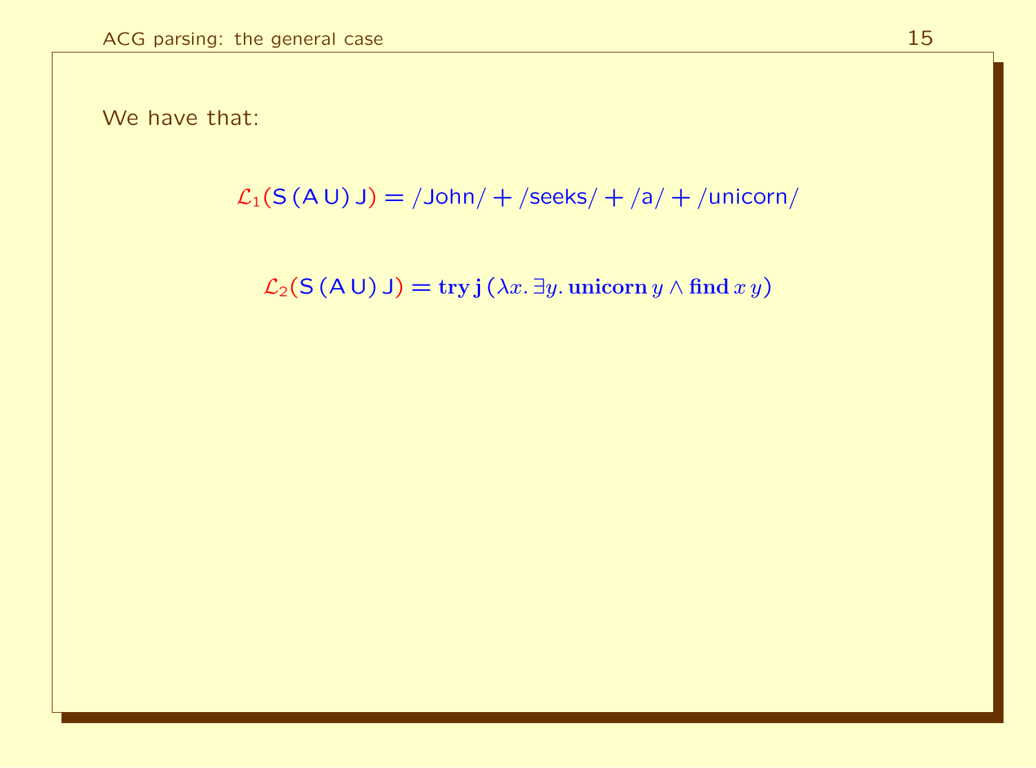We have that:

$$\mathcal{L}_1(\mathsf{S}\,(\mathsf{A}\,\mathsf{U})\,\mathsf{J}) = /\mathsf{John}/ + /\mathsf{seeks}/ + /\mathsf{a}/ + /\mathsf{unicorn}/$$

$$\mathcal{L}_2(\mathsf{S}\,(\mathsf{A}\,\mathsf{U})\,\mathsf{J}) = \mathbf{try}\,\mathbf{j}\,(\lambda x.\,\exists y.\,\mathbf{unicorn}\,y \wedge \mathbf{find}\,x\,y)$$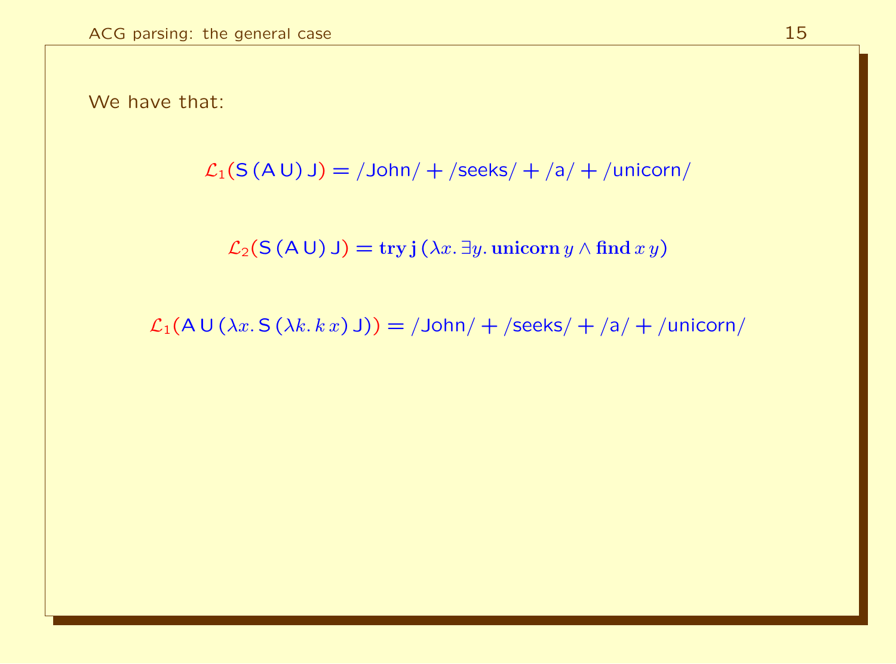We have that:

$$\mathcal{L}_1(\mathsf{S}\,(\mathsf{A}\,\mathsf{U})\,\mathsf{J}) = /\mathsf{John}/ + /\mathsf{seeks}/ + /\mathsf{a}/ + /\mathsf{unicorn}/$$

$$\mathcal{L}_2(\mathsf{S}\,(\mathsf{A}\,\mathsf{U})\,\mathsf{J}) = \mathbf{try}\,\mathbf{j}\,(\lambda x.\,\exists y.\,\mathbf{unicorn}\,y \wedge \mathbf{find}\,x\,y)$$

$$\mathcal{L}_1(\mathsf{A}\,\mathsf{U}\,(\lambda x.\,\mathsf{S}\,(\lambda k.\,k\,x)\,\mathsf{J})) = /\mathsf{John}/ + /\mathsf{seeks}/ + /\mathsf{a}/ + /\mathsf{unicorn}/$$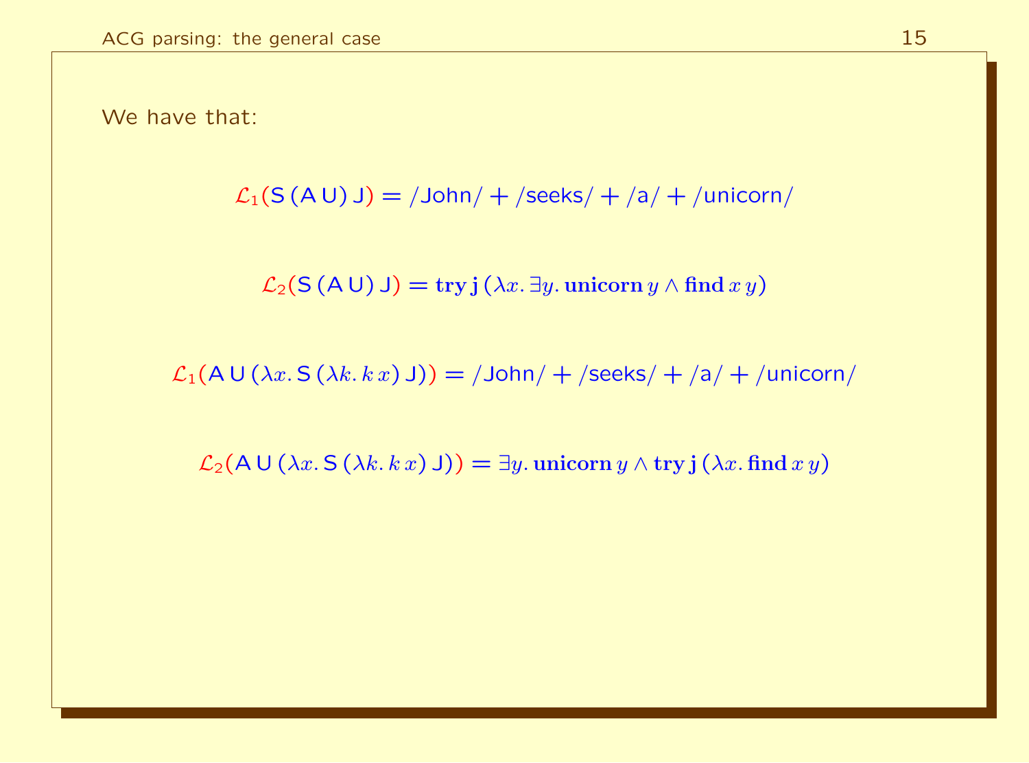We have that:

$$\mathcal{L}_1(\mathsf{S}\,(\mathsf{A}\,\mathsf{U})\,\mathsf{J}) = /\mathsf{John}/ + /\mathsf{seeks}/ + /\mathsf{a}/ + /\mathsf{unicorn}/$$

$$\mathcal{L}_2(\mathsf{S}\,(\mathsf{A}\,\mathsf{U})\,\mathsf{J}) = \mathbf{try}\,\mathbf{j}\,(\lambda x.\,\exists y.\,\mathbf{unicorn}\,y \wedge \mathbf{find}\,x\,y)$$

$$\mathcal{L}_1(\mathsf{A}\,\mathsf{U}\,(\lambda x.\,\mathsf{S}\,(\lambda k.\,k\,x)\,\mathsf{J})) = /\mathsf{John}/ + /\mathsf{seeks}/ + /\mathsf{a}/ + /\mathsf{unicorn}/$$

$$\mathcal{L}_2(\mathsf{A}\,\mathsf{U}\,(\lambda x.\,\mathsf{S}\,(\lambda k.\,k\,x)\,\mathsf{J})) = \exists y.\,\mathbf{unicorn}\,y \wedge \mathbf{try}\,\mathbf{j}\,(\lambda x.\,\mathbf{find}\,x\,y)$$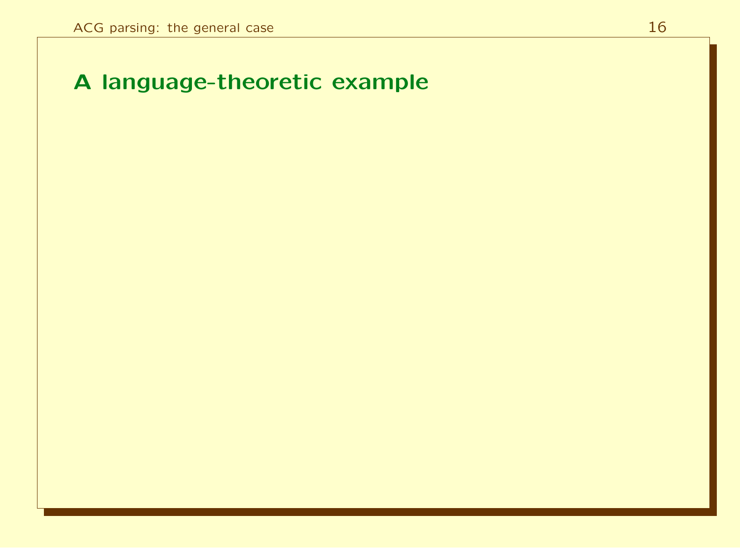# A language-theoretic example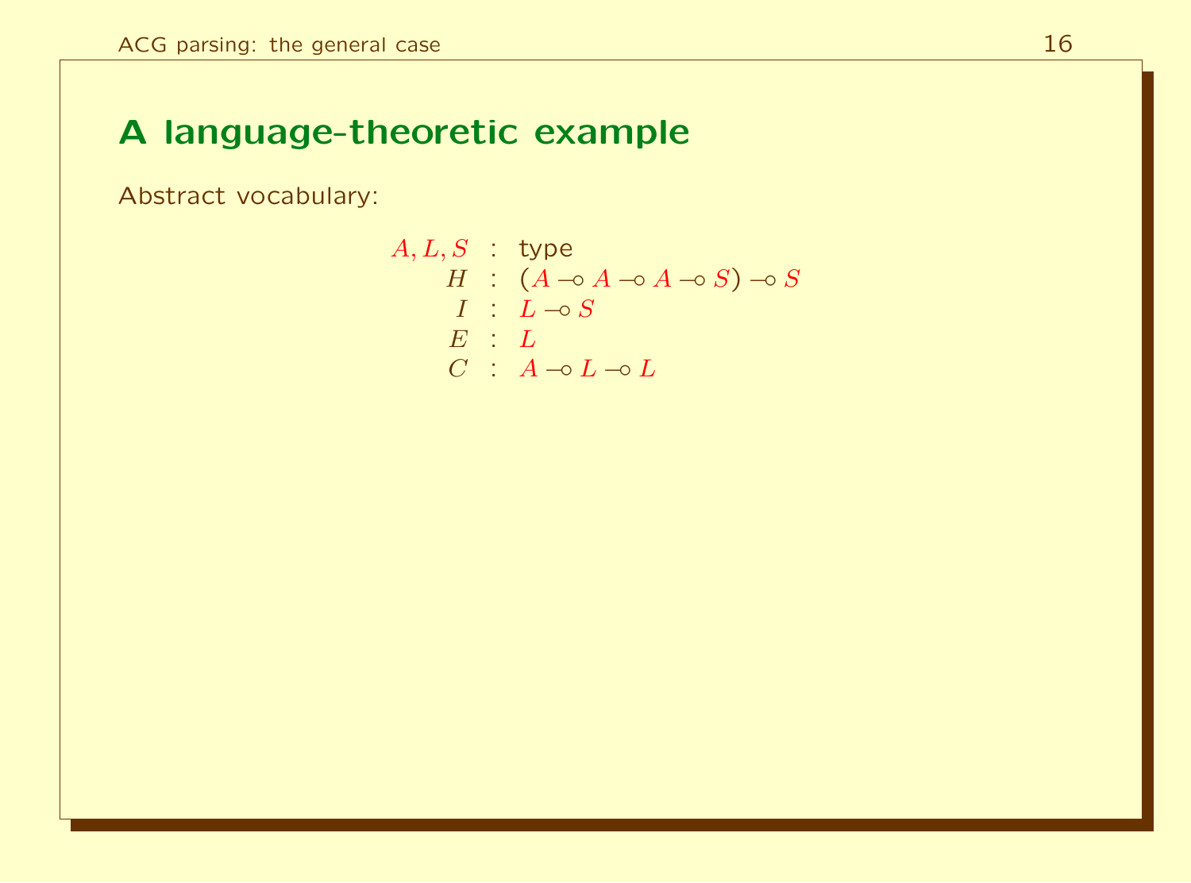## A language-theoretic example

Abstract vocabulary:

$$
\begin{array}{rcl}
A, L, S & : & \text{type} \\
H & : & (A \multimap A \multimap A \multimap S) \multimap S \\
I & : & L \multimap S \\
E & : & L \\
C & : & A \multimap L \multimap L
\end{array}
$$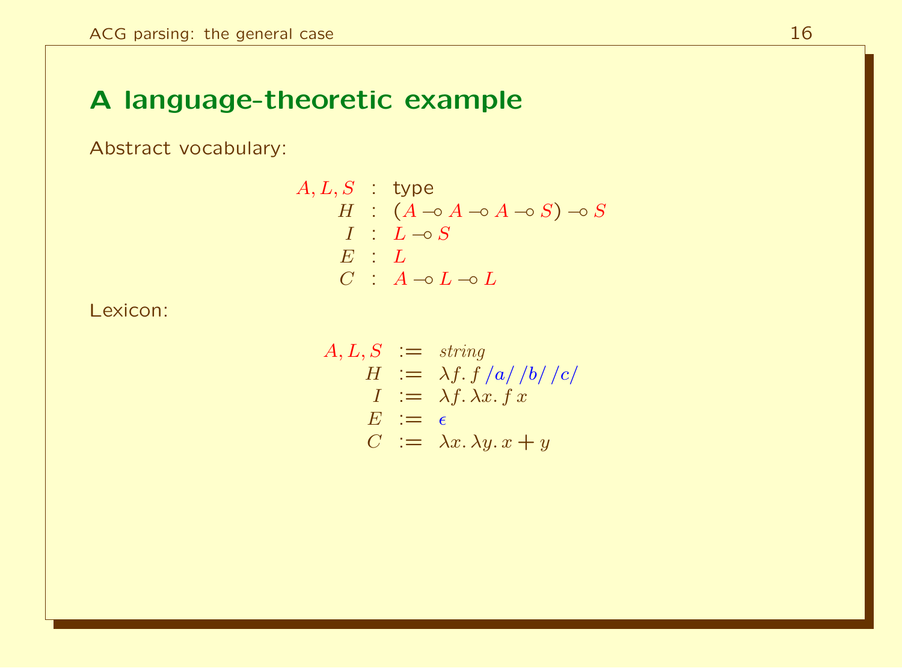# A language-theoretic example

Abstract vocabulary:

$$
\begin{array}{rcl}
A, L, S & : & \text{type} \\
H & : & (A \multimap A \multimap A \multimap S) \multimap S \\
I & : & L \multimap S \\
E & : & L \\
C & : & A \multimap L \multimap L
\end{array}
$$

Lexicon:

$$
\begin{array}{rcl}
A, L, S & := & \mathit{string} \\
H & := & \lambda f.\, f\, /a/\, /b/\, /c/ \\
I & := & \lambda f.\, \lambda x.\, f\, x \\
E & := & \epsilon \\
C & := & \lambda x.\, \lambda y.\, x + y
\end{array}
$$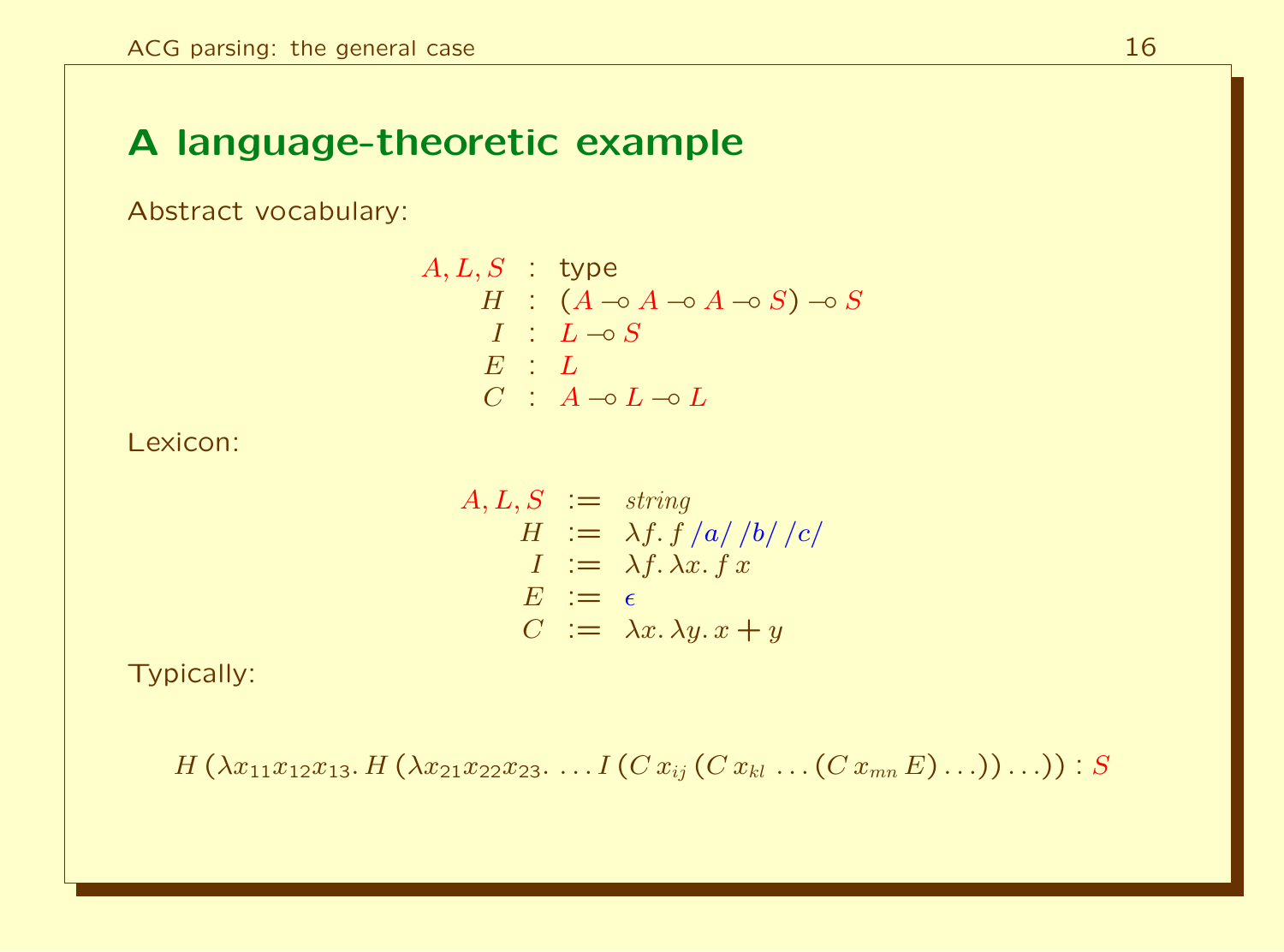## A language-theoretic example

Abstract vocabulary:

$$
\begin{array}{rcl}
A, L, S & : & \text{type} \\
H & : & (A \multimap A \multimap A \multimap S) \multimap S \\
I & : & L \multimap S \\
E & : & L \\
C & : & A \multimap L \multimap L
\end{array}
$$

Lexicon:

$$
\begin{array}{rcl}
A, L, S & := & \mathit{string} \\
H & := & \lambda f.\, f\, /a/\, /b/\, /c/ \\
I & := & \lambda f.\, \lambda x.\, f\, x \\
E & := & \epsilon \\
C & := & \lambda x.\, \lambda y.\, x + y
\end{array}
$$

Typically:

$$
H\,(\lambda x_{11} x_{12} x_{13}.\, H\,(\lambda x_{21} x_{22} x_{23}.\, \ldots I\,(C\,x_{ij}\,(C\,x_{kl}\,\ldots(C\,x_{mn}\,E)\ldots))\ldots)) : S
$$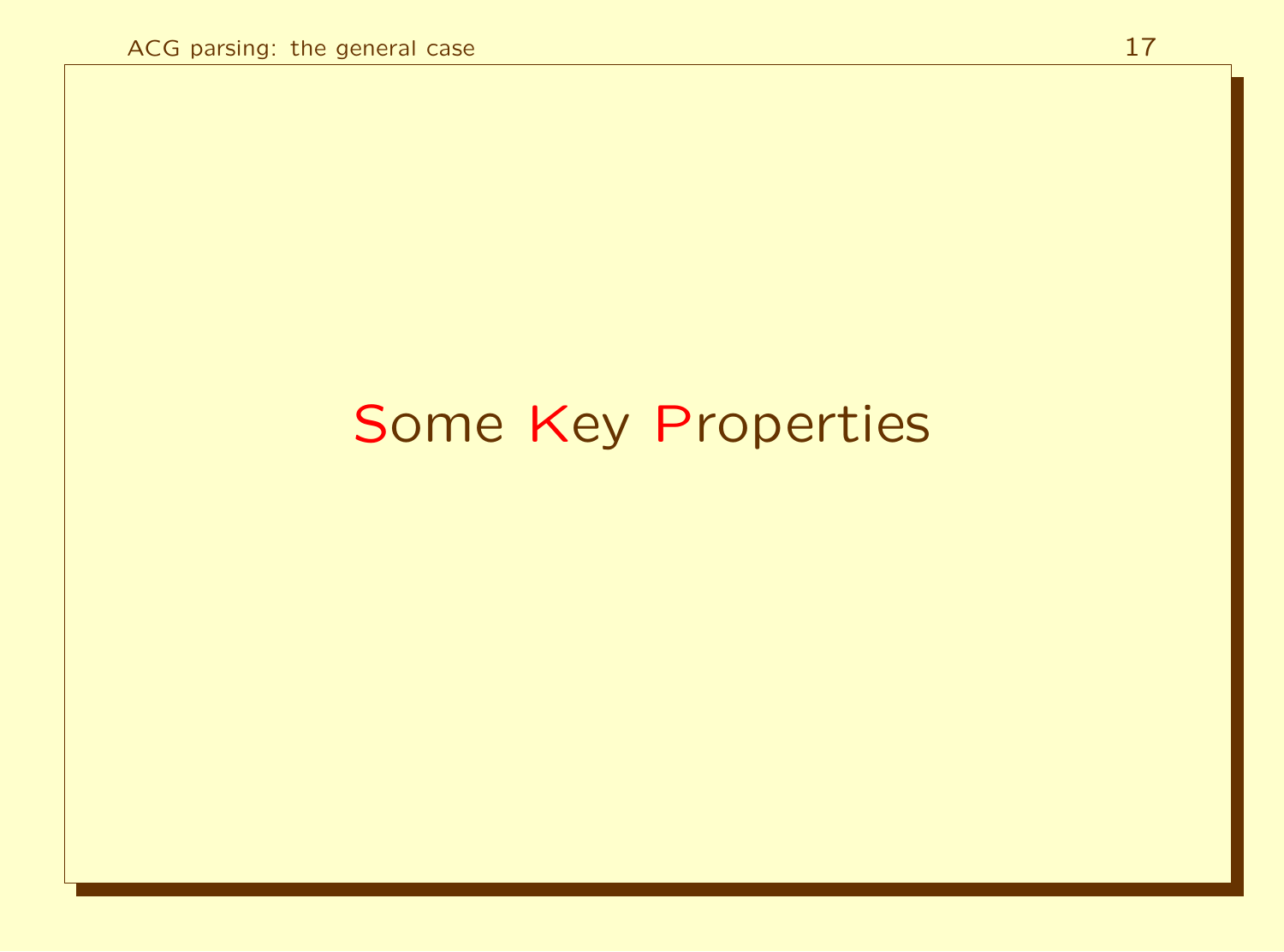# Some Key Properties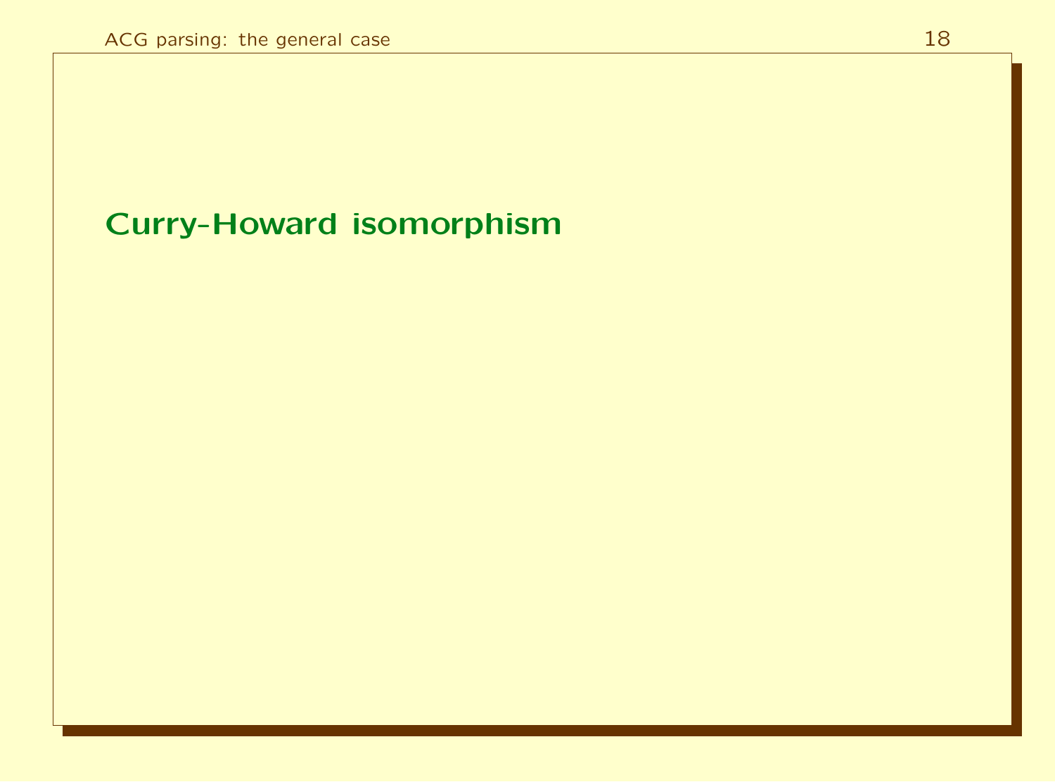# Curry-Howard isomorphism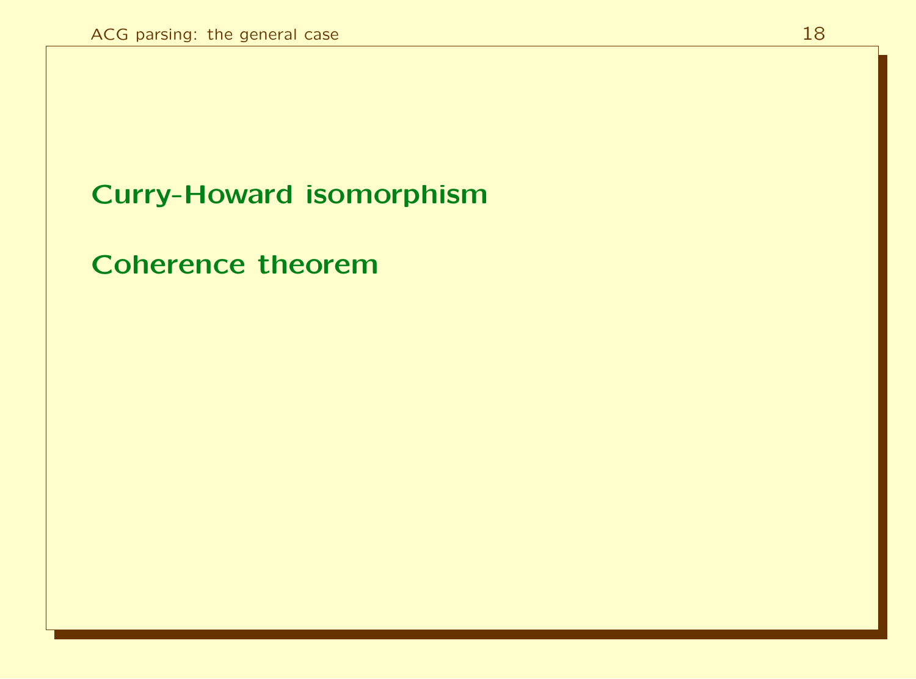## Curry-Howard isomorphism

## Coherence theorem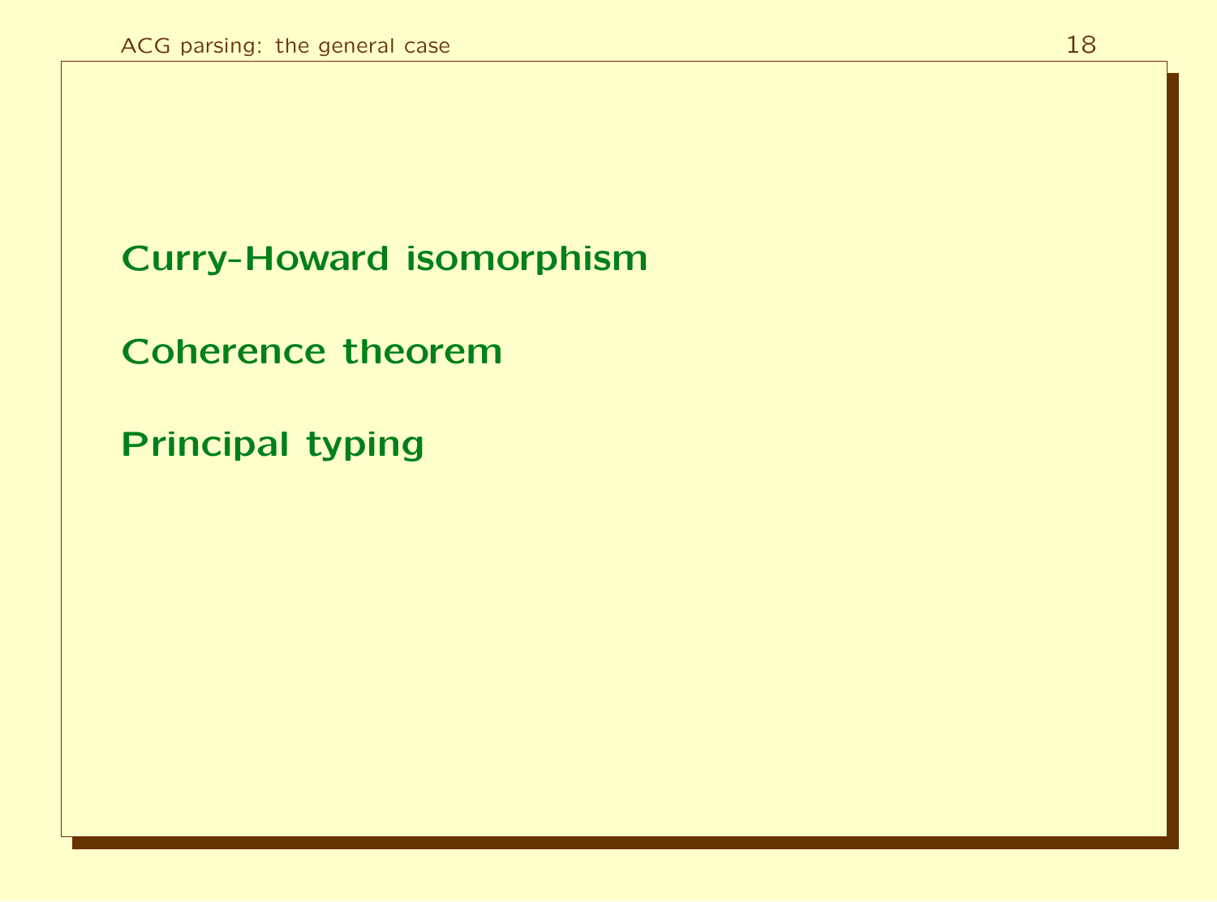**Curry-Howard isomorphism**

**Coherence theorem**

**Principal typing**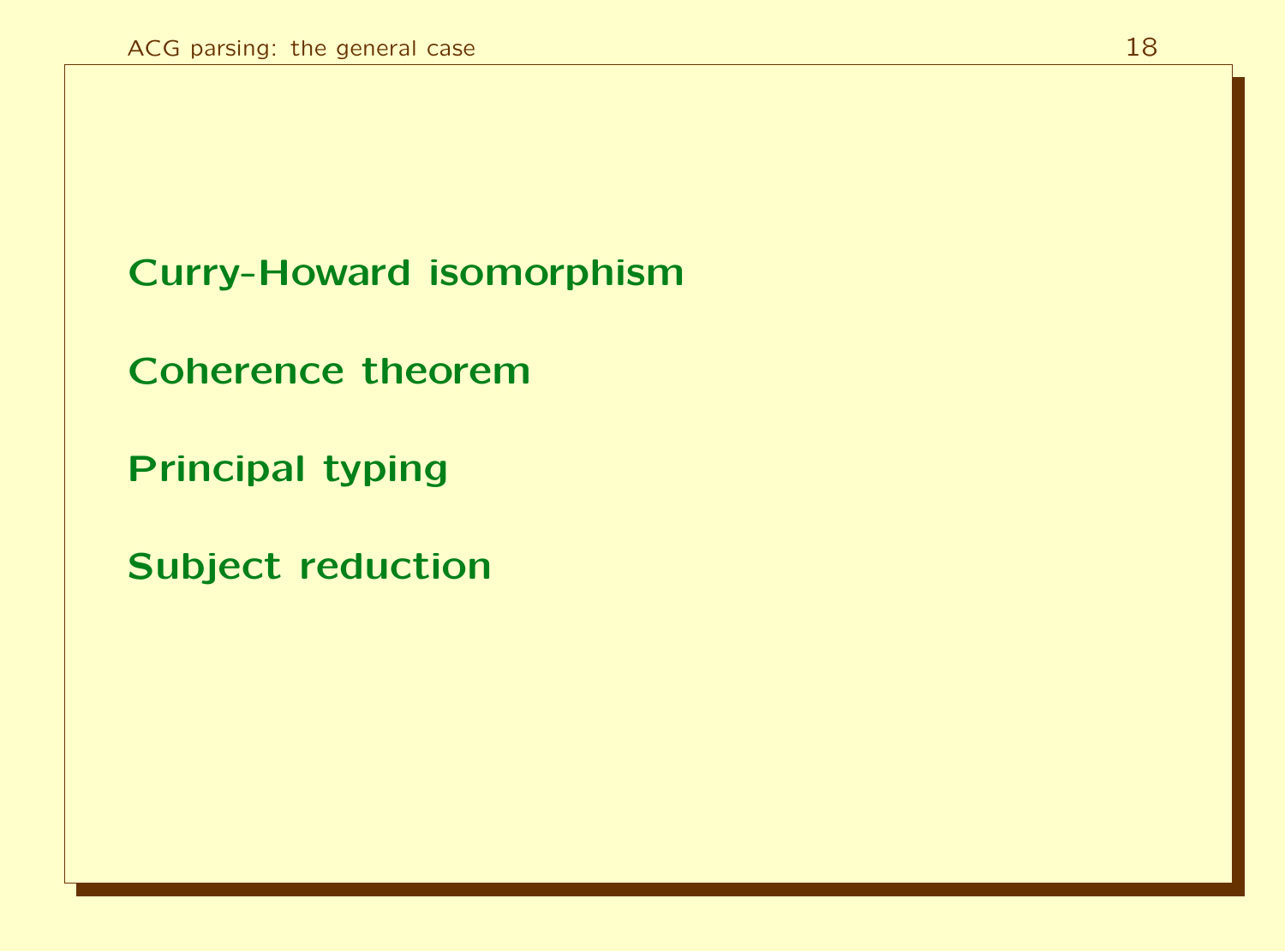**Curry-Howard isomorphism**

**Coherence theorem**

**Principal typing**

**Subject reduction**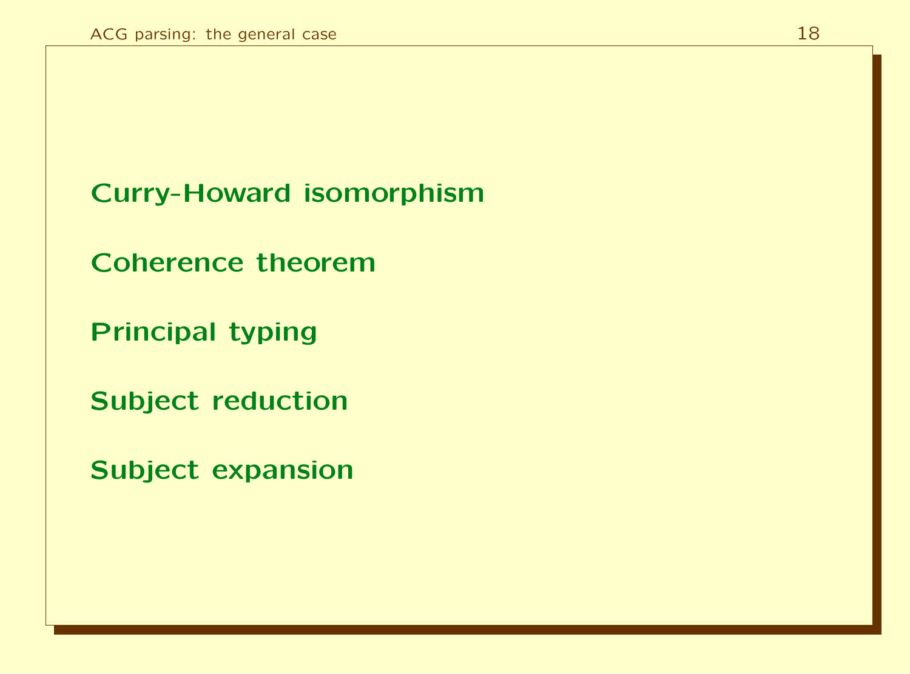**Curry-Howard isomorphism**

**Coherence theorem**

**Principal typing**

**Subject reduction**

**Subject expansion**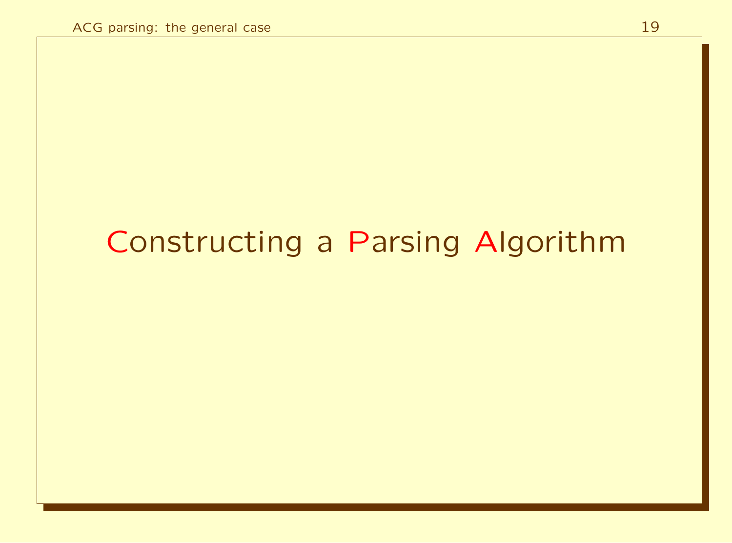# Constructing a Parsing Algorithm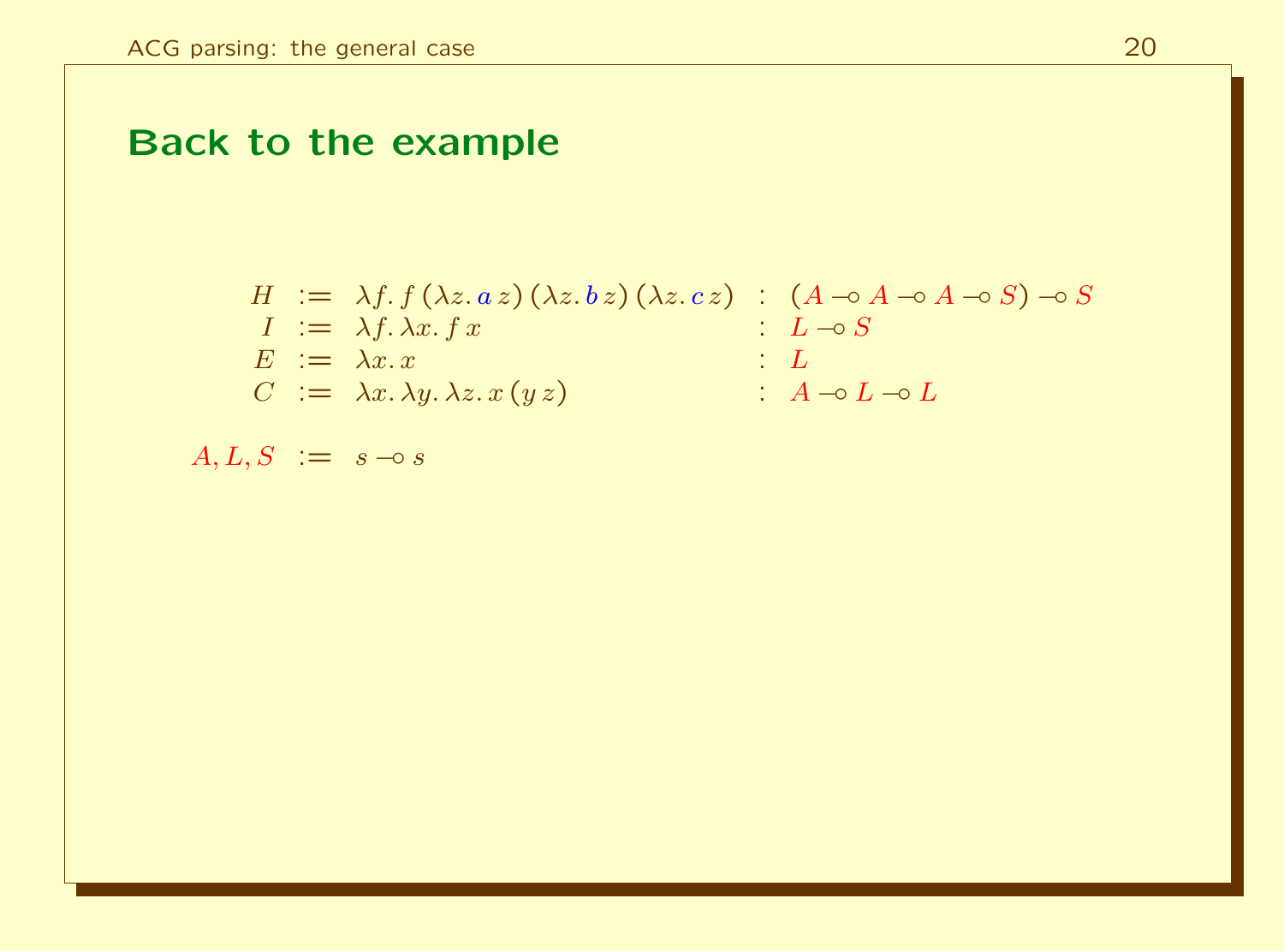## Back to the example

$$
\begin{array}{rcll}
H & := & \lambda f.\, f\,(\lambda z.\, a\, z)\,(\lambda z.\, b\, z)\,(\lambda z.\, c\, z) & : \;(A \multimap A \multimap A \multimap S) \multimap S \\
I & := & \lambda f.\, \lambda x.\, f\, x & : \; L \multimap S \\
E & := & \lambda x.\, x & : \; L \\
C & := & \lambda x.\, \lambda y.\, \lambda z.\, x\,(y\, z) & : \; A \multimap L \multimap L
\end{array}
$$

$$
A, L, S \;:=\; s \multimap s
$$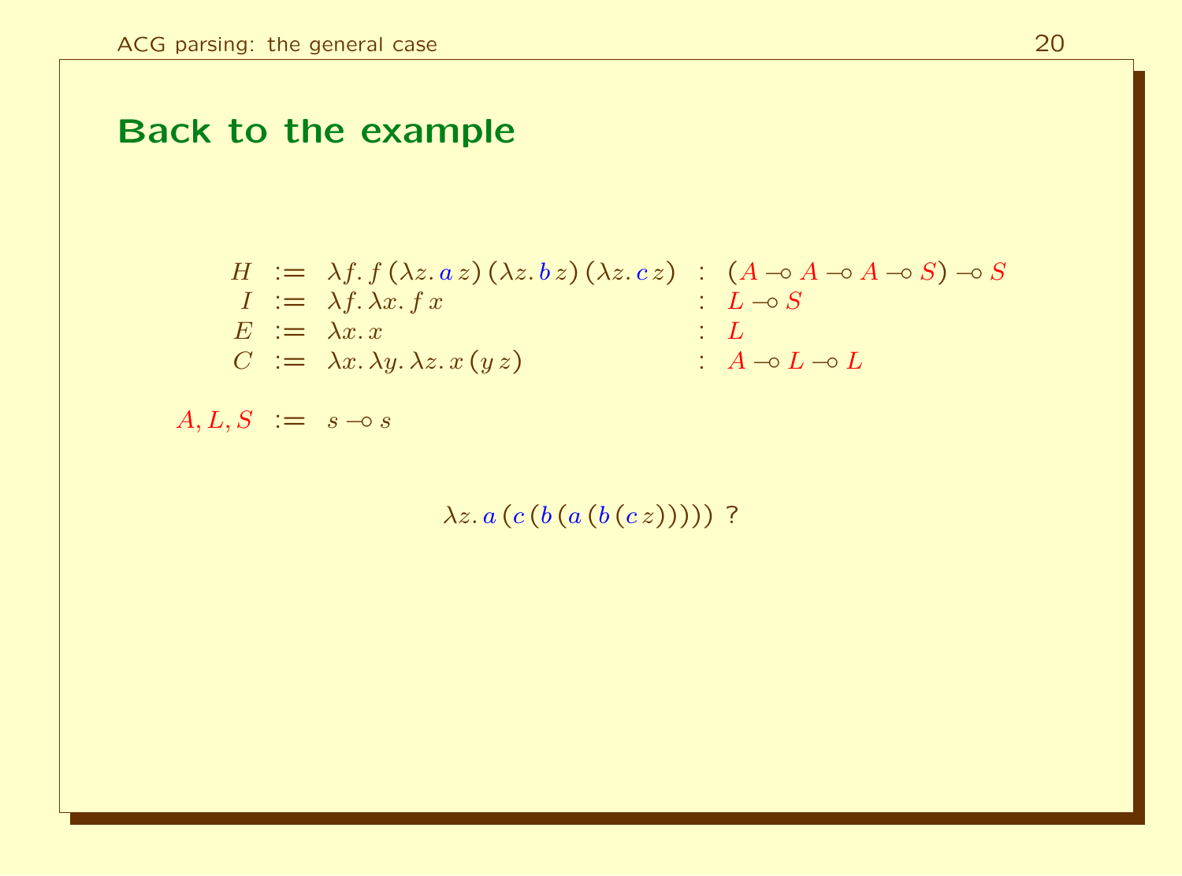# Back to the example

$$
\begin{array}{rcll}
H & := & \lambda f.\, f\,(\lambda z.\, a\, z)\,(\lambda z.\, b\, z)\,(\lambda z.\, c\, z) & : \ (A \multimap A \multimap A \multimap S) \multimap S \\
I & := & \lambda f.\, \lambda x.\, f\, x & : \ L \multimap S \\
E & := & \lambda x.\, x & : \ L \\
C & := & \lambda x.\, \lambda y.\, \lambda z.\, x\,(y\, z) & : \ A \multimap L \multimap L
\end{array}
$$

$$
A, L, S \ := \ s \multimap s
$$

$$
\lambda z.\, a\,(c\,(b\,(a\,(b\,(c\, z)))))\ ?
$$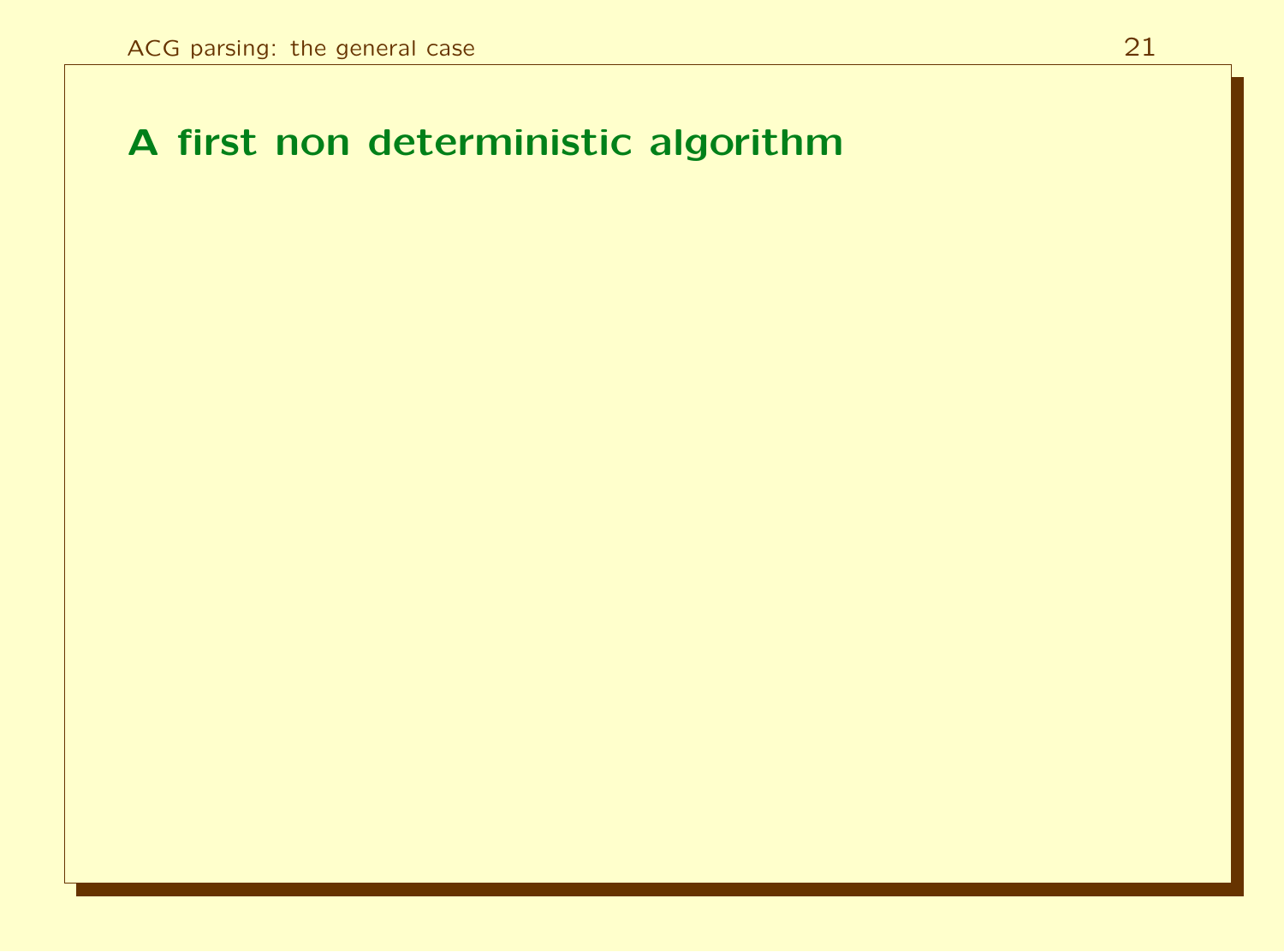# A first non deterministic algorithm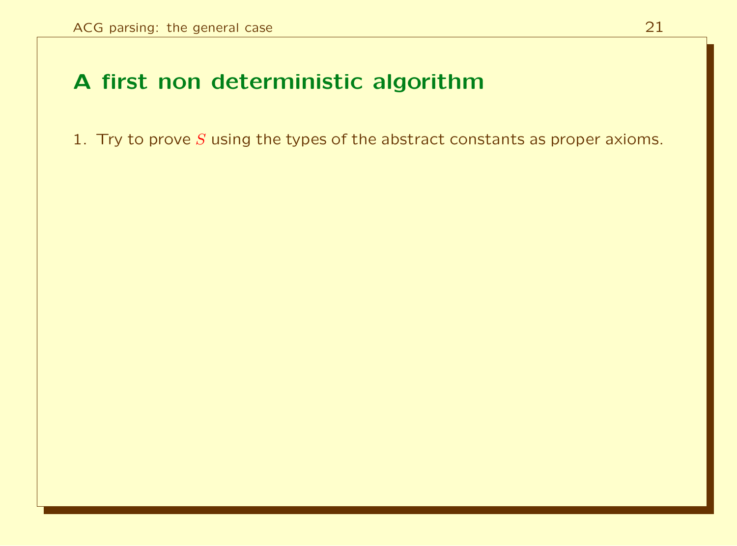## A first non deterministic algorithm

1. Try to prove $S$ using the types of the abstract constants as proper axioms.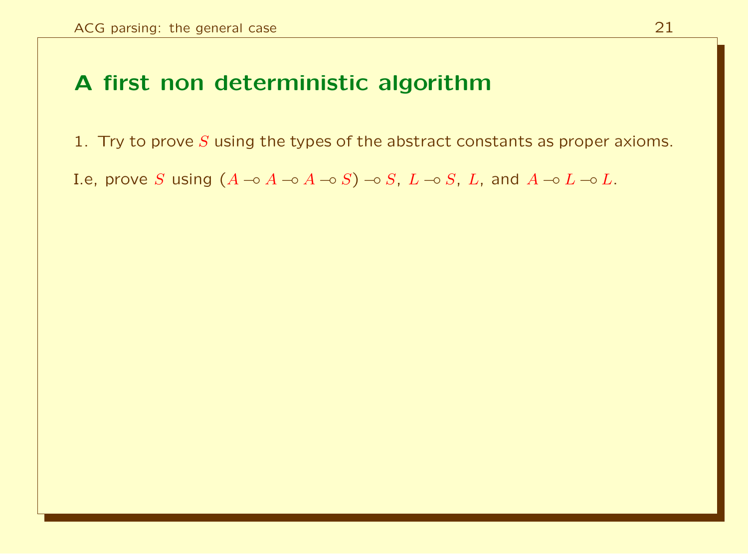## A first non deterministic algorithm

1. Try to prove $S$ using the types of the abstract constants as proper axioms.

I.e, prove $S$ using $(A \multimap A \multimap A \multimap S) \multimap S$, $L \multimap S$, $L$, and $A \multimap L \multimap L$.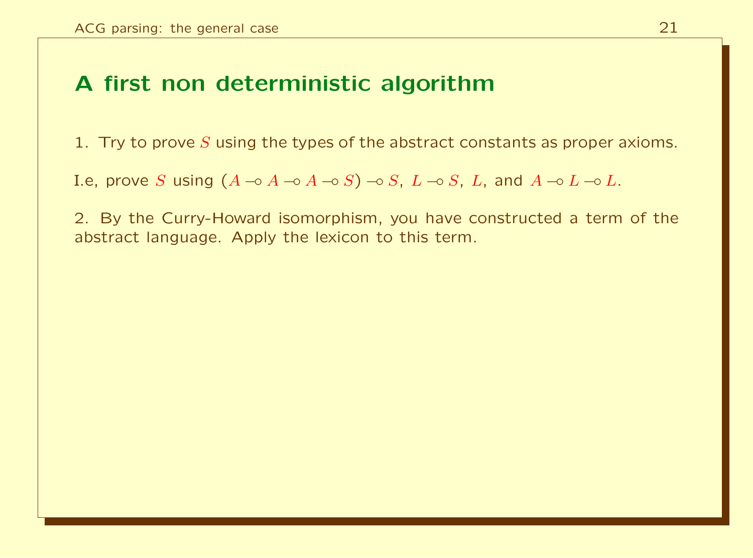# A first non deterministic algorithm

1. Try to prove $S$ using the types of the abstract constants as proper axioms.

I.e, prove $S$ using $(A \multimap A \multimap A \multimap S) \multimap S$, $L \multimap S$, $L$, and $A \multimap L \multimap L$.

2. By the Curry-Howard isomorphism, you have constructed a term of the abstract language. Apply the lexicon to this term.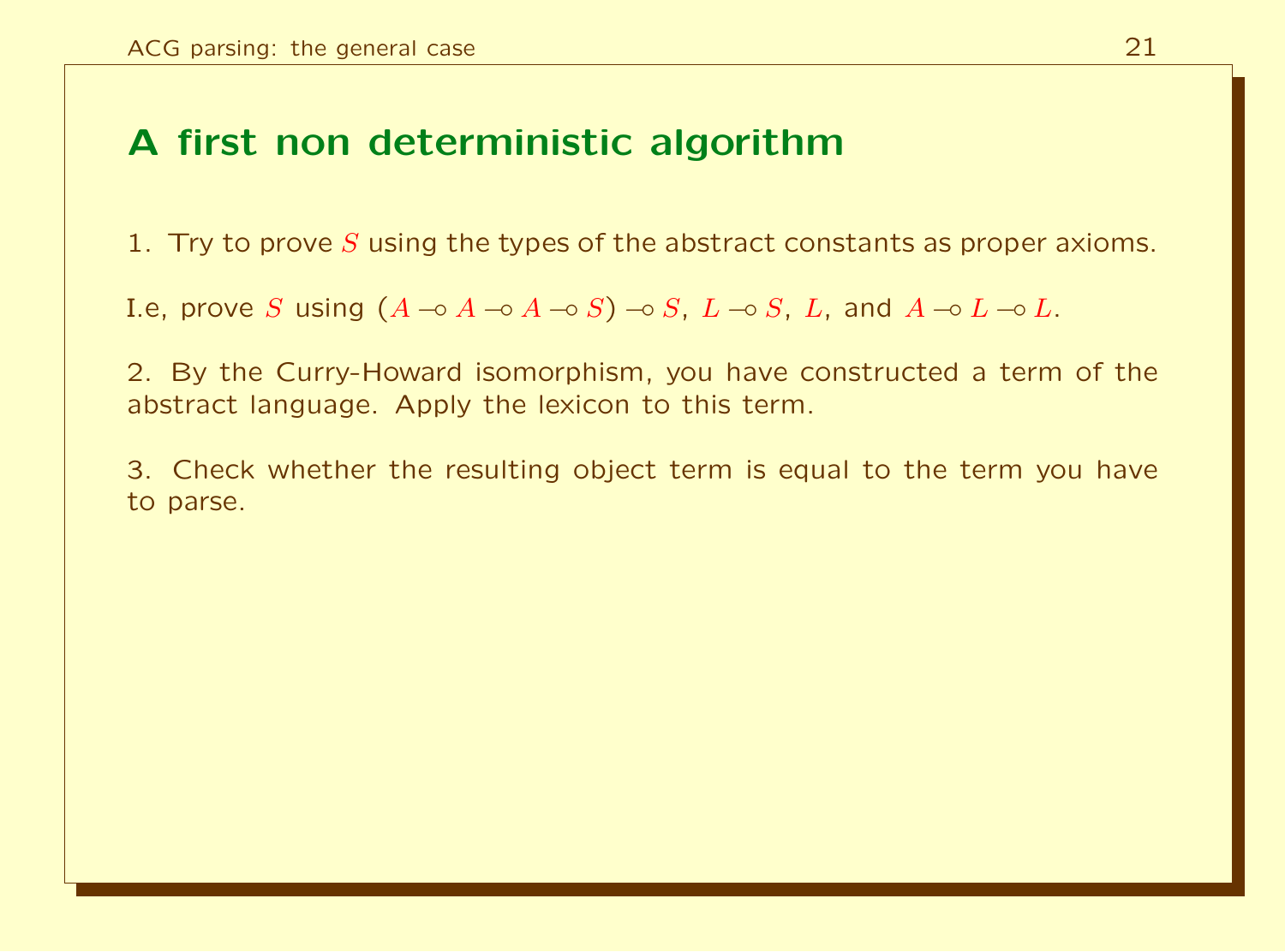## A first non deterministic algorithm

1. Try to prove $S$ using the types of the abstract constants as proper axioms.

I.e, prove $S$ using $(A \multimap A \multimap A \multimap S) \multimap S$, $L \multimap S$, $L$, and $A \multimap L \multimap L$.

2. By the Curry-Howard isomorphism, you have constructed a term of the abstract language. Apply the lexicon to this term.

3. Check whether the resulting object term is equal to the term you have to parse.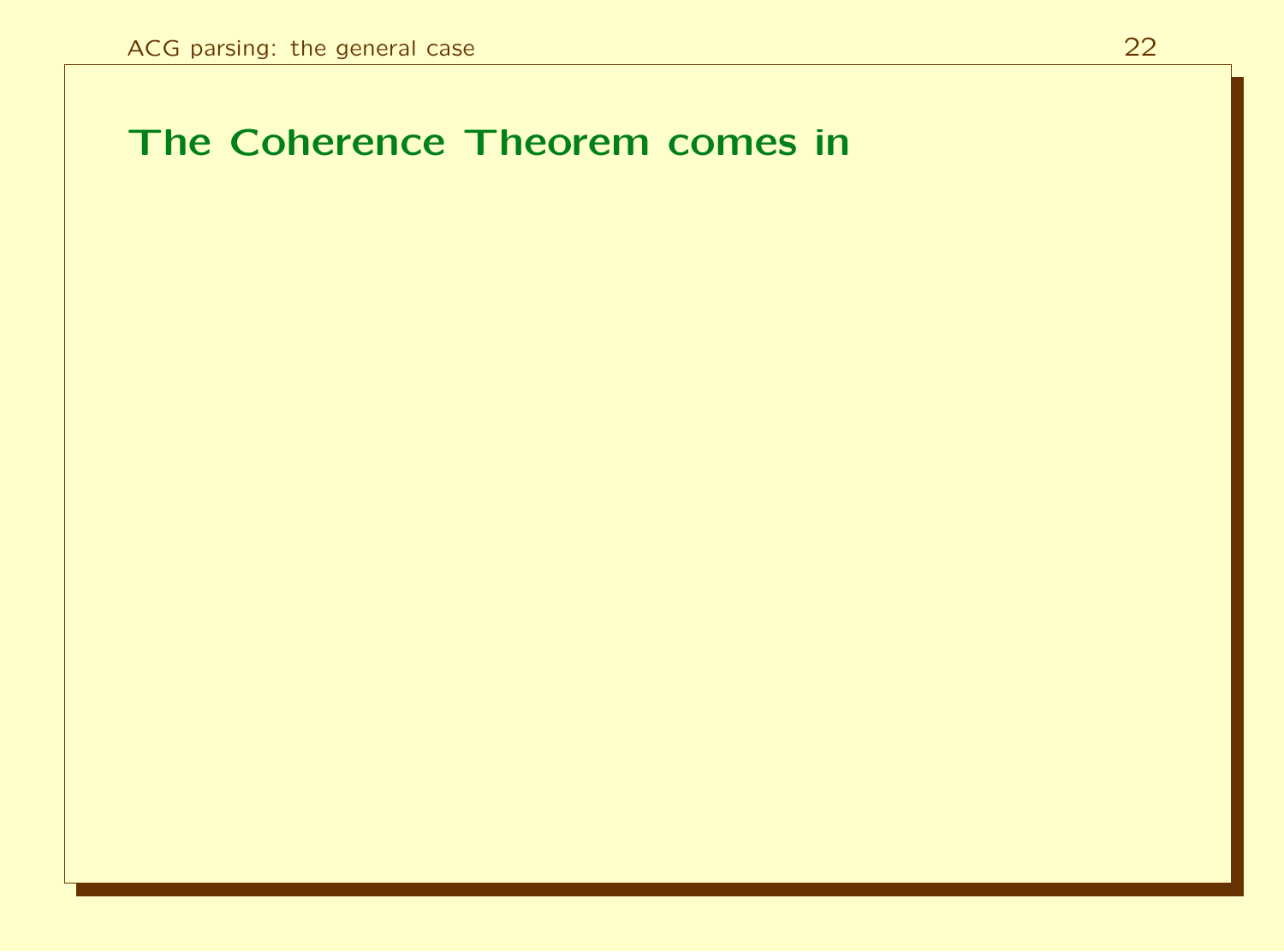# The Coherence Theorem comes in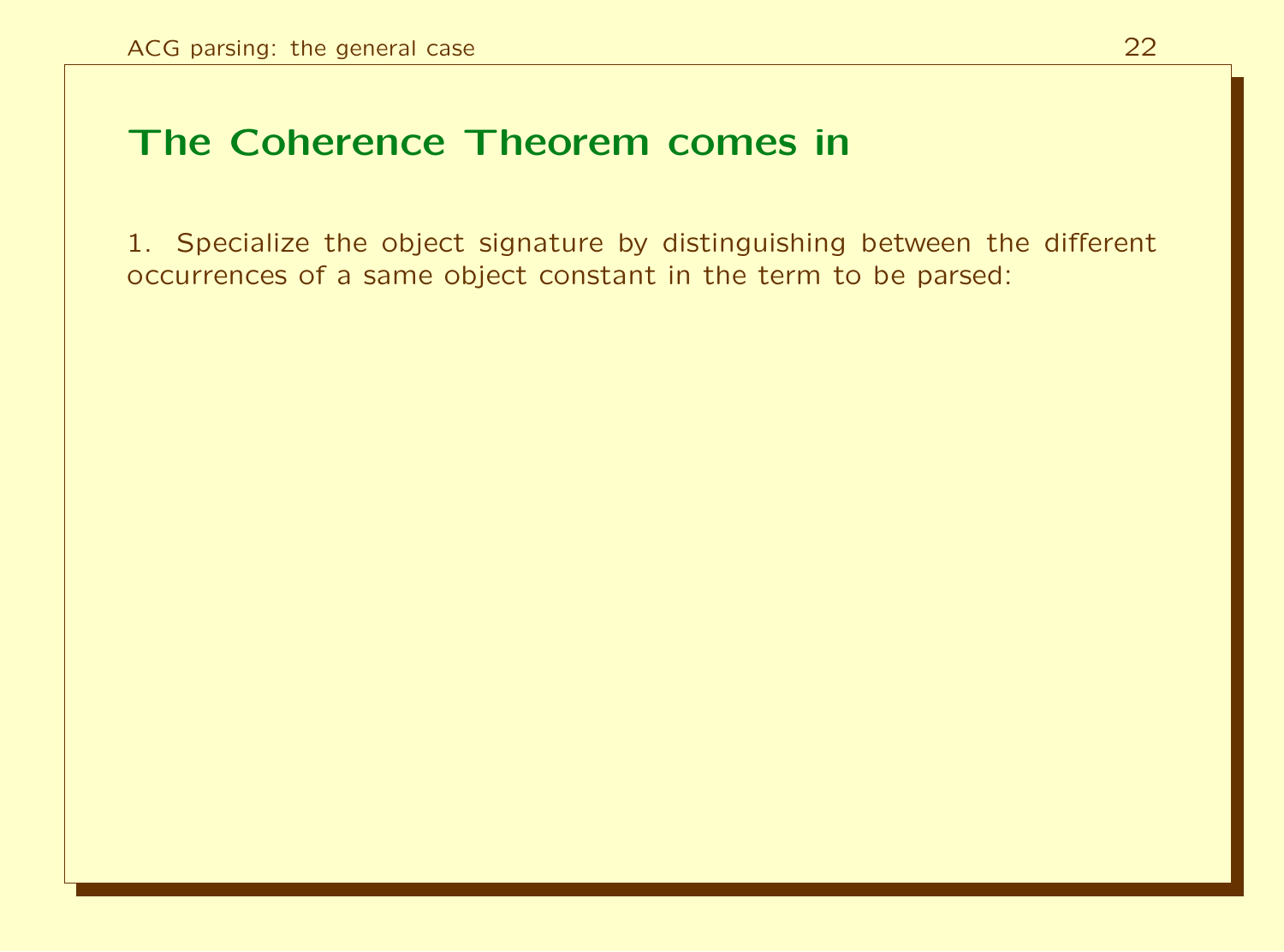# The Coherence Theorem comes in

1. Specialize the object signature by distinguishing between the different occurrences of a same object constant in the term to be parsed: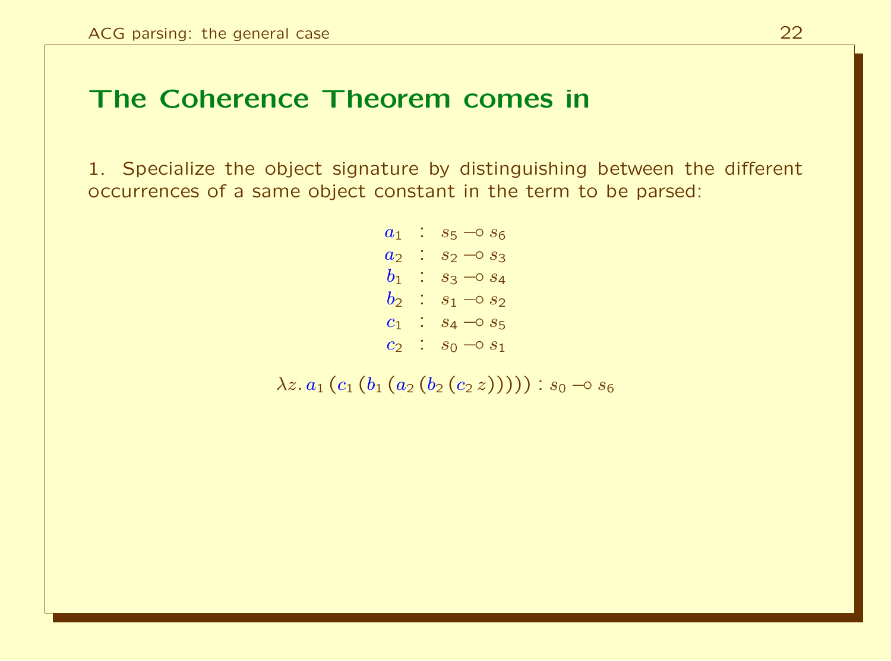## The Coherence Theorem comes in

1. Specialize the object signature by distinguishing between the different occurrences of a same object constant in the term to be parsed:

$$
\begin{array}{rcl}
a_1 & : & s_5 \multimap s_6 \\
a_2 & : & s_2 \multimap s_3 \\
b_1 & : & s_3 \multimap s_4 \\
b_2 & : & s_1 \multimap s_2 \\
c_1 & : & s_4 \multimap s_5 \\
c_2 & : & s_0 \multimap s_1
\end{array}
$$

$$\lambda z.\, a_1\,(c_1\,(b_1\,(a_2\,(b_2\,(c_2\,z))))) : s_0 \multimap s_6$$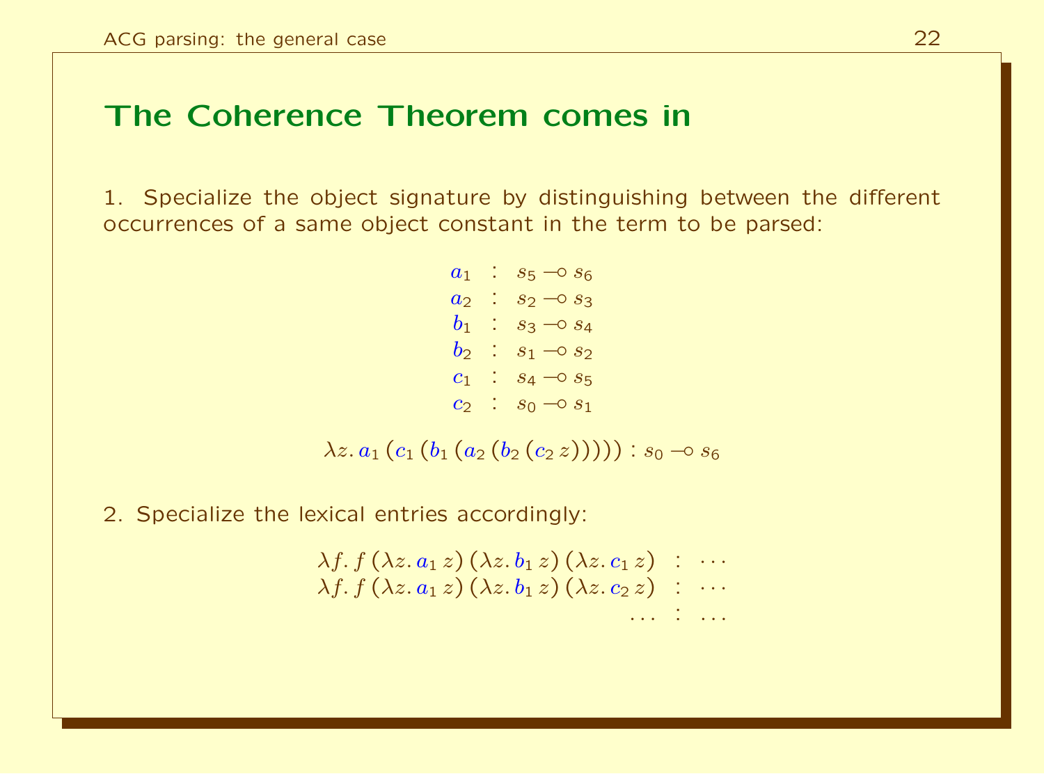## The Coherence Theorem comes in

1. Specialize the object signature by distinguishing between the different occurrences of a same object constant in the term to be parsed:

$$
\begin{array}{rcl}
a_1 & : & s_5 \multimap s_6 \\
a_2 & : & s_2 \multimap s_3 \\
b_1 & : & s_3 \multimap s_4 \\
b_2 & : & s_1 \multimap s_2 \\
c_1 & : & s_4 \multimap s_5 \\
c_2 & : & s_0 \multimap s_1
\end{array}
$$

$$
\lambda z.\, a_1\,(c_1\,(b_1\,(a_2\,(b_2\,(c_2\,z))))) : s_0 \multimap s_6
$$

2. Specialize the lexical entries accordingly:

$$
\begin{array}{rcl}
\lambda f.\, f\,(\lambda z.\, a_1\,z)\,(\lambda z.\, b_1\,z)\,(\lambda z.\, c_1\,z) & : & \cdots \\
\lambda f.\, f\,(\lambda z.\, a_1\,z)\,(\lambda z.\, b_1\,z)\,(\lambda z.\, c_2\,z) & : & \cdots \\
\cdots & : & \cdots
\end{array}
$$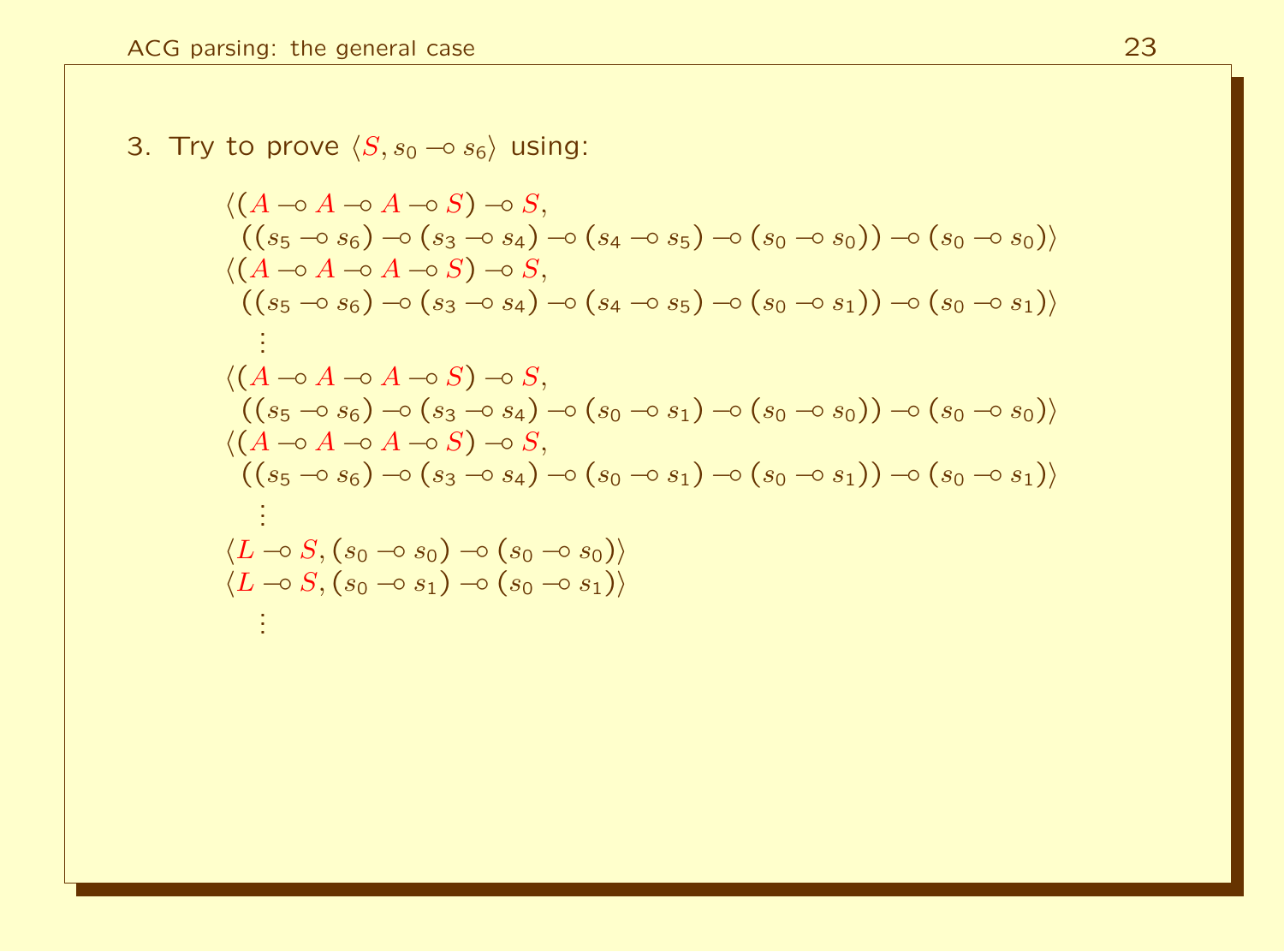3. Try to prove $\langle S, s_0 \multimap s_6 \rangle$ using:

$$\langle (A \multimap A \multimap A \multimap S) \multimap S,$$
$$((s_5 \multimap s_6) \multimap (s_3 \multimap s_4) \multimap (s_4 \multimap s_5) \multimap (s_0 \multimap s_0)) \multimap (s_0 \multimap s_0) \rangle$$

$$\langle (A \multimap A \multimap A \multimap S) \multimap S,$$
$$((s_5 \multimap s_6) \multimap (s_3 \multimap s_4) \multimap (s_4 \multimap s_5) \multimap (s_0 \multimap s_1)) \multimap (s_0 \multimap s_1) \rangle$$

$$\vdots$$

$$\langle (A \multimap A \multimap A \multimap S) \multimap S,$$
$$((s_5 \multimap s_6) \multimap (s_3 \multimap s_4) \multimap (s_0 \multimap s_1) \multimap (s_0 \multimap s_0)) \multimap (s_0 \multimap s_0) \rangle$$

$$\langle (A \multimap A \multimap A \multimap S) \multimap S,$$
$$((s_5 \multimap s_6) \multimap (s_3 \multimap s_4) \multimap (s_0 \multimap s_1) \multimap (s_0 \multimap s_1)) \multimap (s_0 \multimap s_1) \rangle$$

$$\vdots$$

$$\langle L \multimap S, (s_0 \multimap s_0) \multimap (s_0 \multimap s_0) \rangle$$

$$\langle L \multimap S, (s_0 \multimap s_1) \multimap (s_0 \multimap s_1) \rangle$$

$$\vdots$$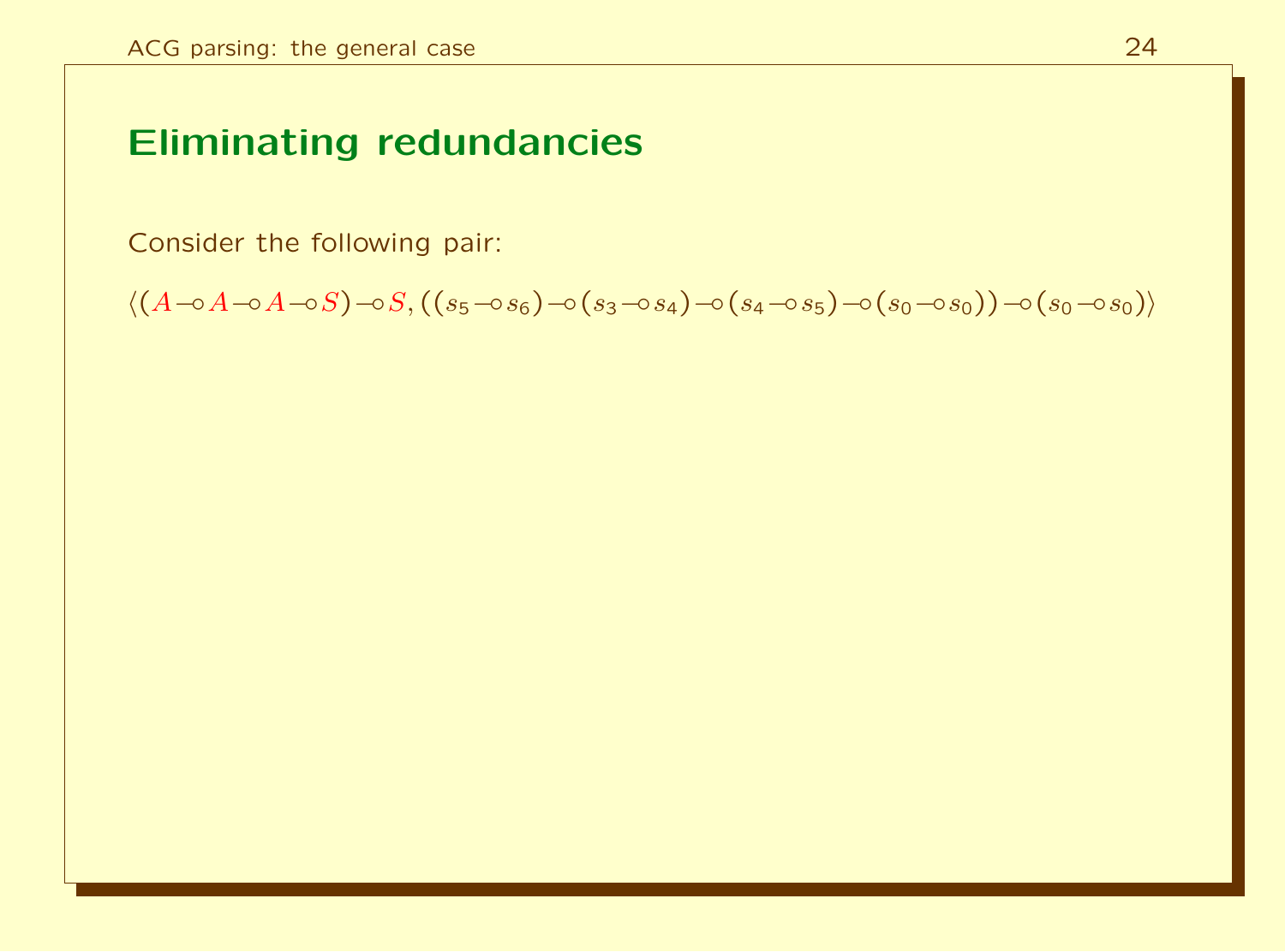## Eliminating redundancies

Consider the following pair:

$$\langle (A \multimap A \multimap A \multimap S) \multimap S, ((s_5 \multimap s_6) \multimap (s_3 \multimap s_4) \multimap (s_4 \multimap s_5) \multimap (s_0 \multimap s_0)) \multimap (s_0 \multimap s_0) \rangle$$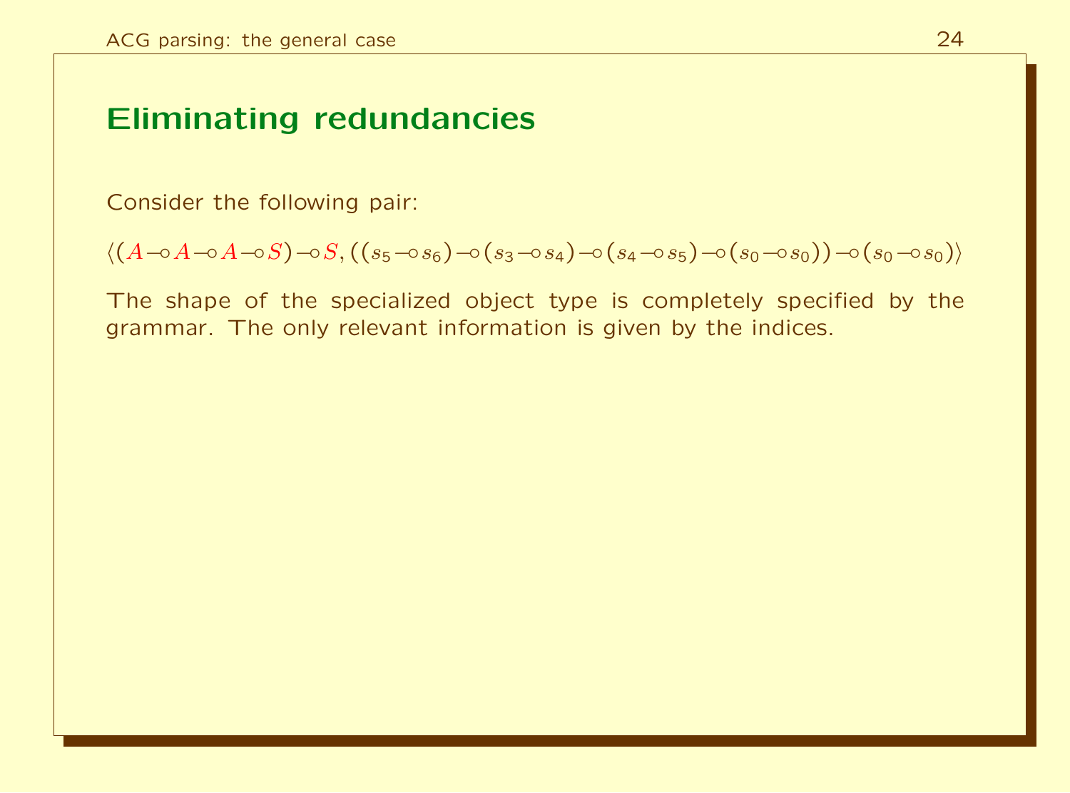## Eliminating redundancies

Consider the following pair:

$$\langle (A \multimap A \multimap A \multimap S) \multimap S, ((s_5 \multimap s_6) \multimap (s_3 \multimap s_4) \multimap (s_4 \multimap s_5) \multimap (s_0 \multimap s_0)) \multimap (s_0 \multimap s_0)\rangle$$

The shape of the specialized object type is completely specified by the grammar. The only relevant information is given by the indices.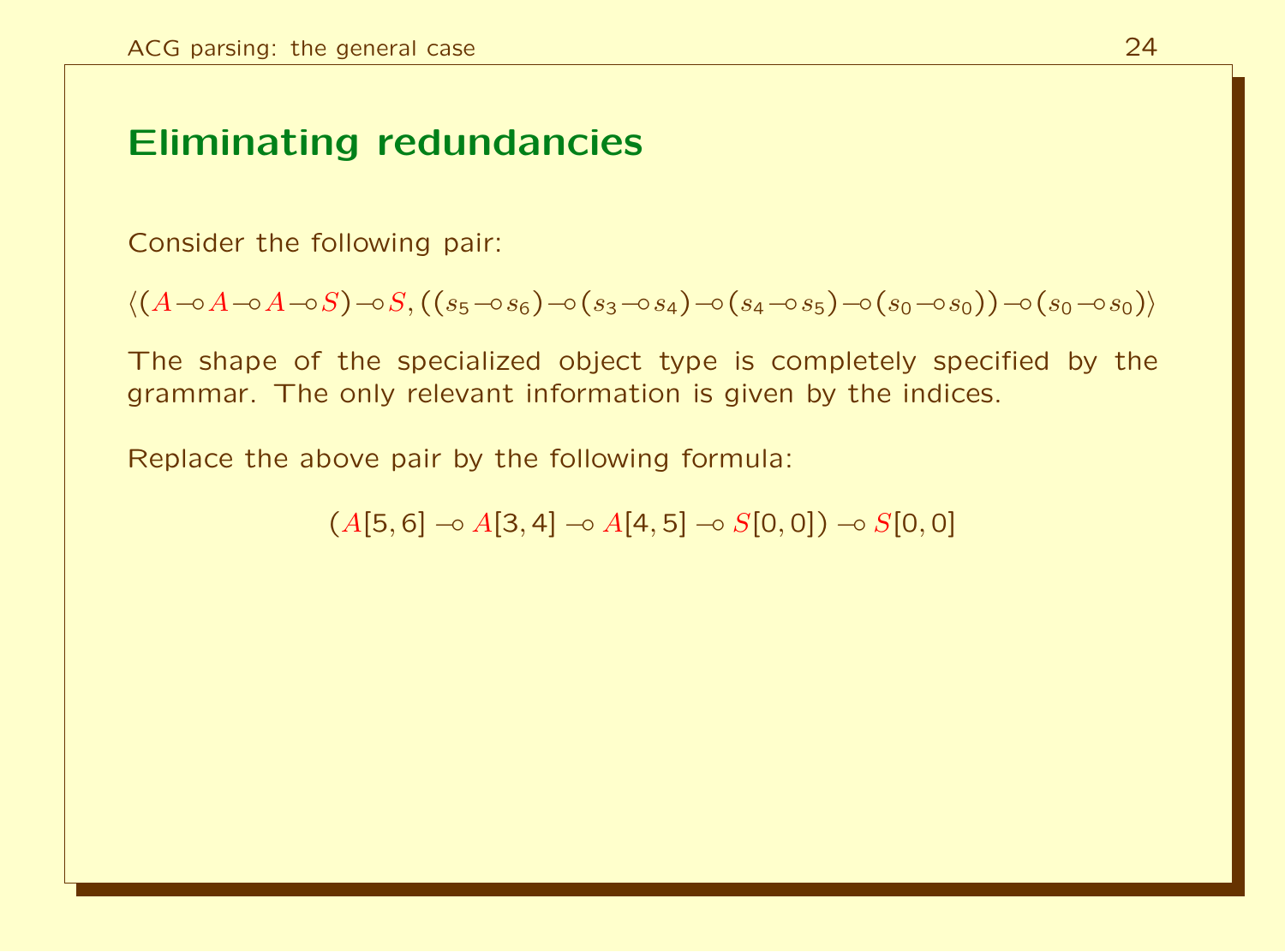## Eliminating redundancies

Consider the following pair:

$$\langle (A \multimap A \multimap A \multimap S) \multimap S, ((s_5 \multimap s_6) \multimap (s_3 \multimap s_4) \multimap (s_4 \multimap s_5) \multimap (s_0 \multimap s_0)) \multimap (s_0 \multimap s_0) \rangle$$

The shape of the specialized object type is completely specified by the grammar. The only relevant information is given by the indices.

Replace the above pair by the following formula:

$$(A[5,6] \multimap A[3,4] \multimap A[4,5] \multimap S[0,0]) \multimap S[0,0]$$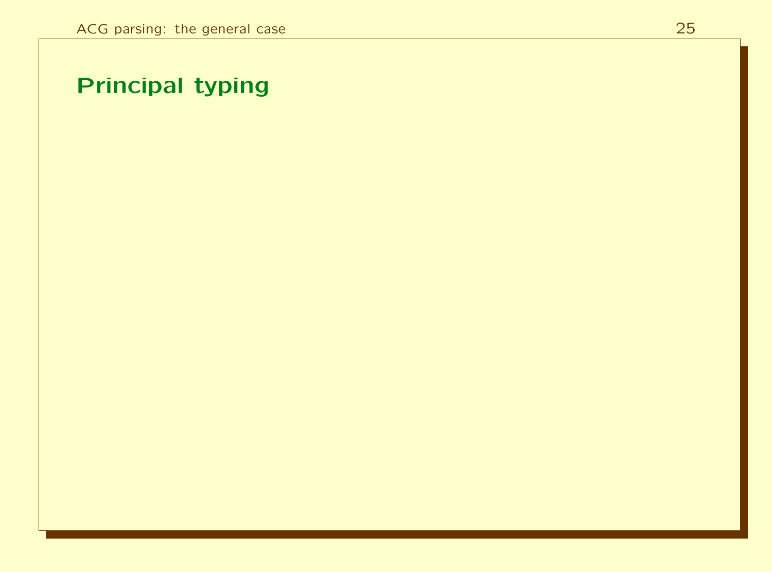# Principal typing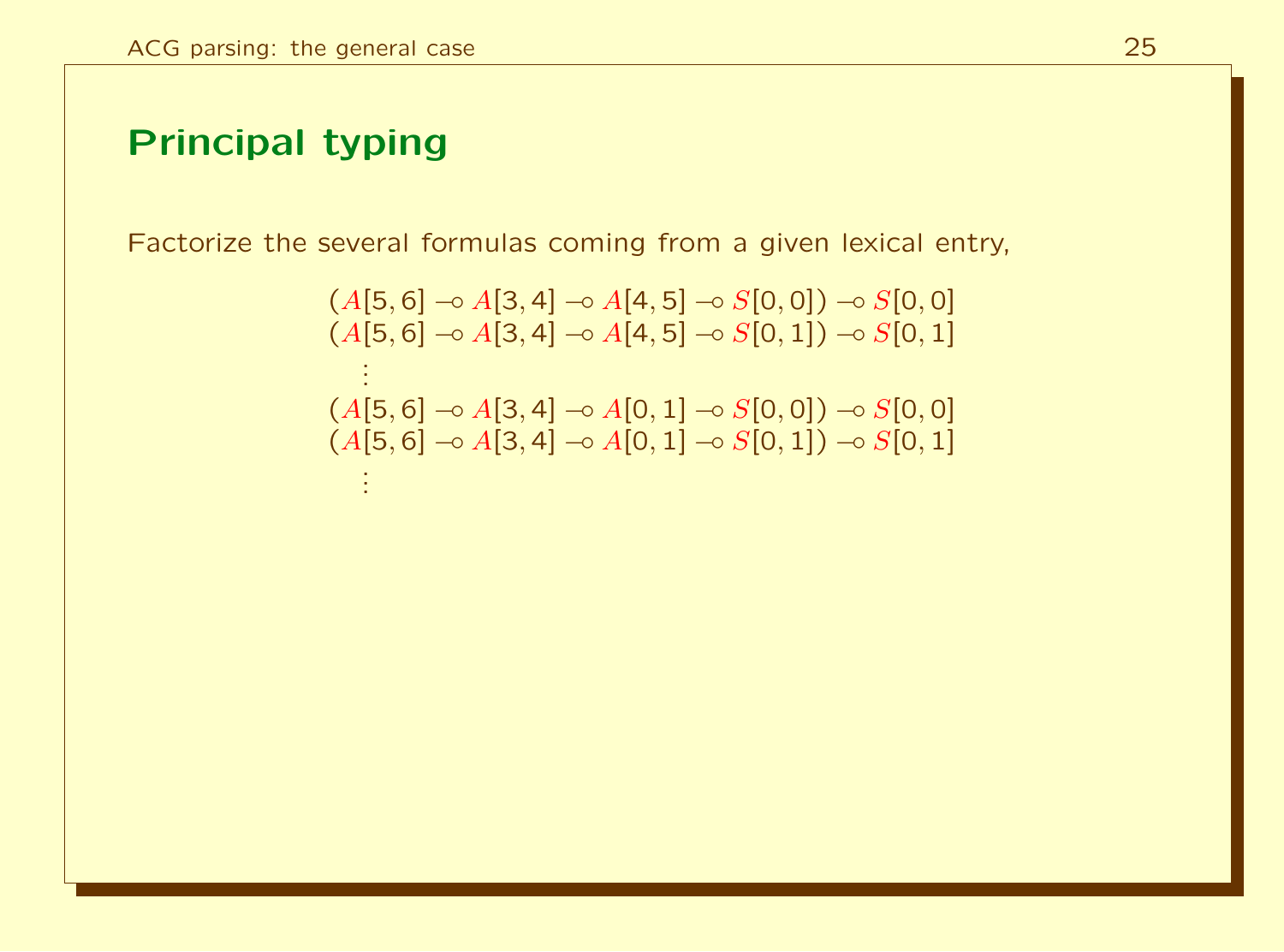## Principal typing

Factorize the several formulas coming from a given lexical entry,

$$
\begin{array}{l}
(A[5,6] \multimap A[3,4] \multimap A[4,5] \multimap S[0,0]) \multimap S[0,0] \\
(A[5,6] \multimap A[3,4] \multimap A[4,5] \multimap S[0,1]) \multimap S[0,1] \\
\quad \vdots \\
(A[5,6] \multimap A[3,4] \multimap A[0,1] \multimap S[0,0]) \multimap S[0,0] \\
(A[5,6] \multimap A[3,4] \multimap A[0,1] \multimap S[0,1]) \multimap S[0,1] \\
\quad \vdots
\end{array}
$$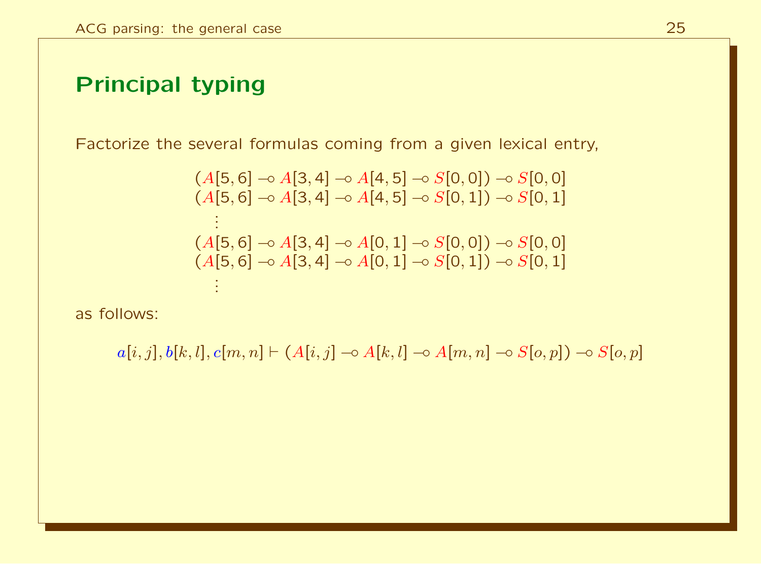## Principal typing

Factorize the several formulas coming from a given lexical entry,

$$
\begin{array}{l}
(A[5,6] \multimap A[3,4] \multimap A[4,5] \multimap S[0,0]) \multimap S[0,0] \\
(A[5,6] \multimap A[3,4] \multimap A[4,5] \multimap S[0,1]) \multimap S[0,1] \\
\quad \vdots \\
(A[5,6] \multimap A[3,4] \multimap A[0,1] \multimap S[0,0]) \multimap S[0,0] \\
(A[5,6] \multimap A[3,4] \multimap A[0,1] \multimap S[0,1]) \multimap S[0,1] \\
\quad \vdots
\end{array}
$$

as follows:

$$a[i,j], b[k,l], c[m,n] \vdash (A[i,j] \multimap A[k,l] \multimap A[m,n] \multimap S[o,p]) \multimap S[o,p]$$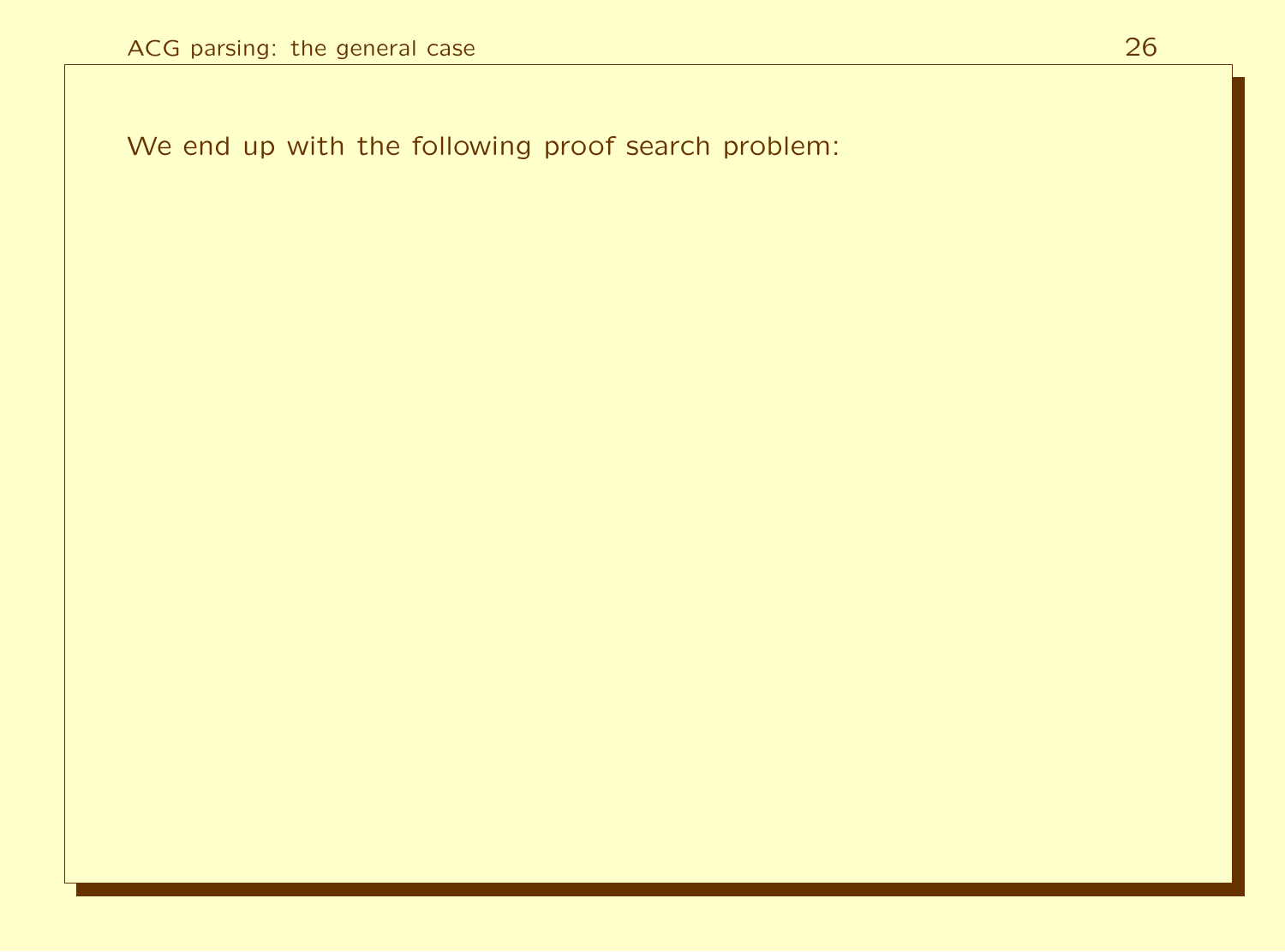We end up with the following proof search problem: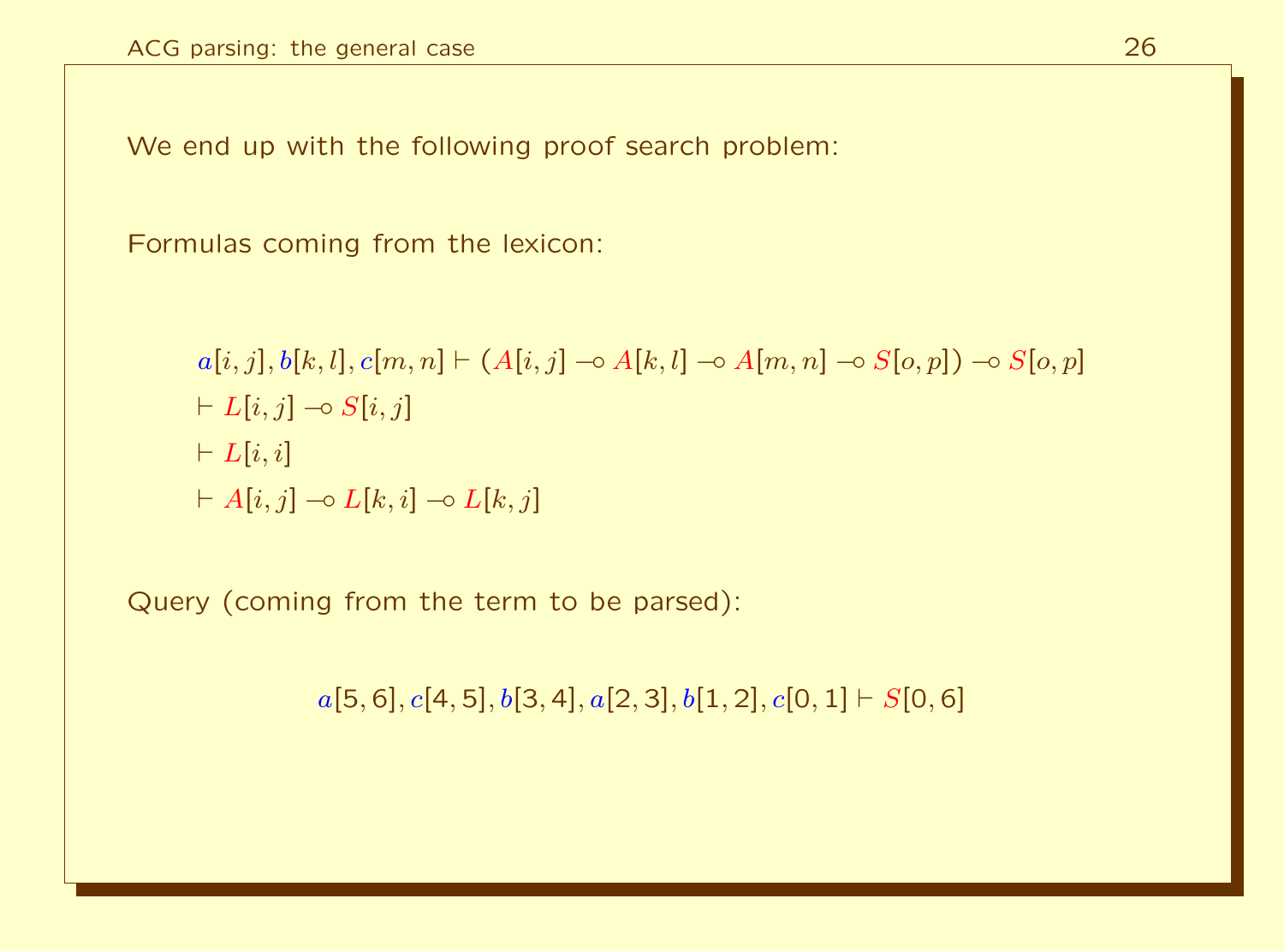We end up with the following proof search problem:

Formulas coming from the lexicon:

$$a[i,j], b[k,l], c[m,n] \vdash (A[i,j] \multimap A[k,l] \multimap A[m,n] \multimap S[o,p]) \multimap S[o,p]$$

$$\vdash L[i,j] \multimap S[i,j]$$

$$\vdash L[i,i]$$

$$\vdash A[i,j] \multimap L[k,i] \multimap L[k,j]$$

Query (coming from the term to be parsed):

$$a[5,6], c[4,5], b[3,4], a[2,3], b[1,2], c[0,1] \vdash S[0,6]$$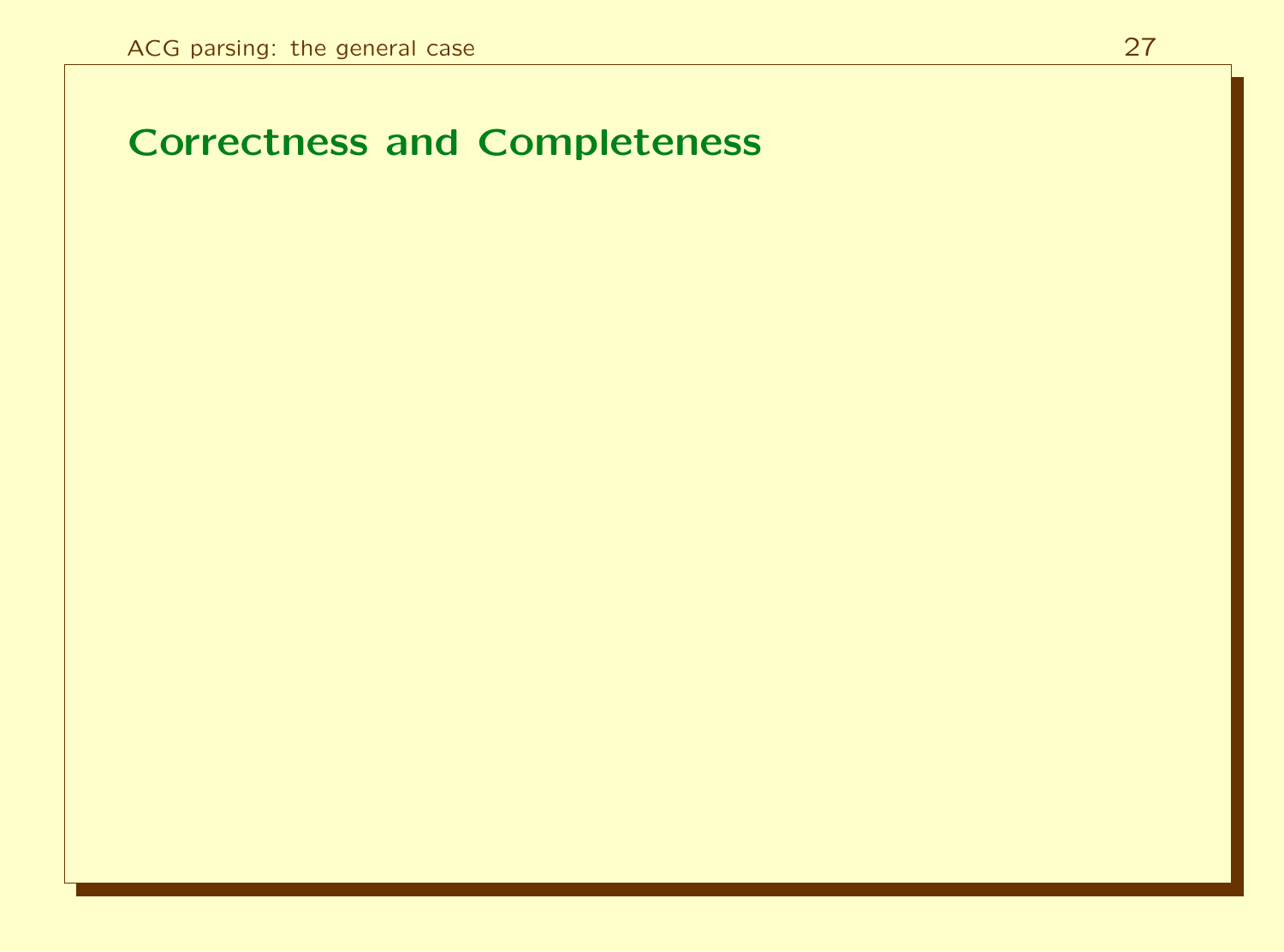# Correctness and Completeness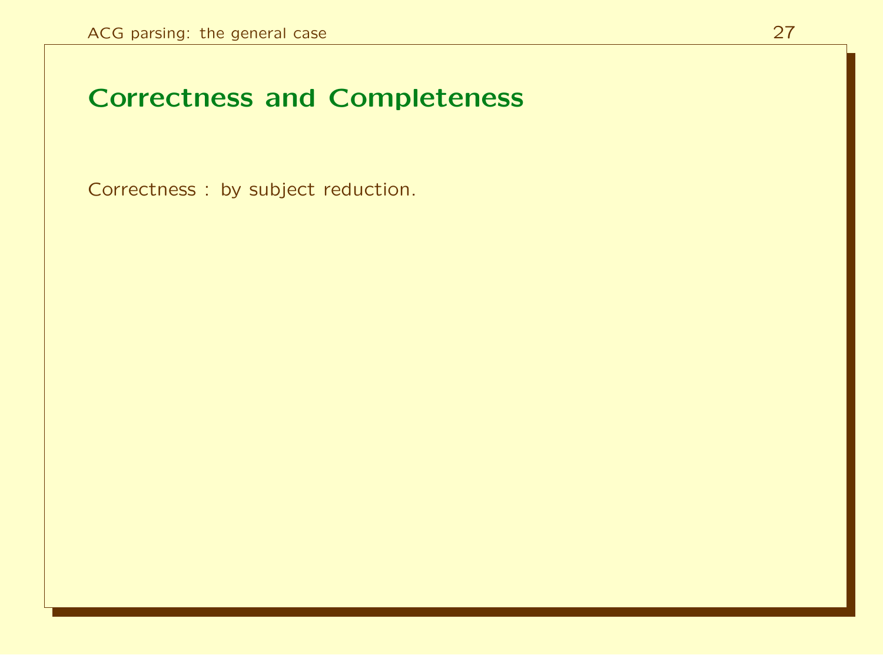## Correctness and Completeness

Correctness : by subject reduction.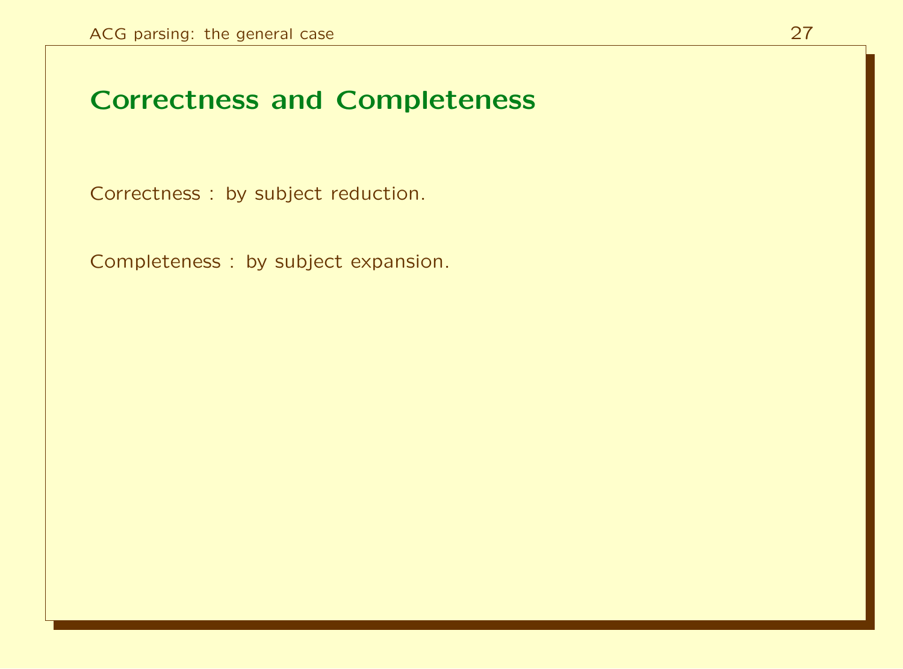## Correctness and Completeness

Correctness : by subject reduction.

Completeness : by subject expansion.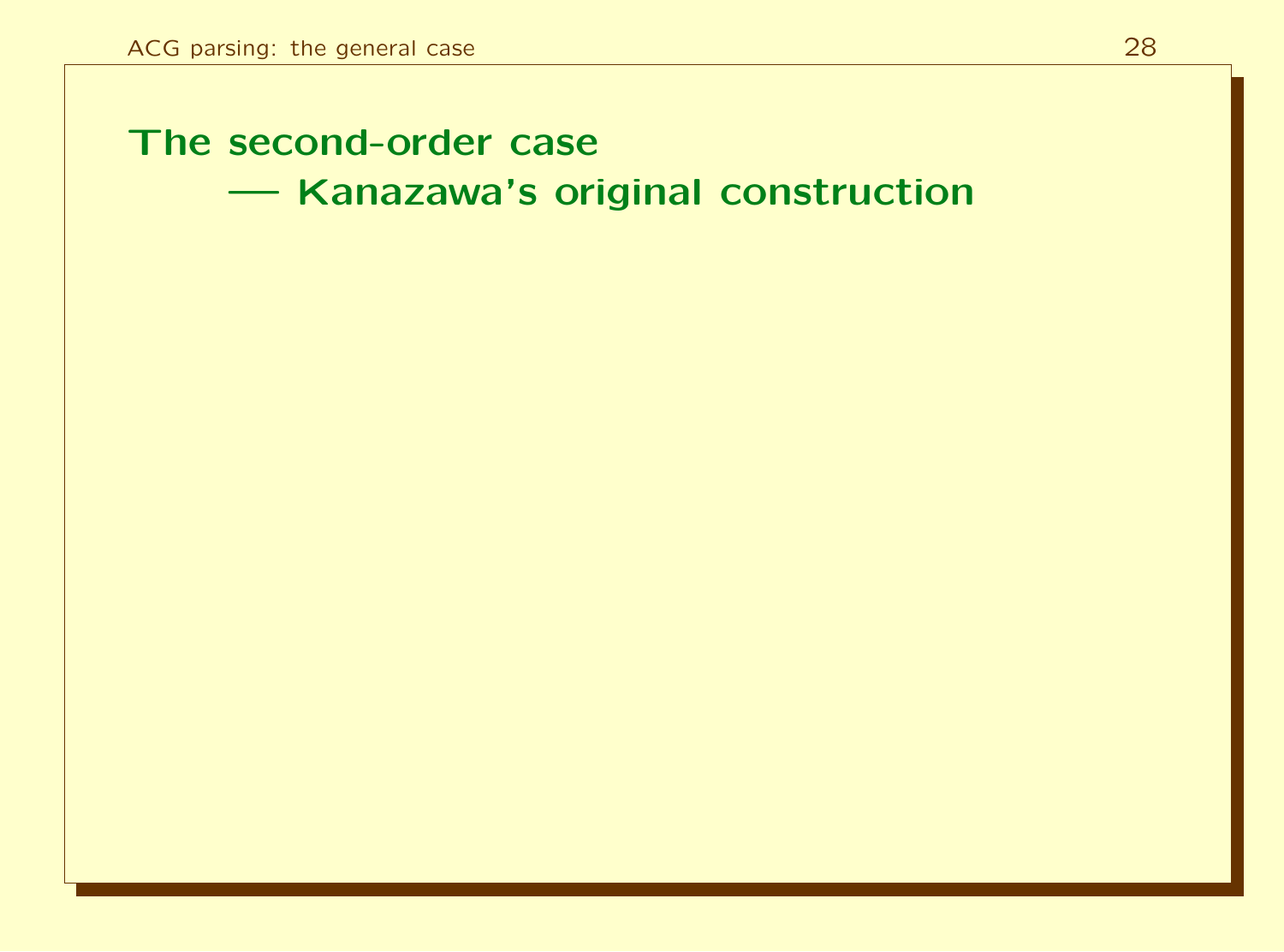## The second-order case — Kanazawa's original construction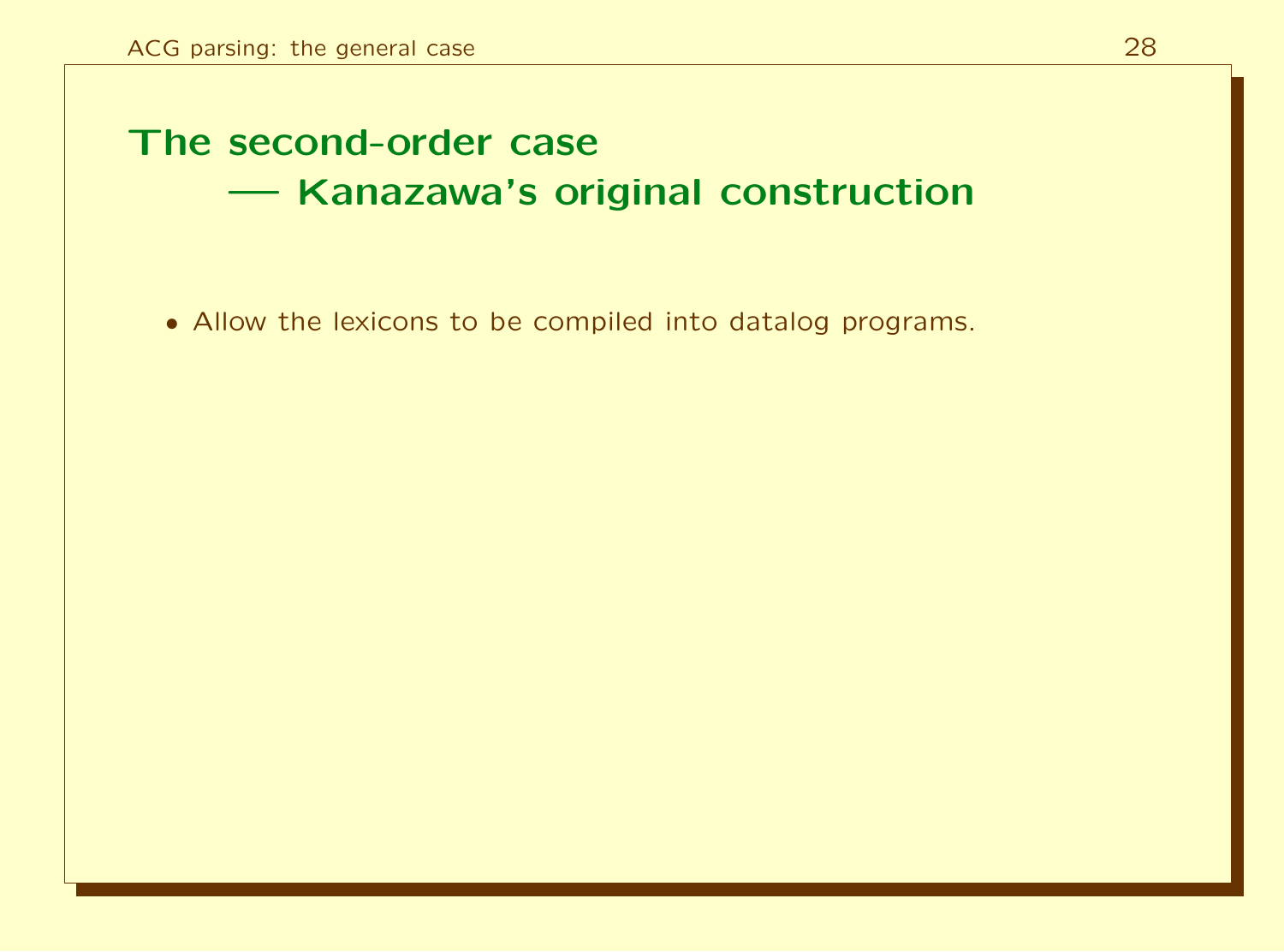# The second-order case — Kanazawa's original construction

- Allow the lexicons to be compiled into datalog programs.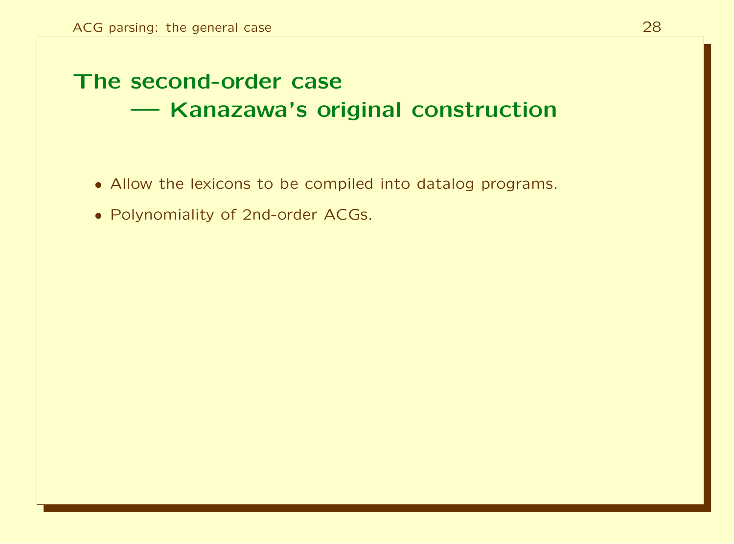# The second-order case — Kanazawa's original construction

- Allow the lexicons to be compiled into datalog programs.
- Polynomiality of 2nd-order ACGs.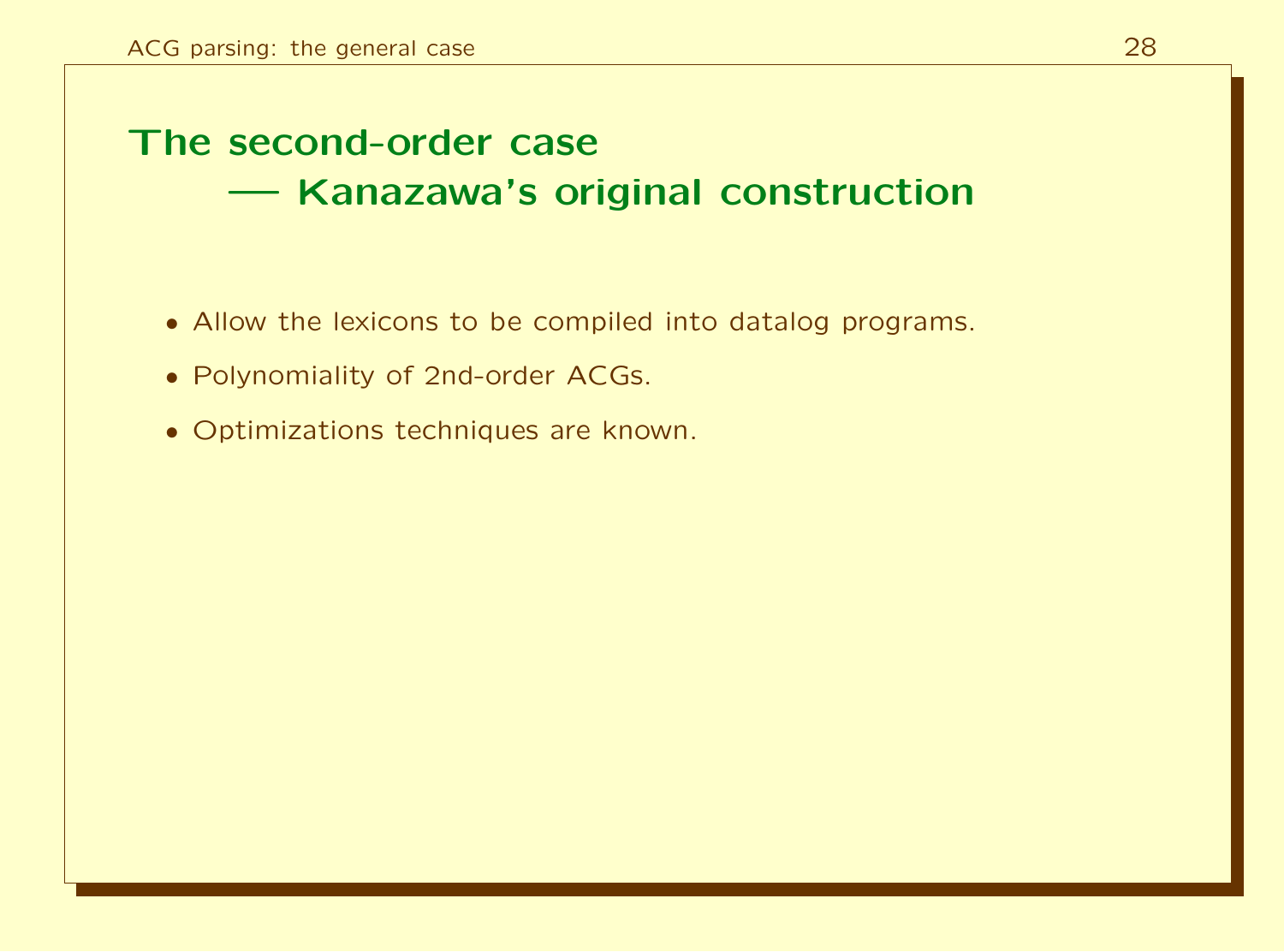## The second-order case — Kanazawa's original construction

- Allow the lexicons to be compiled into datalog programs.
- Polynomiality of 2nd-order ACGs.
- Optimizations techniques are known.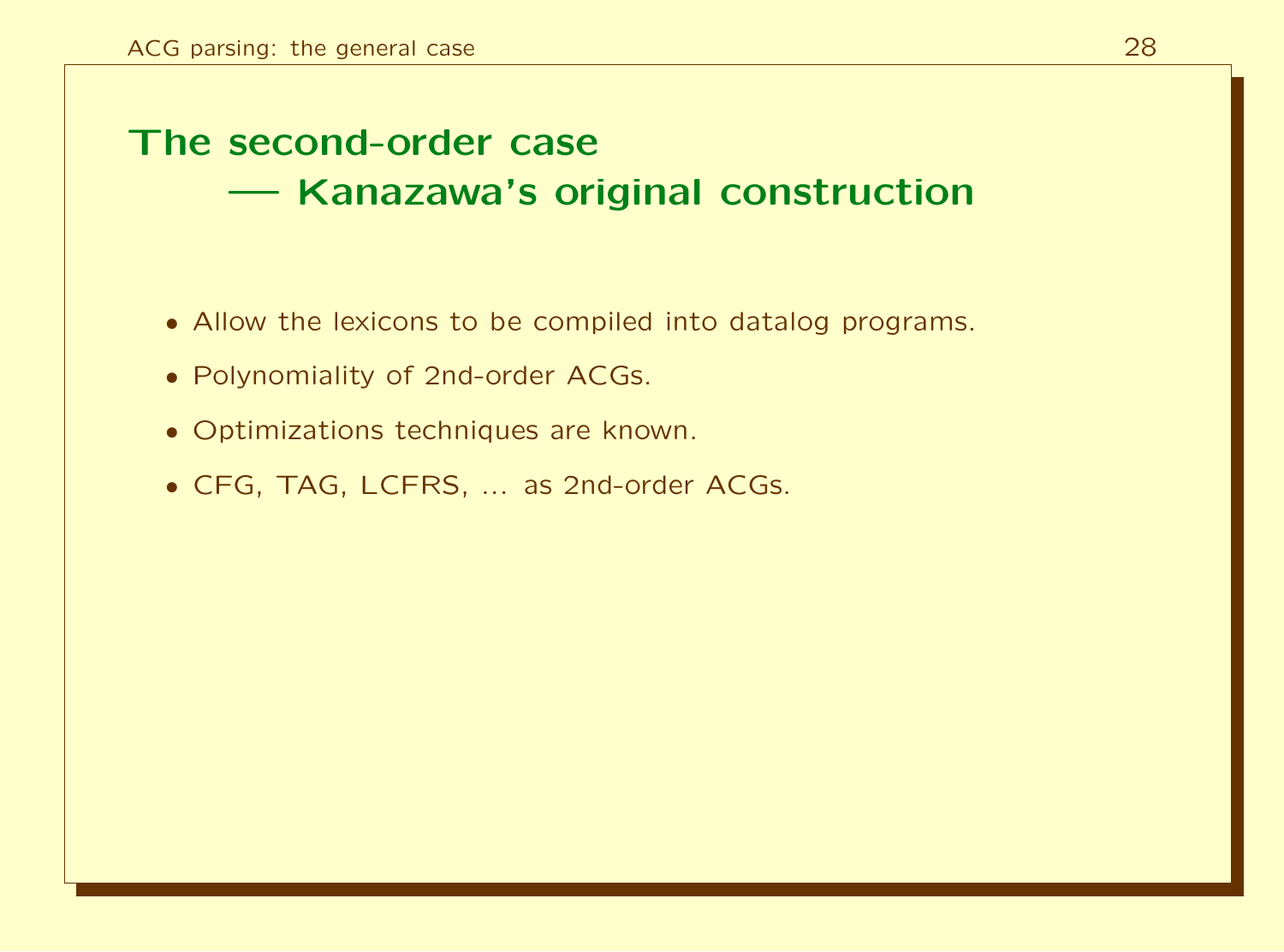## The second-order case — Kanazawa's original construction

- Allow the lexicons to be compiled into datalog programs.
- Polynomiality of 2nd-order ACGs.
- Optimizations techniques are known.
- CFG, TAG, LCFRS, ... as 2nd-order ACGs.